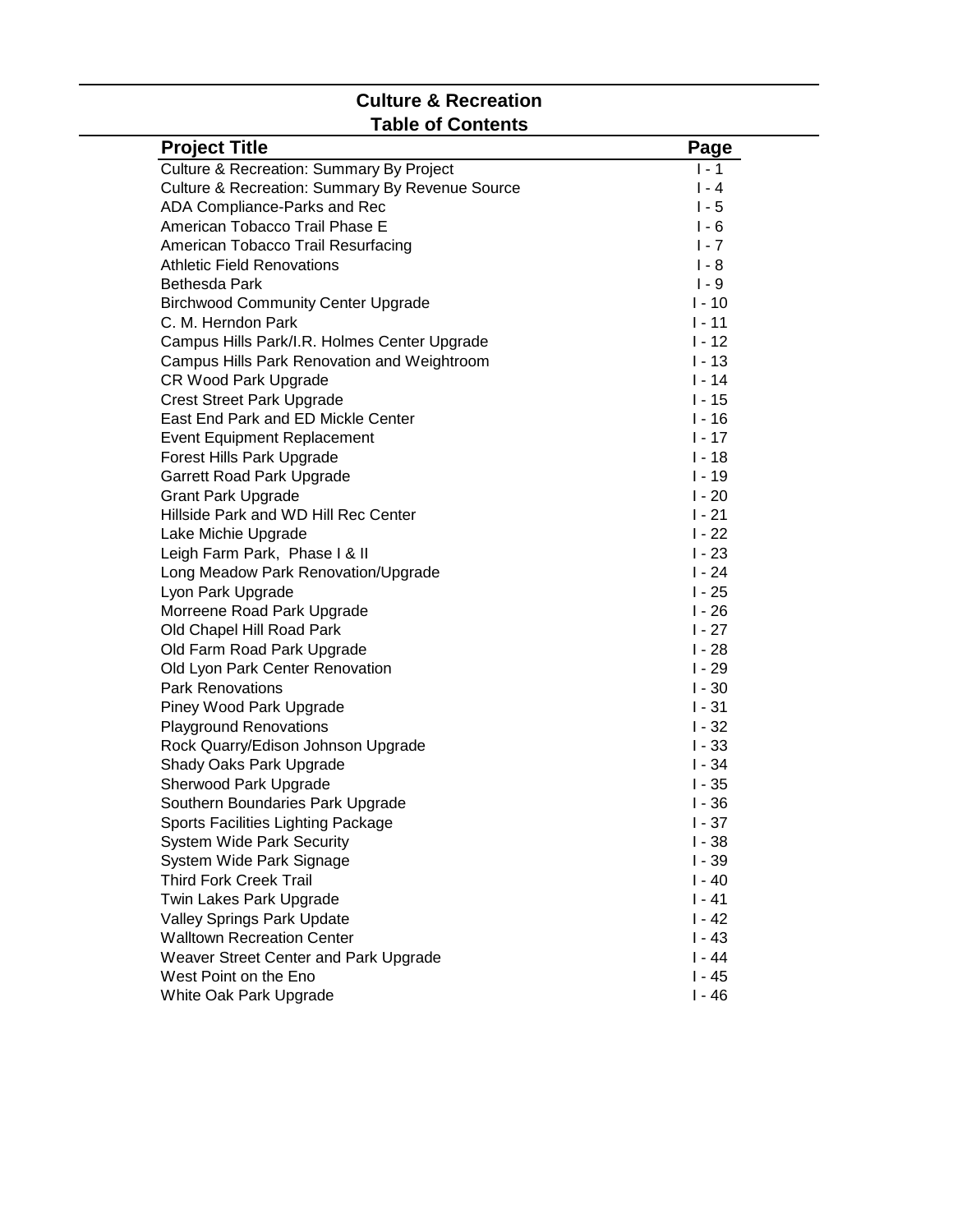# Culture & Recreation
## Table of Contents

| Project Title | Page |
| --- | --- |
| Culture & Recreation: Summary By Project | I - 1 |
| Culture & Recreation: Summary By Revenue Source | I - 4 |
| ADA Compliance-Parks and Rec | I - 5 |
| American Tobacco Trail Phase E | I - 6 |
| American Tobacco Trail Resurfacing | I - 7 |
| Athletic Field Renovations | I - 8 |
| Bethesda Park | I - 9 |
| Birchwood Community Center Upgrade | I - 10 |
| C. M. Herndon Park | I - 11 |
| Campus Hills Park/I.R. Holmes Center Upgrade | I - 12 |
| Campus Hills Park Renovation and Weightroom | I - 13 |
| CR Wood Park Upgrade | I - 14 |
| Crest Street Park Upgrade | I - 15 |
| East End Park and ED Mickle Center | I - 16 |
| Event Equipment Replacement | I - 17 |
| Forest Hills Park Upgrade | I - 18 |
| Garrett Road Park Upgrade | I - 19 |
| Grant Park Upgrade | I - 20 |
| Hillside Park and WD Hill Rec Center | I - 21 |
| Lake Michie Upgrade | I - 22 |
| Leigh Farm Park, Phase I & II | I - 23 |
| Long Meadow Park Renovation/Upgrade | I - 24 |
| Lyon Park Upgrade | I - 25 |
| Morreene Road Park Upgrade | I - 26 |
| Old Chapel Hill Road Park | I - 27 |
| Old Farm Road Park Upgrade | I - 28 |
| Old Lyon Park Center Renovation | I - 29 |
| Park Renovations | I - 30 |
| Piney Wood Park Upgrade | I - 31 |
| Playground Renovations | I - 32 |
| Rock Quarry/Edison Johnson Upgrade | I - 33 |
| Shady Oaks Park Upgrade | I - 34 |
| Sherwood Park Upgrade | I - 35 |
| Southern Boundaries Park Upgrade | I - 36 |
| Sports Facilities Lighting Package | I - 37 |
| System Wide Park Security | I - 38 |
| System Wide Park Signage | I - 39 |
| Third Fork Creek Trail | I - 40 |
| Twin Lakes Park Upgrade | I - 41 |
| Valley Springs Park Update | I - 42 |
| Walltown Recreation Center | I - 43 |
| Weaver Street Center and Park Upgrade | I - 44 |
| West Point on the Eno | I - 45 |
| White Oak Park Upgrade | I - 46 |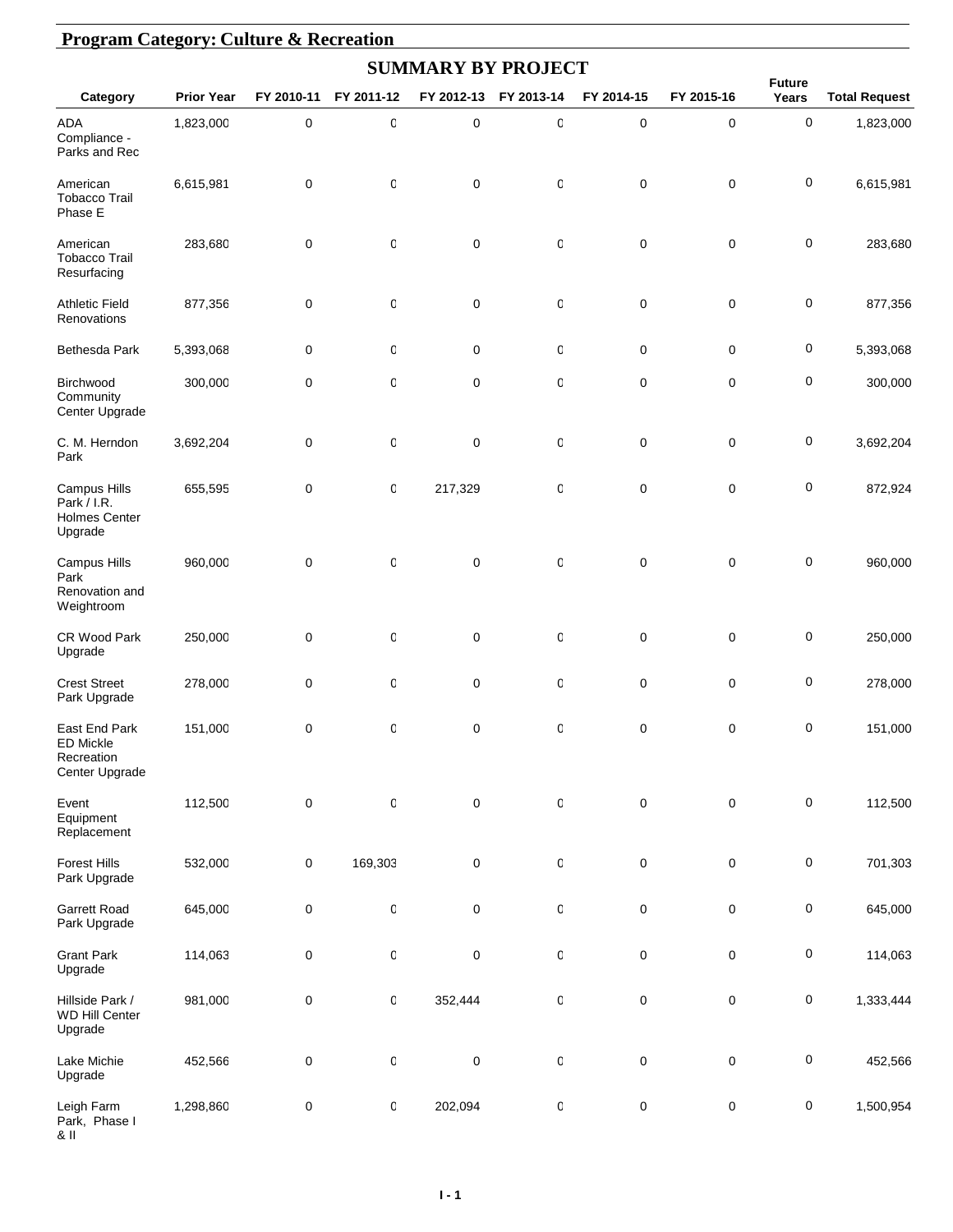## Program Category: Culture & Recreation

### SUMMARY BY PROJECT

| Category | Prior Year | FY 2010-11 | FY 2011-12 | FY 2012-13 | FY 2013-14 | FY 2014-15 | FY 2015-16 | Future Years | Total Request |
|---|---|---|---|---|---|---|---|---|---|
| ADA Compliance - Parks and Rec | 1,823,000 | 0 | 0 | 0 | 0 | 0 | 0 | 0 | 1,823,000 |
| American Tobacco Trail Phase E | 6,615,981 | 0 | 0 | 0 | 0 | 0 | 0 | 0 | 6,615,981 |
| American Tobacco Trail Resurfacing | 283,680 | 0 | 0 | 0 | 0 | 0 | 0 | 0 | 283,680 |
| Athletic Field Renovations | 877,356 | 0 | 0 | 0 | 0 | 0 | 0 | 0 | 877,356 |
| Bethesda Park | 5,393,068 | 0 | 0 | 0 | 0 | 0 | 0 | 0 | 5,393,068 |
| Birchwood Community Center Upgrade | 300,000 | 0 | 0 | 0 | 0 | 0 | 0 | 0 | 300,000 |
| C. M. Herndon Park | 3,692,204 | 0 | 0 | 0 | 0 | 0 | 0 | 0 | 3,692,204 |
| Campus Hills Park / I.R. Holmes Center Upgrade | 655,595 | 0 | 0 | 217,329 | 0 | 0 | 0 | 0 | 872,924 |
| Campus Hills Park Renovation and Weightroom | 960,000 | 0 | 0 | 0 | 0 | 0 | 0 | 0 | 960,000 |
| CR Wood Park Upgrade | 250,000 | 0 | 0 | 0 | 0 | 0 | 0 | 0 | 250,000 |
| Crest Street Park Upgrade | 278,000 | 0 | 0 | 0 | 0 | 0 | 0 | 0 | 278,000 |
| East End Park ED Mickle Recreation Center Upgrade | 151,000 | 0 | 0 | 0 | 0 | 0 | 0 | 0 | 151,000 |
| Event Equipment Replacement | 112,500 | 0 | 0 | 0 | 0 | 0 | 0 | 0 | 112,500 |
| Forest Hills Park Upgrade | 532,000 | 0 | 169,303 | 0 | 0 | 0 | 0 | 0 | 701,303 |
| Garrett Road Park Upgrade | 645,000 | 0 | 0 | 0 | 0 | 0 | 0 | 0 | 645,000 |
| Grant Park Upgrade | 114,063 | 0 | 0 | 0 | 0 | 0 | 0 | 0 | 114,063 |
| Hillside Park / WD Hill Center Upgrade | 981,000 | 0 | 0 | 352,444 | 0 | 0 | 0 | 0 | 1,333,444 |
| Lake Michie Upgrade | 452,566 | 0 | 0 | 0 | 0 | 0 | 0 | 0 | 452,566 |
| Leigh Farm Park, Phase I & II | 1,298,860 | 0 | 0 | 202,094 | 0 | 0 | 0 | 0 | 1,500,954 |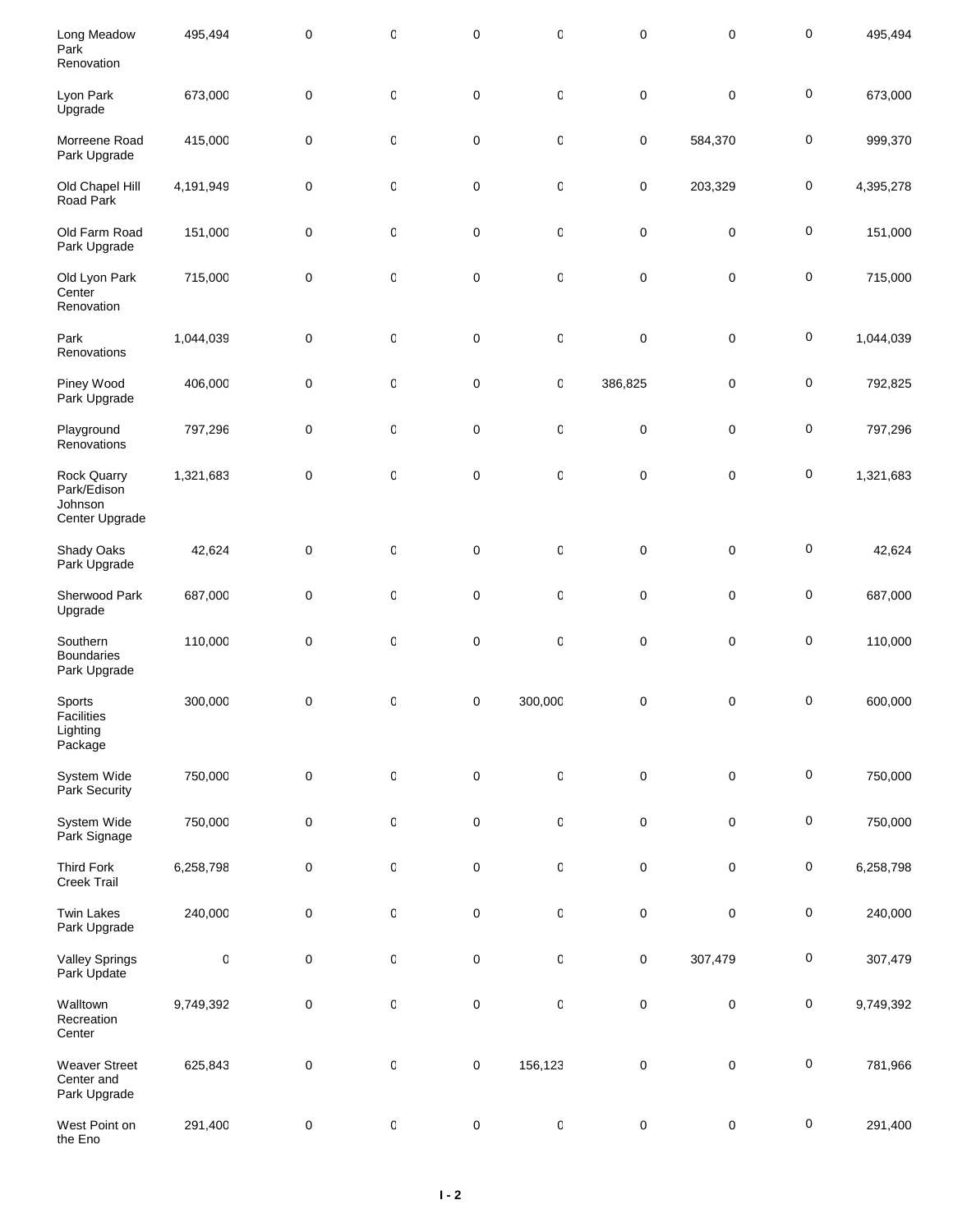| | | | | | | | | | |
|---|---|---|---|---|---|---|---|---|---|
| Long Meadow Park Renovation | 495,494 | 0 | 0 | 0 | 0 | 0 | 0 | 0 | 495,494 |
| Lyon Park Upgrade | 673,000 | 0 | 0 | 0 | 0 | 0 | 0 | 0 | 673,000 |
| Morreene Road Park Upgrade | 415,000 | 0 | 0 | 0 | 0 | 0 | 584,370 | 0 | 999,370 |
| Old Chapel Hill Road Park | 4,191,949 | 0 | 0 | 0 | 0 | 0 | 203,329 | 0 | 4,395,278 |
| Old Farm Road Park Upgrade | 151,000 | 0 | 0 | 0 | 0 | 0 | 0 | 0 | 151,000 |
| Old Lyon Park Center Renovation | 715,000 | 0 | 0 | 0 | 0 | 0 | 0 | 0 | 715,000 |
| Park Renovations | 1,044,039 | 0 | 0 | 0 | 0 | 0 | 0 | 0 | 1,044,039 |
| Piney Wood Park Upgrade | 406,000 | 0 | 0 | 0 | 0 | 386,825 | 0 | 0 | 792,825 |
| Playground Renovations | 797,296 | 0 | 0 | 0 | 0 | 0 | 0 | 0 | 797,296 |
| Rock Quarry Park/Edison Johnson Center Upgrade | 1,321,683 | 0 | 0 | 0 | 0 | 0 | 0 | 0 | 1,321,683 |
| Shady Oaks Park Upgrade | 42,624 | 0 | 0 | 0 | 0 | 0 | 0 | 0 | 42,624 |
| Sherwood Park Upgrade | 687,000 | 0 | 0 | 0 | 0 | 0 | 0 | 0 | 687,000 |
| Southern Boundaries Park Upgrade | 110,000 | 0 | 0 | 0 | 0 | 0 | 0 | 0 | 110,000 |
| Sports Facilities Lighting Package | 300,000 | 0 | 0 | 0 | 300,000 | 0 | 0 | 0 | 600,000 |
| System Wide Park Security | 750,000 | 0 | 0 | 0 | 0 | 0 | 0 | 0 | 750,000 |
| System Wide Park Signage | 750,000 | 0 | 0 | 0 | 0 | 0 | 0 | 0 | 750,000 |
| Third Fork Creek Trail | 6,258,798 | 0 | 0 | 0 | 0 | 0 | 0 | 0 | 6,258,798 |
| Twin Lakes Park Upgrade | 240,000 | 0 | 0 | 0 | 0 | 0 | 0 | 0 | 240,000 |
| Valley Springs Park Update | 0 | 0 | 0 | 0 | 0 | 0 | 307,479 | 0 | 307,479 |
| Walltown Recreation Center | 9,749,392 | 0 | 0 | 0 | 0 | 0 | 0 | 0 | 9,749,392 |
| Weaver Street Center and Park Upgrade | 625,843 | 0 | 0 | 0 | 156,123 | 0 | 0 | 0 | 781,966 |
| West Point on the Eno | 291,400 | 0 | 0 | 0 | 0 | 0 | 0 | 0 | 291,400 |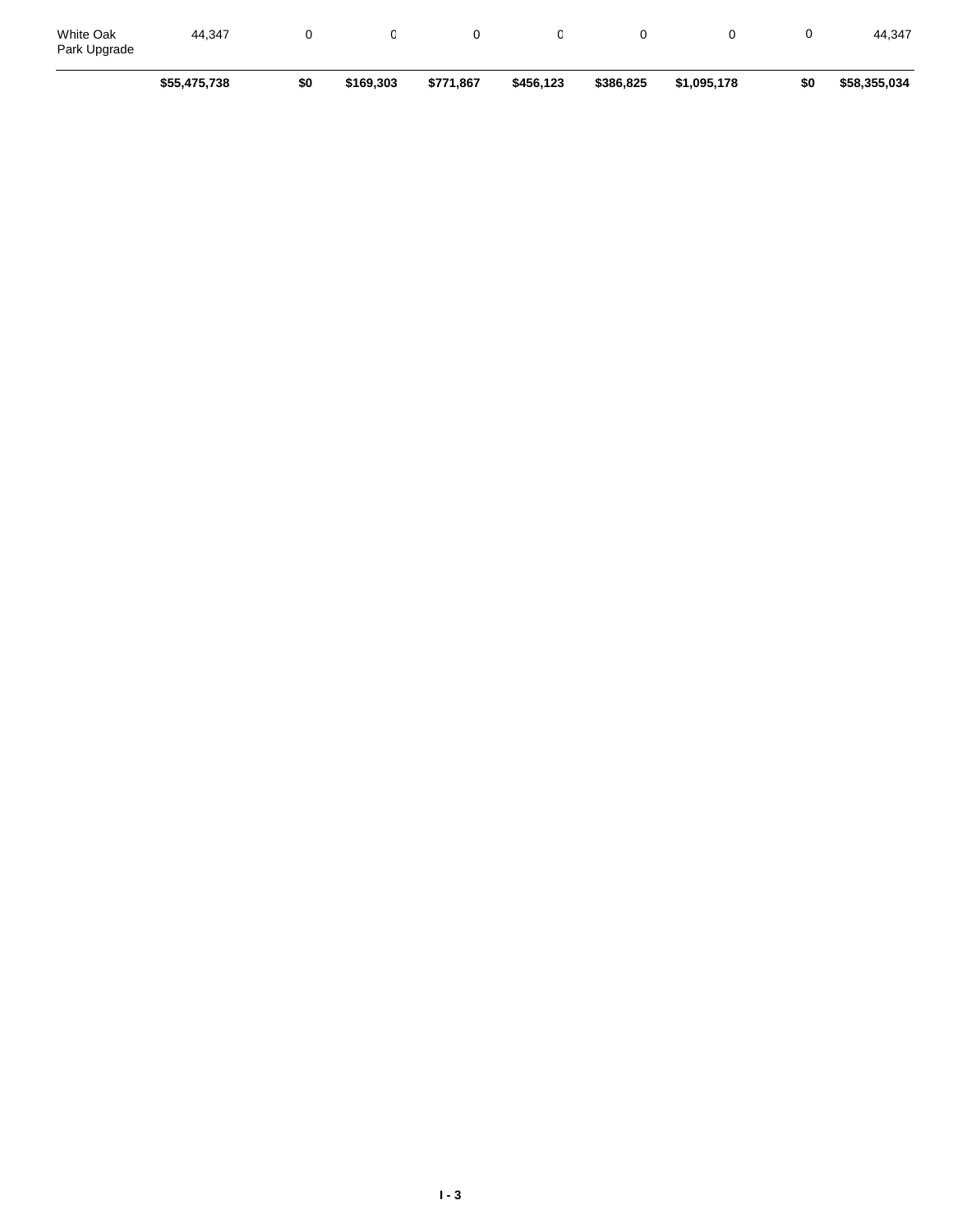| | | | | | | | | | |
|---|---|---|---|---|---|---|---|---|---|
| White Oak Park Upgrade | 44,347 | 0 | 0 | 0 | 0 | 0 | 0 | 0 | 44,347 |
| | **$55,475,738** | **$0** | **$169,303** | **$771,867** | **$456,123** | **$386,825** | **$1,095,178** | **$0** | **$58,355,034** |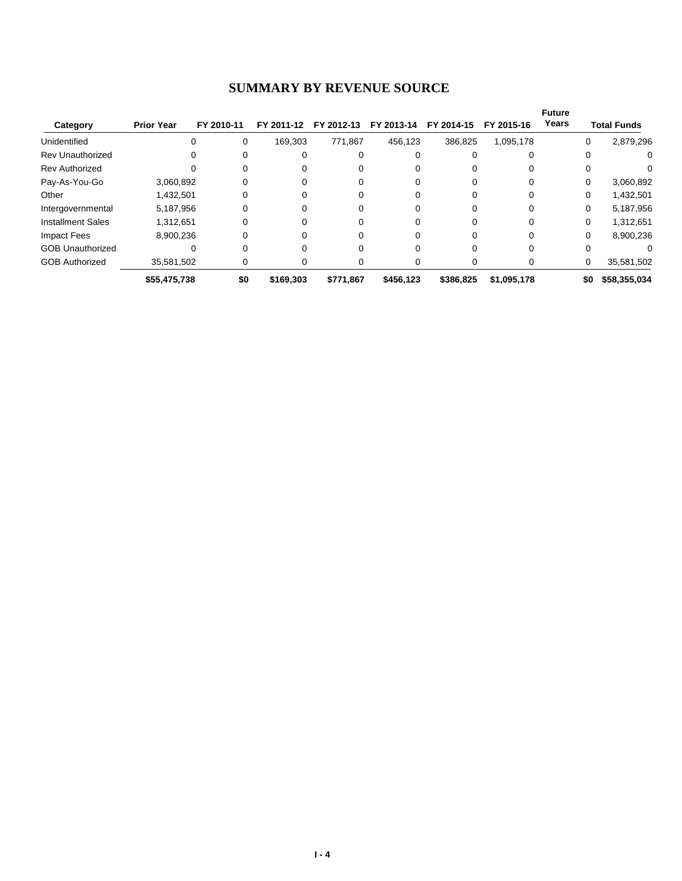# SUMMARY BY REVENUE SOURCE

| Category | Prior Year | FY 2010-11 | FY 2011-12 | FY 2012-13 | FY 2013-14 | FY 2014-15 | FY 2015-16 | Future Years | Total Funds |
|---|---|---|---|---|---|---|---|---|---|
| Unidentified | 0 | 0 | 169,303 | 771,867 | 456,123 | 386,825 | 1,095,178 | 0 | 2,879,296 |
| Rev Unauthorized | 0 | 0 | 0 | 0 | 0 | 0 | 0 | 0 | 0 |
| Rev Authorized | 0 | 0 | 0 | 0 | 0 | 0 | 0 | 0 | 0 |
| Pay-As-You-Go | 3,060,892 | 0 | 0 | 0 | 0 | 0 | 0 | 0 | 3,060,892 |
| Other | 1,432,501 | 0 | 0 | 0 | 0 | 0 | 0 | 0 | 1,432,501 |
| Intergovernmental | 5,187,956 | 0 | 0 | 0 | 0 | 0 | 0 | 0 | 5,187,956 |
| Installment Sales | 1,312,651 | 0 | 0 | 0 | 0 | 0 | 0 | 0 | 1,312,651 |
| Impact Fees | 8,900,236 | 0 | 0 | 0 | 0 | 0 | 0 | 0 | 8,900,236 |
| GOB Unauthorized | 0 | 0 | 0 | 0 | 0 | 0 | 0 | 0 | 0 |
| GOB Authorized | 35,581,502 | 0 | 0 | 0 | 0 | 0 | 0 | 0 | 35,581,502 |
| | **$55,475,738** | **$0** | **$169,303** | **$771,867** | **$456,123** | **$386,825** | **$1,095,178** | **$0** | **$58,355,034** |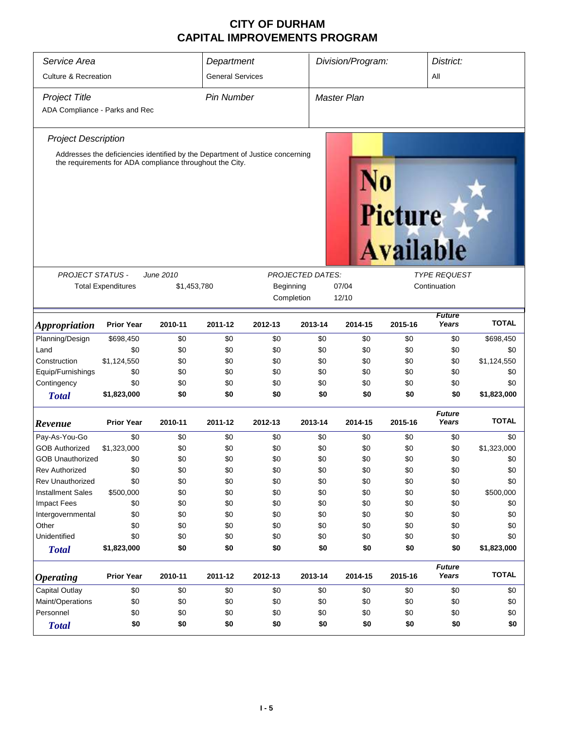# CITY OF DURHAM
# CAPITAL IMPROVEMENTS PROGRAM

| *Service Area* | *Department* | *Division/Program:* | *District:* |
|---|---|---|---|
| Culture & Recreation | General Services | | All |

| *Project Title* | *Pin Number* | *Master Plan* |
|---|---|---|
| ADA Compliance - Parks and Rec | | |

*Project Description*

Addresses the deficiencies identified by the Department of Justice concerning the requirements for ADA compliance throughout the City.

No Picture Available

| *PROJECT STATUS -* | *June 2010* | *PROJECTED DATES:* | | *TYPE REQUEST* |
|---|---|---|---|---|
| Total Expenditures | $1,453,780 | Beginning | 07/04 | Continuation |
| | | Completion | 12/10 | |

| *Appropriation* | Prior Year | 2010-11 | 2011-12 | 2012-13 | 2013-14 | 2014-15 | 2015-16 | *Future Years* | TOTAL |
|---|---|---|---|---|---|---|---|---|---|
| Planning/Design | $698,450 | $0 | $0 | $0 | $0 | $0 | $0 | $0 | $698,450 |
| Land | $0 | $0 | $0 | $0 | $0 | $0 | $0 | $0 | $0 |
| Construction | $1,124,550 | $0 | $0 | $0 | $0 | $0 | $0 | $0 | $1,124,550 |
| Equip/Furnishings | $0 | $0 | $0 | $0 | $0 | $0 | $0 | $0 | $0 |
| Contingency | $0 | $0 | $0 | $0 | $0 | $0 | $0 | $0 | $0 |
| **Total** | **$1,823,000** | **$0** | **$0** | **$0** | **$0** | **$0** | **$0** | **$0** | **$1,823,000** |

| *Revenue* | Prior Year | 2010-11 | 2011-12 | 2012-13 | 2013-14 | 2014-15 | 2015-16 | *Future Years* | TOTAL |
|---|---|---|---|---|---|---|---|---|---|
| Pay-As-You-Go | $0 | $0 | $0 | $0 | $0 | $0 | $0 | $0 | $0 |
| GOB Authorized | $1,323,000 | $0 | $0 | $0 | $0 | $0 | $0 | $0 | $1,323,000 |
| GOB Unauthorized | $0 | $0 | $0 | $0 | $0 | $0 | $0 | $0 | $0 |
| Rev Authorized | $0 | $0 | $0 | $0 | $0 | $0 | $0 | $0 | $0 |
| Rev Unauthorized | $0 | $0 | $0 | $0 | $0 | $0 | $0 | $0 | $0 |
| Installment Sales | $500,000 | $0 | $0 | $0 | $0 | $0 | $0 | $0 | $500,000 |
| Impact Fees | $0 | $0 | $0 | $0 | $0 | $0 | $0 | $0 | $0 |
| Intergovernmental | $0 | $0 | $0 | $0 | $0 | $0 | $0 | $0 | $0 |
| Other | $0 | $0 | $0 | $0 | $0 | $0 | $0 | $0 | $0 |
| Unidentified | $0 | $0 | $0 | $0 | $0 | $0 | $0 | $0 | $0 |
| **Total** | **$1,823,000** | **$0** | **$0** | **$0** | **$0** | **$0** | **$0** | **$0** | **$1,823,000** |

| *Operating* | Prior Year | 2010-11 | 2011-12 | 2012-13 | 2013-14 | 2014-15 | 2015-16 | *Future Years* | TOTAL |
|---|---|---|---|---|---|---|---|---|---|
| Capital Outlay | $0 | $0 | $0 | $0 | $0 | $0 | $0 | $0 | $0 |
| Maint/Operations | $0 | $0 | $0 | $0 | $0 | $0 | $0 | $0 | $0 |
| Personnel | $0 | $0 | $0 | $0 | $0 | $0 | $0 | $0 | $0 |
| **Total** | **$0** | **$0** | **$0** | **$0** | **$0** | **$0** | **$0** | **$0** | **$0** |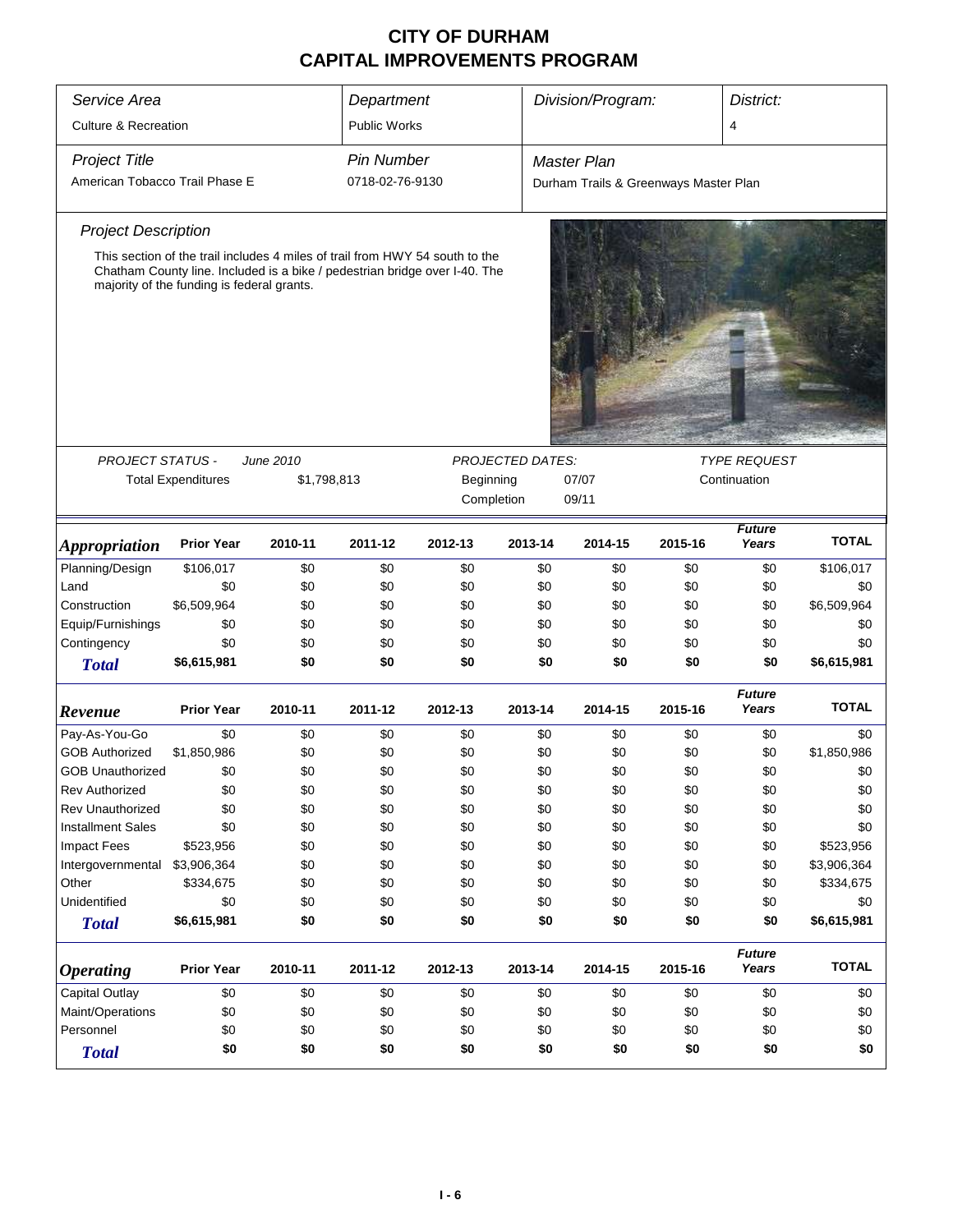# CITY OF DURHAM
# CAPITAL IMPROVEMENTS PROGRAM

| Service Area | Department | Division/Program: | District: |
|---|---|---|---|
| Culture & Recreation | Public Works | | 4 |

| Project Title | Pin Number | Master Plan |
|---|---|---|
| American Tobacco Trail Phase E | 0718-02-76-9130 | Durham Trails & Greenways Master Plan |

*Project Description*

This section of the trail includes 4 miles of trail from HWY 54 south to the Chatham County line. Included is a bike / pedestrian bridge over I-40. The majority of the funding is federal grants.

| PROJECT STATUS - | June 2010 | PROJECTED DATES: | | TYPE REQUEST |
|---|---|---|---|---|
| Total Expenditures | $1,798,813 | Beginning | 07/07 | Continuation |
| | | Completion | 09/11 | |

| *Appropriation* | Prior Year | 2010-11 | 2011-12 | 2012-13 | 2013-14 | 2014-15 | 2015-16 | Future Years | TOTAL |
|---|---|---|---|---|---|---|---|---|---|
| Planning/Design | $106,017 | $0 | $0 | $0 | $0 | $0 | $0 | $0 | $106,017 |
| Land | $0 | $0 | $0 | $0 | $0 | $0 | $0 | $0 | $0 |
| Construction | $6,509,964 | $0 | $0 | $0 | $0 | $0 | $0 | $0 | $6,509,964 |
| Equip/Furnishings | $0 | $0 | $0 | $0 | $0 | $0 | $0 | $0 | $0 |
| Contingency | $0 | $0 | $0 | $0 | $0 | $0 | $0 | $0 | $0 |
| **Total** | **$6,615,981** | **$0** | **$0** | **$0** | **$0** | **$0** | **$0** | **$0** | **$6,615,981** |

| *Revenue* | Prior Year | 2010-11 | 2011-12 | 2012-13 | 2013-14 | 2014-15 | 2015-16 | Future Years | TOTAL |
|---|---|---|---|---|---|---|---|---|---|
| Pay-As-You-Go | $0 | $0 | $0 | $0 | $0 | $0 | $0 | $0 | $0 |
| GOB Authorized | $1,850,986 | $0 | $0 | $0 | $0 | $0 | $0 | $0 | $1,850,986 |
| GOB Unauthorized | $0 | $0 | $0 | $0 | $0 | $0 | $0 | $0 | $0 |
| Rev Authorized | $0 | $0 | $0 | $0 | $0 | $0 | $0 | $0 | $0 |
| Rev Unauthorized | $0 | $0 | $0 | $0 | $0 | $0 | $0 | $0 | $0 |
| Installment Sales | $0 | $0 | $0 | $0 | $0 | $0 | $0 | $0 | $0 |
| Impact Fees | $523,956 | $0 | $0 | $0 | $0 | $0 | $0 | $0 | $523,956 |
| Intergovernmental | $3,906,364 | $0 | $0 | $0 | $0 | $0 | $0 | $0 | $3,906,364 |
| Other | $334,675 | $0 | $0 | $0 | $0 | $0 | $0 | $0 | $334,675 |
| Unidentified | $0 | $0 | $0 | $0 | $0 | $0 | $0 | $0 | $0 |
| **Total** | **$6,615,981** | **$0** | **$0** | **$0** | **$0** | **$0** | **$0** | **$0** | **$6,615,981** |

| *Operating* | Prior Year | 2010-11 | 2011-12 | 2012-13 | 2013-14 | 2014-15 | 2015-16 | Future Years | TOTAL |
|---|---|---|---|---|---|---|---|---|---|
| Capital Outlay | $0 | $0 | $0 | $0 | $0 | $0 | $0 | $0 | $0 |
| Maint/Operations | $0 | $0 | $0 | $0 | $0 | $0 | $0 | $0 | $0 |
| Personnel | $0 | $0 | $0 | $0 | $0 | $0 | $0 | $0 | $0 |
| **Total** | **$0** | **$0** | **$0** | **$0** | **$0** | **$0** | **$0** | **$0** | **$0** |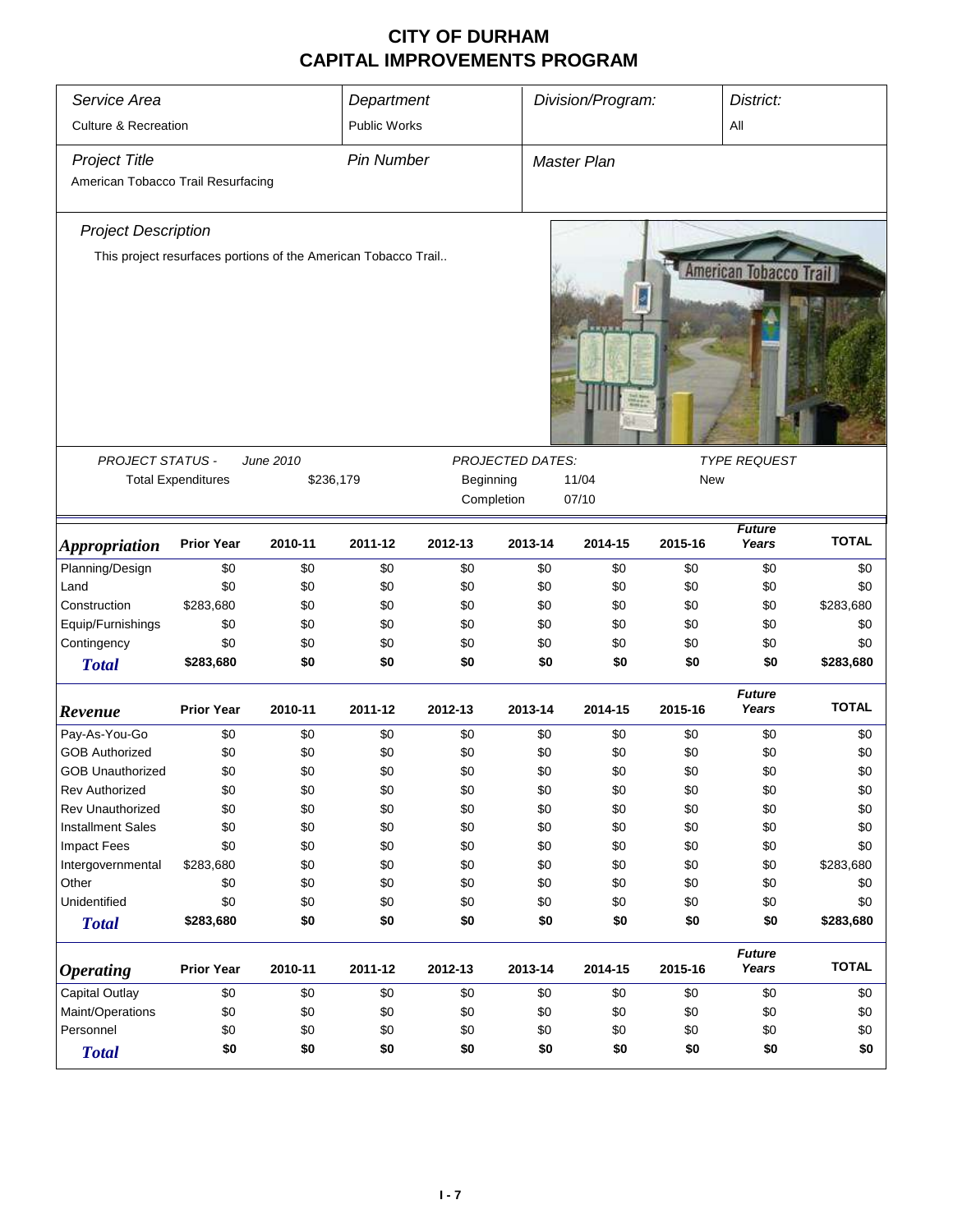# CITY OF DURHAM
# CAPITAL IMPROVEMENTS PROGRAM

| *Service Area* | *Department* | *Division/Program:* | *District:* |
|---|---|---|---|
| Culture & Recreation | Public Works | | All |

| *Project Title* | *Pin Number* | *Master Plan* |
|---|---|---|
| American Tobacco Trail Resurfacing | | |

*Project Description*

This project resurfaces portions of the American Tobacco Trail..

| *PROJECT STATUS -* | *June 2010* | *PROJECTED DATES:* | | *TYPE REQUEST* |
|---|---|---|---|---|
| Total Expenditures | $236,179 | Beginning | 11/04 | New |
| | | Completion | 07/10 | |

| *Appropriation* | Prior Year | 2010-11 | 2011-12 | 2012-13 | 2013-14 | 2014-15 | 2015-16 | *Future Years* | TOTAL |
|---|---|---|---|---|---|---|---|---|---|
| Planning/Design | $0 | $0 | $0 | $0 | $0 | $0 | $0 | $0 | $0 |
| Land | $0 | $0 | $0 | $0 | $0 | $0 | $0 | $0 | $0 |
| Construction | $283,680 | $0 | $0 | $0 | $0 | $0 | $0 | $0 | $283,680 |
| Equip/Furnishings | $0 | $0 | $0 | $0 | $0 | $0 | $0 | $0 | $0 |
| Contingency | $0 | $0 | $0 | $0 | $0 | $0 | $0 | $0 | $0 |
| **Total** | **$283,680** | **$0** | **$0** | **$0** | **$0** | **$0** | **$0** | **$0** | **$283,680** |

| *Revenue* | Prior Year | 2010-11 | 2011-12 | 2012-13 | 2013-14 | 2014-15 | 2015-16 | *Future Years* | TOTAL |
|---|---|---|---|---|---|---|---|---|---|
| Pay-As-You-Go | $0 | $0 | $0 | $0 | $0 | $0 | $0 | $0 | $0 |
| GOB Authorized | $0 | $0 | $0 | $0 | $0 | $0 | $0 | $0 | $0 |
| GOB Unauthorized | $0 | $0 | $0 | $0 | $0 | $0 | $0 | $0 | $0 |
| Rev Authorized | $0 | $0 | $0 | $0 | $0 | $0 | $0 | $0 | $0 |
| Rev Unauthorized | $0 | $0 | $0 | $0 | $0 | $0 | $0 | $0 | $0 |
| Installment Sales | $0 | $0 | $0 | $0 | $0 | $0 | $0 | $0 | $0 |
| Impact Fees | $0 | $0 | $0 | $0 | $0 | $0 | $0 | $0 | $0 |
| Intergovernmental | $283,680 | $0 | $0 | $0 | $0 | $0 | $0 | $0 | $283,680 |
| Other | $0 | $0 | $0 | $0 | $0 | $0 | $0 | $0 | $0 |
| Unidentified | $0 | $0 | $0 | $0 | $0 | $0 | $0 | $0 | $0 |
| **Total** | **$283,680** | **$0** | **$0** | **$0** | **$0** | **$0** | **$0** | **$0** | **$283,680** |

| *Operating* | Prior Year | 2010-11 | 2011-12 | 2012-13 | 2013-14 | 2014-15 | 2015-16 | *Future Years* | TOTAL |
|---|---|---|---|---|---|---|---|---|---|
| Capital Outlay | $0 | $0 | $0 | $0 | $0 | $0 | $0 | $0 | $0 |
| Maint/Operations | $0 | $0 | $0 | $0 | $0 | $0 | $0 | $0 | $0 |
| Personnel | $0 | $0 | $0 | $0 | $0 | $0 | $0 | $0 | $0 |
| **Total** | **$0** | **$0** | **$0** | **$0** | **$0** | **$0** | **$0** | **$0** | **$0** |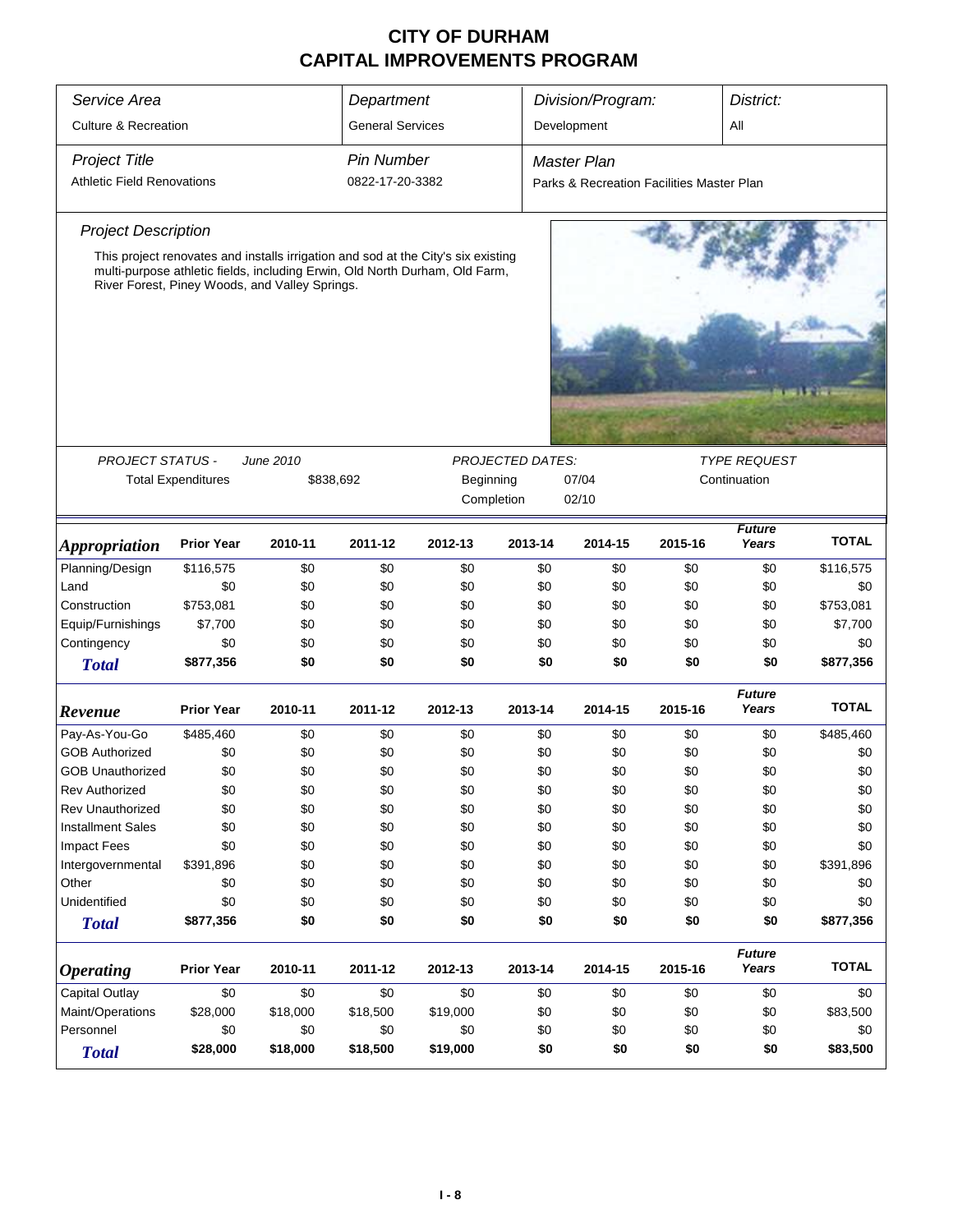# CITY OF DURHAM
# CAPITAL IMPROVEMENTS PROGRAM

| *Service Area* | *Department* | *Division/Program:* | *District:* |
|---|---|---|---|
| Culture & Recreation | General Services | Development | All |

| *Project Title* | *Pin Number* | *Master Plan* |
|---|---|---|
| Athletic Field Renovations | 0822-17-20-3382 | Parks & Recreation Facilities Master Plan |

*Project Description*

This project renovates and installs irrigation and sod at the City's six existing multi-purpose athletic fields, including Erwin, Old North Durham, Old Farm, River Forest, Piney Woods, and Valley Springs.

| *PROJECT STATUS -* | *June 2010* | *PROJECTED DATES:* | | *TYPE REQUEST* |
|---|---|---|---|---|
| Total Expenditures | $838,692 | Beginning | 07/04 | Continuation |
| | | Completion | 02/10 | |

| *Appropriation* | Prior Year | 2010-11 | 2011-12 | 2012-13 | 2013-14 | 2014-15 | 2015-16 | *Future Years* | TOTAL |
|---|---|---|---|---|---|---|---|---|---|
| Planning/Design | $116,575 | $0 | $0 | $0 | $0 | $0 | $0 | $0 | $116,575 |
| Land | $0 | $0 | $0 | $0 | $0 | $0 | $0 | $0 | $0 |
| Construction | $753,081 | $0 | $0 | $0 | $0 | $0 | $0 | $0 | $753,081 |
| Equip/Furnishings | $7,700 | $0 | $0 | $0 | $0 | $0 | $0 | $0 | $7,700 |
| Contingency | $0 | $0 | $0 | $0 | $0 | $0 | $0 | $0 | $0 |
| ***Total*** | **$877,356** | **$0** | **$0** | **$0** | **$0** | **$0** | **$0** | **$0** | **$877,356** |

| *Revenue* | Prior Year | 2010-11 | 2011-12 | 2012-13 | 2013-14 | 2014-15 | 2015-16 | *Future Years* | TOTAL |
|---|---|---|---|---|---|---|---|---|---|
| Pay-As-You-Go | $485,460 | $0 | $0 | $0 | $0 | $0 | $0 | $0 | $485,460 |
| GOB Authorized | $0 | $0 | $0 | $0 | $0 | $0 | $0 | $0 | $0 |
| GOB Unauthorized | $0 | $0 | $0 | $0 | $0 | $0 | $0 | $0 | $0 |
| Rev Authorized | $0 | $0 | $0 | $0 | $0 | $0 | $0 | $0 | $0 |
| Rev Unauthorized | $0 | $0 | $0 | $0 | $0 | $0 | $0 | $0 | $0 |
| Installment Sales | $0 | $0 | $0 | $0 | $0 | $0 | $0 | $0 | $0 |
| Impact Fees | $0 | $0 | $0 | $0 | $0 | $0 | $0 | $0 | $0 |
| Intergovernmental | $391,896 | $0 | $0 | $0 | $0 | $0 | $0 | $0 | $391,896 |
| Other | $0 | $0 | $0 | $0 | $0 | $0 | $0 | $0 | $0 |
| Unidentified | $0 | $0 | $0 | $0 | $0 | $0 | $0 | $0 | $0 |
| ***Total*** | **$877,356** | **$0** | **$0** | **$0** | **$0** | **$0** | **$0** | **$0** | **$877,356** |

| *Operating* | Prior Year | 2010-11 | 2011-12 | 2012-13 | 2013-14 | 2014-15 | 2015-16 | *Future Years* | TOTAL |
|---|---|---|---|---|---|---|---|---|---|
| Capital Outlay | $0 | $0 | $0 | $0 | $0 | $0 | $0 | $0 | $0 |
| Maint/Operations | $28,000 | $18,000 | $18,500 | $19,000 | $0 | $0 | $0 | $0 | $83,500 |
| Personnel | $0 | $0 | $0 | $0 | $0 | $0 | $0 | $0 | $0 |
| ***Total*** | **$28,000** | **$18,000** | **$18,500** | **$19,000** | **$0** | **$0** | **$0** | **$0** | **$83,500** |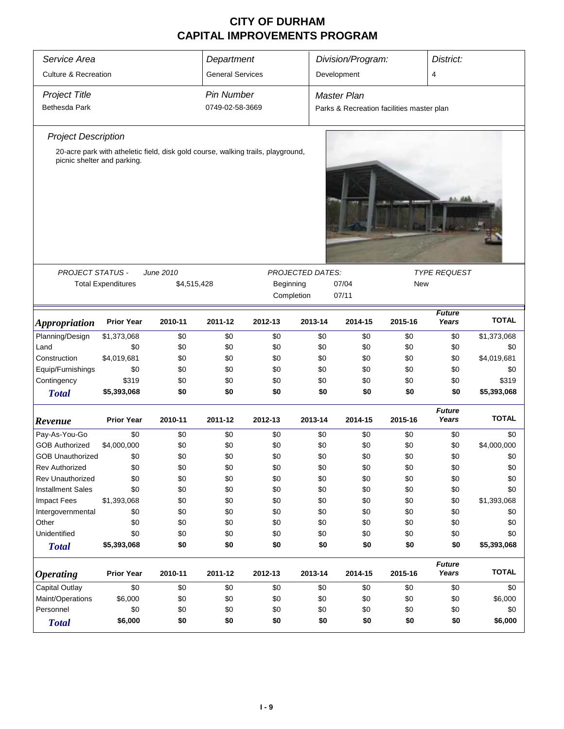# CITY OF DURHAM
# CAPITAL IMPROVEMENTS PROGRAM

| *Service Area* | *Department* | *Division/Program:* | *District:* |
|---|---|---|---|
| Culture & Recreation | General Services | Development | 4 |

| *Project Title* | *Pin Number* | *Master Plan* |
|---|---|---|
| Bethesda Park | 0749-02-58-3669 | Parks & Recreation facilities master plan |

### *Project Description*

20-acre park with atheletic field, disk gold course, walking trails, playground, picnic shelter and parking.

*PROJECT STATUS -* *June 2010*

Total Expenditures $4,515,428

*PROJECTED DATES:*

Beginning 07/04

Completion 07/11

*TYPE REQUEST*

New

| *Appropriation* | Prior Year | 2010-11 | 2011-12 | 2012-13 | 2013-14 | 2014-15 | 2015-16 | *Future Years* | TOTAL |
|---|---|---|---|---|---|---|---|---|---|
| Planning/Design | $1,373,068 | $0 | $0 | $0 | $0 | $0 | $0 | $0 | $1,373,068 |
| Land | $0 | $0 | $0 | $0 | $0 | $0 | $0 | $0 | $0 |
| Construction | $4,019,681 | $0 | $0 | $0 | $0 | $0 | $0 | $0 | $4,019,681 |
| Equip/Furnishings | $0 | $0 | $0 | $0 | $0 | $0 | $0 | $0 | $0 |
| Contingency | $319 | $0 | $0 | $0 | $0 | $0 | $0 | $0 | $319 |
| **Total** | **$5,393,068** | **$0** | **$0** | **$0** | **$0** | **$0** | **$0** | **$0** | **$5,393,068** |

| *Revenue* | Prior Year | 2010-11 | 2011-12 | 2012-13 | 2013-14 | 2014-15 | 2015-16 | *Future Years* | TOTAL |
|---|---|---|---|---|---|---|---|---|---|
| Pay-As-You-Go | $0 | $0 | $0 | $0 | $0 | $0 | $0 | $0 | $0 |
| GOB Authorized | $4,000,000 | $0 | $0 | $0 | $0 | $0 | $0 | $0 | $4,000,000 |
| GOB Unauthorized | $0 | $0 | $0 | $0 | $0 | $0 | $0 | $0 | $0 |
| Rev Authorized | $0 | $0 | $0 | $0 | $0 | $0 | $0 | $0 | $0 |
| Rev Unauthorized | $0 | $0 | $0 | $0 | $0 | $0 | $0 | $0 | $0 |
| Installment Sales | $0 | $0 | $0 | $0 | $0 | $0 | $0 | $0 | $0 |
| Impact Fees | $1,393,068 | $0 | $0 | $0 | $0 | $0 | $0 | $0 | $1,393,068 |
| Intergovernmental | $0 | $0 | $0 | $0 | $0 | $0 | $0 | $0 | $0 |
| Other | $0 | $0 | $0 | $0 | $0 | $0 | $0 | $0 | $0 |
| Unidentified | $0 | $0 | $0 | $0 | $0 | $0 | $0 | $0 | $0 |
| **Total** | **$5,393,068** | **$0** | **$0** | **$0** | **$0** | **$0** | **$0** | **$0** | **$5,393,068** |

| *Operating* | Prior Year | 2010-11 | 2011-12 | 2012-13 | 2013-14 | 2014-15 | 2015-16 | *Future Years* | TOTAL |
|---|---|---|---|---|---|---|---|---|---|
| Capital Outlay | $0 | $0 | $0 | $0 | $0 | $0 | $0 | $0 | $0 |
| Maint/Operations | $6,000 | $0 | $0 | $0 | $0 | $0 | $0 | $0 | $6,000 |
| Personnel | $0 | $0 | $0 | $0 | $0 | $0 | $0 | $0 | $0 |
| **Total** | **$6,000** | **$0** | **$0** | **$0** | **$0** | **$0** | **$0** | **$0** | **$6,000** |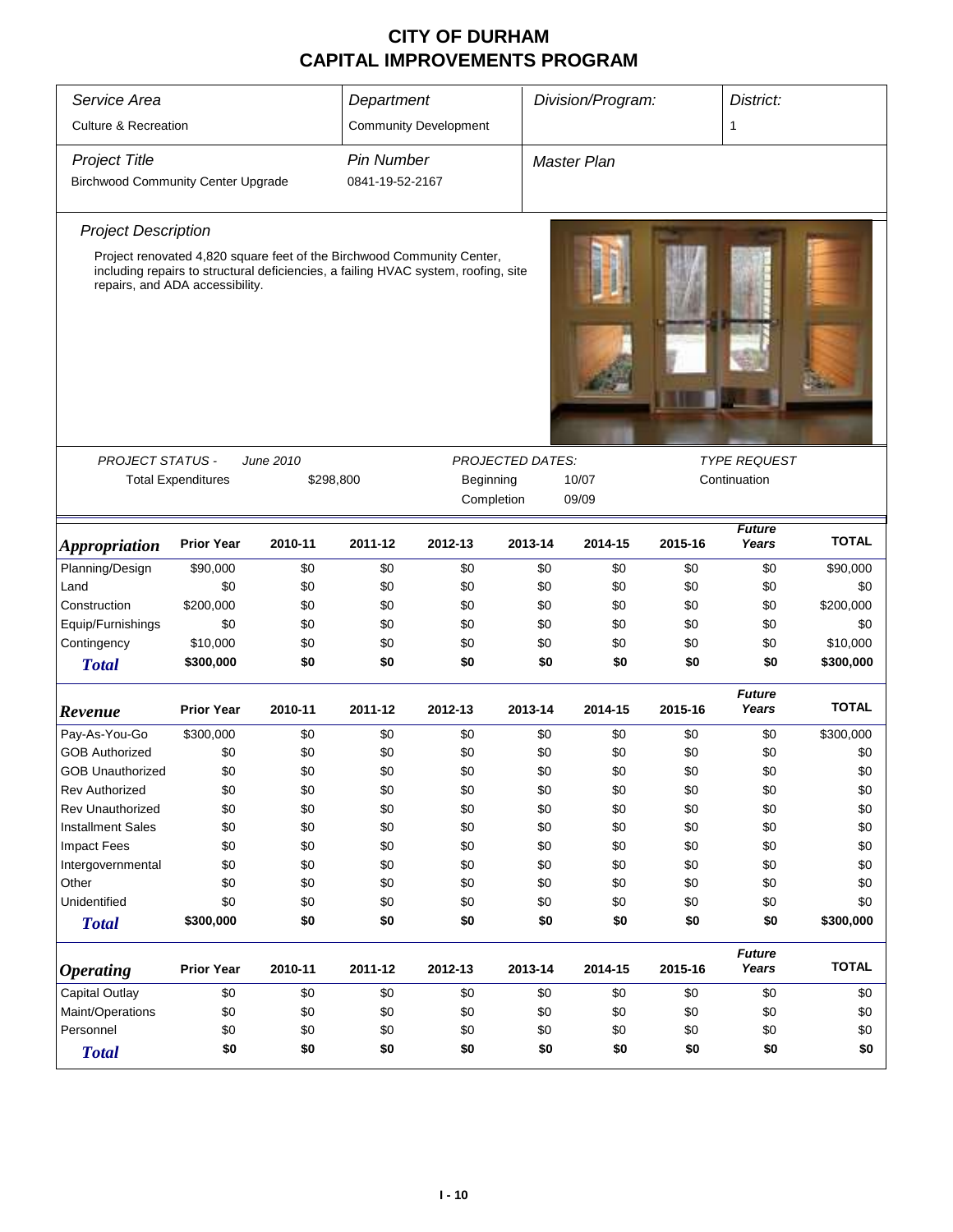# CITY OF DURHAM
# CAPITAL IMPROVEMENTS PROGRAM

| *Service Area* | *Department* | *Division/Program:* | *District:* |
|---|---|---|---|
| Culture & Recreation | Community Development | | 1 |

| *Project Title* | *Pin Number* | *Master Plan* |
|---|---|---|
| Birchwood Community Center Upgrade | 0841-19-52-2167 | |

*Project Description*

Project renovated 4,820 square feet of the Birchwood Community Center, including repairs to structural deficiencies, a failing HVAC system, roofing, site repairs, and ADA accessibility.

| *PROJECT STATUS -* | *June 2010* | *PROJECTED DATES:* | | *TYPE REQUEST* |
|---|---|---|---|---|
| Total Expenditures | $298,800 | Beginning | 10/07 | Continuation |
| | | Completion | 09/09 | |

| ***Appropriation*** | **Prior Year** | **2010-11** | **2011-12** | **2012-13** | **2013-14** | **2014-15** | **2015-16** | ***Future Years*** | **TOTAL** |
|---|---|---|---|---|---|---|---|---|---|
| Planning/Design | $90,000 | $0 | $0 | $0 | $0 | $0 | $0 | $0 | $90,000 |
| Land | $0 | $0 | $0 | $0 | $0 | $0 | $0 | $0 | $0 |
| Construction | $200,000 | $0 | $0 | $0 | $0 | $0 | $0 | $0 | $200,000 |
| Equip/Furnishings | $0 | $0 | $0 | $0 | $0 | $0 | $0 | $0 | $0 |
| Contingency | $10,000 | $0 | $0 | $0 | $0 | $0 | $0 | $0 | $10,000 |
| ***Total*** | **$300,000** | **$0** | **$0** | **$0** | **$0** | **$0** | **$0** | **$0** | **$300,000** |

| ***Revenue*** | **Prior Year** | **2010-11** | **2011-12** | **2012-13** | **2013-14** | **2014-15** | **2015-16** | ***Future Years*** | **TOTAL** |
|---|---|---|---|---|---|---|---|---|---|
| Pay-As-You-Go | $300,000 | $0 | $0 | $0 | $0 | $0 | $0 | $0 | $300,000 |
| GOB Authorized | $0 | $0 | $0 | $0 | $0 | $0 | $0 | $0 | $0 |
| GOB Unauthorized | $0 | $0 | $0 | $0 | $0 | $0 | $0 | $0 | $0 |
| Rev Authorized | $0 | $0 | $0 | $0 | $0 | $0 | $0 | $0 | $0 |
| Rev Unauthorized | $0 | $0 | $0 | $0 | $0 | $0 | $0 | $0 | $0 |
| Installment Sales | $0 | $0 | $0 | $0 | $0 | $0 | $0 | $0 | $0 |
| Impact Fees | $0 | $0 | $0 | $0 | $0 | $0 | $0 | $0 | $0 |
| Intergovernmental | $0 | $0 | $0 | $0 | $0 | $0 | $0 | $0 | $0 |
| Other | $0 | $0 | $0 | $0 | $0 | $0 | $0 | $0 | $0 |
| Unidentified | $0 | $0 | $0 | $0 | $0 | $0 | $0 | $0 | $0 |
| ***Total*** | **$300,000** | **$0** | **$0** | **$0** | **$0** | **$0** | **$0** | **$0** | **$300,000** |

| ***Operating*** | **Prior Year** | **2010-11** | **2011-12** | **2012-13** | **2013-14** | **2014-15** | **2015-16** | ***Future Years*** | **TOTAL** |
|---|---|---|---|---|---|---|---|---|---|
| Capital Outlay | $0 | $0 | $0 | $0 | $0 | $0 | $0 | $0 | $0 |
| Maint/Operations | $0 | $0 | $0 | $0 | $0 | $0 | $0 | $0 | $0 |
| Personnel | $0 | $0 | $0 | $0 | $0 | $0 | $0 | $0 | $0 |
| ***Total*** | **$0** | **$0** | **$0** | **$0** | **$0** | **$0** | **$0** | **$0** | **$0** |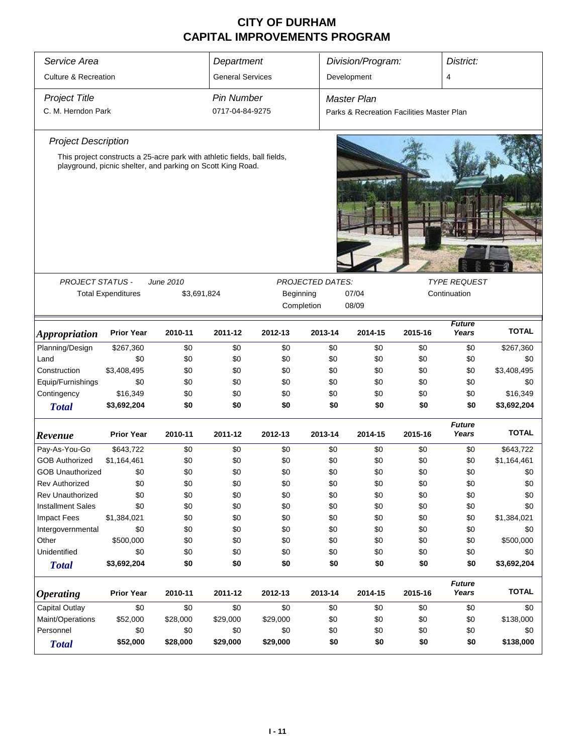# CITY OF DURHAM
# CAPITAL IMPROVEMENTS PROGRAM

| *Service Area* | *Department* | *Division/Program:* | *District:* |
|---|---|---|---|
| Culture & Recreation | General Services | Development | 4 |

| *Project Title* | *Pin Number* | *Master Plan* |
|---|---|---|
| C. M. Herndon Park | 0717-04-84-9275 | Parks & Recreation Facilities Master Plan |

*Project Description*

This project constructs a 25-acre park with athletic fields, ball fields, playground, picnic shelter, and parking on Scott King Road.

*PROJECT STATUS -* *June 2010*

Total Expenditures $3,691,824

*PROJECTED DATES:*

Beginning 07/04

Completion 08/09

*TYPE REQUEST*

Continuation

| *Appropriation* | Prior Year | 2010-11 | 2011-12 | 2012-13 | 2013-14 | 2014-15 | 2015-16 | *Future Years* | TOTAL |
|---|---|---|---|---|---|---|---|---|---|
| Planning/Design | $267,360 | $0 | $0 | $0 | $0 | $0 | $0 | $0 | $267,360 |
| Land | $0 | $0 | $0 | $0 | $0 | $0 | $0 | $0 | $0 |
| Construction | $3,408,495 | $0 | $0 | $0 | $0 | $0 | $0 | $0 | $3,408,495 |
| Equip/Furnishings | $0 | $0 | $0 | $0 | $0 | $0 | $0 | $0 | $0 |
| Contingency | $16,349 | $0 | $0 | $0 | $0 | $0 | $0 | $0 | $16,349 |
| ***Total*** | **$3,692,204** | **$0** | **$0** | **$0** | **$0** | **$0** | **$0** | **$0** | **$3,692,204** |

| *Revenue* | Prior Year | 2010-11 | 2011-12 | 2012-13 | 2013-14 | 2014-15 | 2015-16 | *Future Years* | TOTAL |
|---|---|---|---|---|---|---|---|---|---|
| Pay-As-You-Go | $643,722 | $0 | $0 | $0 | $0 | $0 | $0 | $0 | $643,722 |
| GOB Authorized | $1,164,461 | $0 | $0 | $0 | $0 | $0 | $0 | $0 | $1,164,461 |
| GOB Unauthorized | $0 | $0 | $0 | $0 | $0 | $0 | $0 | $0 | $0 |
| Rev Authorized | $0 | $0 | $0 | $0 | $0 | $0 | $0 | $0 | $0 |
| Rev Unauthorized | $0 | $0 | $0 | $0 | $0 | $0 | $0 | $0 | $0 |
| Installment Sales | $0 | $0 | $0 | $0 | $0 | $0 | $0 | $0 | $0 |
| Impact Fees | $1,384,021 | $0 | $0 | $0 | $0 | $0 | $0 | $0 | $1,384,021 |
| Intergovernmental | $0 | $0 | $0 | $0 | $0 | $0 | $0 | $0 | $0 |
| Other | $500,000 | $0 | $0 | $0 | $0 | $0 | $0 | $0 | $500,000 |
| Unidentified | $0 | $0 | $0 | $0 | $0 | $0 | $0 | $0 | $0 |
| ***Total*** | **$3,692,204** | **$0** | **$0** | **$0** | **$0** | **$0** | **$0** | **$0** | **$3,692,204** |

| *Operating* | Prior Year | 2010-11 | 2011-12 | 2012-13 | 2013-14 | 2014-15 | 2015-16 | *Future Years* | TOTAL |
|---|---|---|---|---|---|---|---|---|---|
| Capital Outlay | $0 | $0 | $0 | $0 | $0 | $0 | $0 | $0 | $0 |
| Maint/Operations | $52,000 | $28,000 | $29,000 | $29,000 | $0 | $0 | $0 | $0 | $138,000 |
| Personnel | $0 | $0 | $0 | $0 | $0 | $0 | $0 | $0 | $0 |
| ***Total*** | **$52,000** | **$28,000** | **$29,000** | **$29,000** | **$0** | **$0** | **$0** | **$0** | **$138,000** |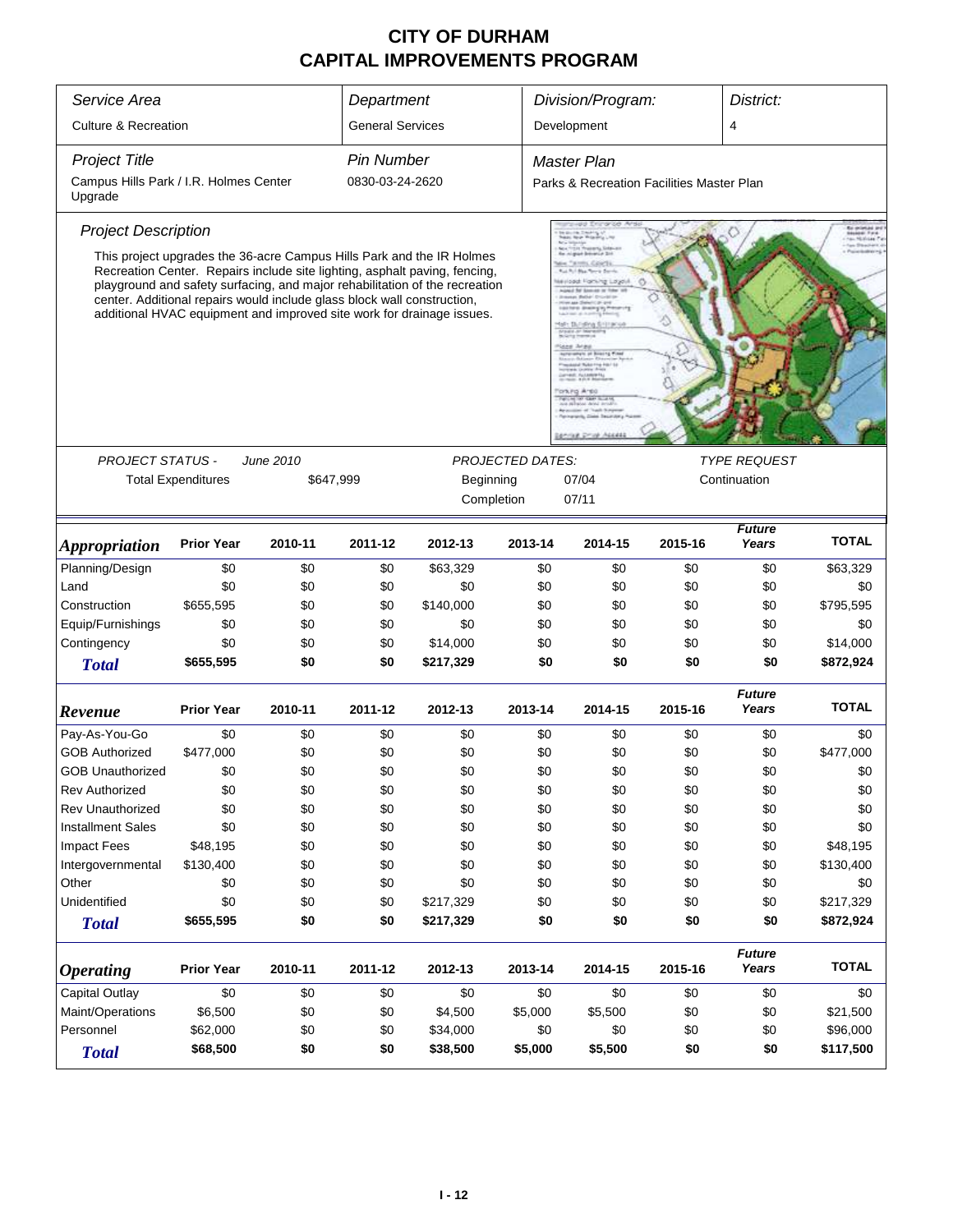# CITY OF DURHAM
# CAPITAL IMPROVEMENTS PROGRAM

| Service Area | Department | Division/Program: | District: |
|---|---|---|---|
| Culture & Recreation | General Services | Development | 4 |

| Project Title | Pin Number | Master Plan |
|---|---|---|
| Campus Hills Park / I.R. Holmes Center Upgrade | 0830-03-24-2620 | Parks & Recreation Facilities Master Plan |

### Project Description

This project upgrades the 36-acre Campus Hills Park and the IR Holmes Recreation Center. Repairs include site lighting, asphalt paving, fencing, playground and safety surfacing, and major rehabilitation of the recreation center. Additional repairs would include glass block wall construction, additional HVAC equipment and improved site work for drainage issues.

| PROJECT STATUS - June 2010 | | PROJECTED DATES: | | TYPE REQUEST |
|---|---|---|---|---|
| Total Expenditures | $647,999 | Beginning | 07/04 | Continuation |
| | | Completion | 07/11 | |

| *Appropriation* | Prior Year | 2010-11 | 2011-12 | 2012-13 | 2013-14 | 2014-15 | 2015-16 | *Future Years* | TOTAL |
|---|---|---|---|---|---|---|---|---|---|
| Planning/Design | $0 | $0 | $0 | $63,329 | $0 | $0 | $0 | $0 | $63,329 |
| Land | $0 | $0 | $0 | $0 | $0 | $0 | $0 | $0 | $0 |
| Construction | $655,595 | $0 | $0 | $140,000 | $0 | $0 | $0 | $0 | $795,595 |
| Equip/Furnishings | $0 | $0 | $0 | $0 | $0 | $0 | $0 | $0 | $0 |
| Contingency | $0 | $0 | $0 | $14,000 | $0 | $0 | $0 | $0 | $14,000 |
| ***Total*** | **$655,595** | **$0** | **$0** | **$217,329** | **$0** | **$0** | **$0** | **$0** | **$872,924** |

| *Revenue* | Prior Year | 2010-11 | 2011-12 | 2012-13 | 2013-14 | 2014-15 | 2015-16 | *Future Years* | TOTAL |
|---|---|---|---|---|---|---|---|---|---|
| Pay-As-You-Go | $0 | $0 | $0 | $0 | $0 | $0 | $0 | $0 | $0 |
| GOB Authorized | $477,000 | $0 | $0 | $0 | $0 | $0 | $0 | $0 | $477,000 |
| GOB Unauthorized | $0 | $0 | $0 | $0 | $0 | $0 | $0 | $0 | $0 |
| Rev Authorized | $0 | $0 | $0 | $0 | $0 | $0 | $0 | $0 | $0 |
| Rev Unauthorized | $0 | $0 | $0 | $0 | $0 | $0 | $0 | $0 | $0 |
| Installment Sales | $0 | $0 | $0 | $0 | $0 | $0 | $0 | $0 | $0 |
| Impact Fees | $48,195 | $0 | $0 | $0 | $0 | $0 | $0 | $0 | $48,195 |
| Intergovernmental | $130,400 | $0 | $0 | $0 | $0 | $0 | $0 | $0 | $130,400 |
| Other | $0 | $0 | $0 | $0 | $0 | $0 | $0 | $0 | $0 |
| Unidentified | $0 | $0 | $0 | $217,329 | $0 | $0 | $0 | $0 | $217,329 |
| ***Total*** | **$655,595** | **$0** | **$0** | **$217,329** | **$0** | **$0** | **$0** | **$0** | **$872,924** |

| *Operating* | Prior Year | 2010-11 | 2011-12 | 2012-13 | 2013-14 | 2014-15 | 2015-16 | *Future Years* | TOTAL |
|---|---|---|---|---|---|---|---|---|---|
| Capital Outlay | $0 | $0 | $0 | $0 | $0 | $0 | $0 | $0 | $0 |
| Maint/Operations | $6,500 | $0 | $0 | $4,500 | $5,000 | $5,500 | $0 | $0 | $21,500 |
| Personnel | $62,000 | $0 | $0 | $34,000 | $0 | $0 | $0 | $0 | $96,000 |
| ***Total*** | **$68,500** | **$0** | **$0** | **$38,500** | **$5,000** | **$5,500** | **$0** | **$0** | **$117,500** |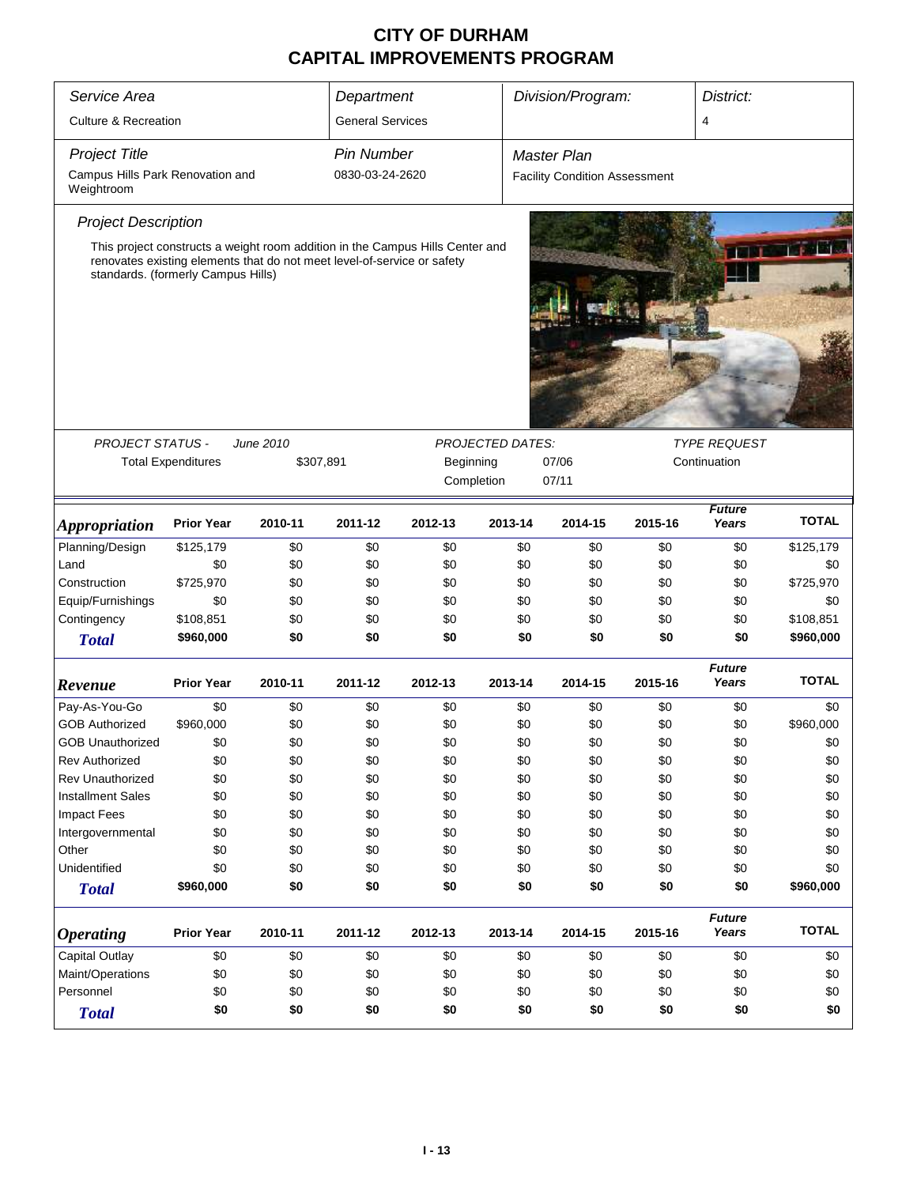# CITY OF DURHAM
# CAPITAL IMPROVEMENTS PROGRAM

| Service Area | Department | Division/Program: | District: |
|---|---|---|---|
| Culture & Recreation | General Services | | 4 |

| Project Title | Pin Number | Master Plan |
|---|---|---|
| Campus Hills Park Renovation and Weightroom | 0830-03-24-2620 | Facility Condition Assessment |

### Project Description

This project constructs a weight room addition in the Campus Hills Center and renovates existing elements that do not meet level-of-service or safety standards. (formerly Campus Hills)

| PROJECT STATUS - | June 2010 | PROJECTED DATES: | | TYPE REQUEST |
|---|---|---|---|---|
| Total Expenditures | $307,891 | Beginning | 07/06 | Continuation |
| | | Completion | 07/11 | |

| Appropriation | Prior Year | 2010-11 | 2011-12 | 2012-13 | 2013-14 | 2014-15 | 2015-16 | Future Years | TOTAL |
|---|---|---|---|---|---|---|---|---|---|
| Planning/Design | $125,179 | $0 | $0 | $0 | $0 | $0 | $0 | $0 | $125,179 |
| Land | $0 | $0 | $0 | $0 | $0 | $0 | $0 | $0 | $0 |
| Construction | $725,970 | $0 | $0 | $0 | $0 | $0 | $0 | $0 | $725,970 |
| Equip/Furnishings | $0 | $0 | $0 | $0 | $0 | $0 | $0 | $0 | $0 |
| Contingency | $108,851 | $0 | $0 | $0 | $0 | $0 | $0 | $0 | $108,851 |
| **Total** | **$960,000** | **$0** | **$0** | **$0** | **$0** | **$0** | **$0** | **$0** | **$960,000** |

| Revenue | Prior Year | 2010-11 | 2011-12 | 2012-13 | 2013-14 | 2014-15 | 2015-16 | Future Years | TOTAL |
|---|---|---|---|---|---|---|---|---|---|
| Pay-As-You-Go | $0 | $0 | $0 | $0 | $0 | $0 | $0 | $0 | $0 |
| GOB Authorized | $960,000 | $0 | $0 | $0 | $0 | $0 | $0 | $0 | $960,000 |
| GOB Unauthorized | $0 | $0 | $0 | $0 | $0 | $0 | $0 | $0 | $0 |
| Rev Authorized | $0 | $0 | $0 | $0 | $0 | $0 | $0 | $0 | $0 |
| Rev Unauthorized | $0 | $0 | $0 | $0 | $0 | $0 | $0 | $0 | $0 |
| Installment Sales | $0 | $0 | $0 | $0 | $0 | $0 | $0 | $0 | $0 |
| Impact Fees | $0 | $0 | $0 | $0 | $0 | $0 | $0 | $0 | $0 |
| Intergovernmental | $0 | $0 | $0 | $0 | $0 | $0 | $0 | $0 | $0 |
| Other | $0 | $0 | $0 | $0 | $0 | $0 | $0 | $0 | $0 |
| Unidentified | $0 | $0 | $0 | $0 | $0 | $0 | $0 | $0 | $0 |
| **Total** | **$960,000** | **$0** | **$0** | **$0** | **$0** | **$0** | **$0** | **$0** | **$960,000** |

| Operating | Prior Year | 2010-11 | 2011-12 | 2012-13 | 2013-14 | 2014-15 | 2015-16 | Future Years | TOTAL |
|---|---|---|---|---|---|---|---|---|---|
| Capital Outlay | $0 | $0 | $0 | $0 | $0 | $0 | $0 | $0 | $0 |
| Maint/Operations | $0 | $0 | $0 | $0 | $0 | $0 | $0 | $0 | $0 |
| Personnel | $0 | $0 | $0 | $0 | $0 | $0 | $0 | $0 | $0 |
| **Total** | **$0** | **$0** | **$0** | **$0** | **$0** | **$0** | **$0** | **$0** | **$0** |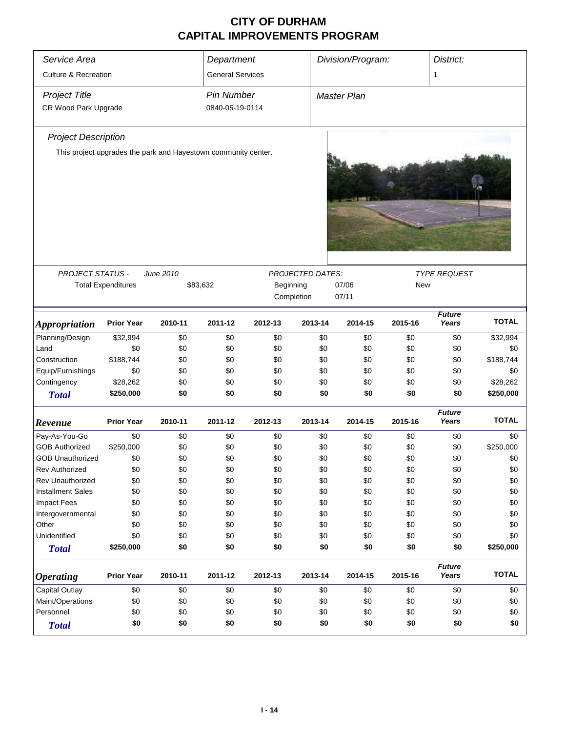# CITY OF DURHAM
## CAPITAL IMPROVEMENTS PROGRAM

| *Service Area* | *Department* | *Division/Program:* | *District:* |
|---|---|---|---|
| Culture & Recreation | General Services | | 1 |

| *Project Title* | *Pin Number* | *Master Plan* |
|---|---|---|
| CR Wood Park Upgrade | 0840-05-19-0114 | |

### *Project Description*

This project upgrades the park and Hayestown community center.

| *PROJECT STATUS -* | *June 2010* | *PROJECTED DATES:* | | *TYPE REQUEST* |
|---|---|---|---|---|
| Total Expenditures | $83,632 | Beginning | 07/06 | New |
| | | Completion | 07/11 | |

| *Appropriation* | Prior Year | 2010-11 | 2011-12 | 2012-13 | 2013-14 | 2014-15 | 2015-16 | *Future Years* | TOTAL |
|---|---|---|---|---|---|---|---|---|---|
| Planning/Design | $32,994 | $0 | $0 | $0 | $0 | $0 | $0 | $0 | $32,994 |
| Land | $0 | $0 | $0 | $0 | $0 | $0 | $0 | $0 | $0 |
| Construction | $188,744 | $0 | $0 | $0 | $0 | $0 | $0 | $0 | $188,744 |
| Equip/Furnishings | $0 | $0 | $0 | $0 | $0 | $0 | $0 | $0 | $0 |
| Contingency | $28,262 | $0 | $0 | $0 | $0 | $0 | $0 | $0 | $28,262 |
| ***Total*** | **$250,000** | **$0** | **$0** | **$0** | **$0** | **$0** | **$0** | **$0** | **$250,000** |

| *Revenue* | Prior Year | 2010-11 | 2011-12 | 2012-13 | 2013-14 | 2014-15 | 2015-16 | *Future Years* | TOTAL |
|---|---|---|---|---|---|---|---|---|---|
| Pay-As-You-Go | $0 | $0 | $0 | $0 | $0 | $0 | $0 | $0 | $0 |
| GOB Authorized | $250,000 | $0 | $0 | $0 | $0 | $0 | $0 | $0 | $250,000 |
| GOB Unauthorized | $0 | $0 | $0 | $0 | $0 | $0 | $0 | $0 | $0 |
| Rev Authorized | $0 | $0 | $0 | $0 | $0 | $0 | $0 | $0 | $0 |
| Rev Unauthorized | $0 | $0 | $0 | $0 | $0 | $0 | $0 | $0 | $0 |
| Installment Sales | $0 | $0 | $0 | $0 | $0 | $0 | $0 | $0 | $0 |
| Impact Fees | $0 | $0 | $0 | $0 | $0 | $0 | $0 | $0 | $0 |
| Intergovernmental | $0 | $0 | $0 | $0 | $0 | $0 | $0 | $0 | $0 |
| Other | $0 | $0 | $0 | $0 | $0 | $0 | $0 | $0 | $0 |
| Unidentified | $0 | $0 | $0 | $0 | $0 | $0 | $0 | $0 | $0 |
| ***Total*** | **$250,000** | **$0** | **$0** | **$0** | **$0** | **$0** | **$0** | **$0** | **$250,000** |

| *Operating* | Prior Year | 2010-11 | 2011-12 | 2012-13 | 2013-14 | 2014-15 | 2015-16 | *Future Years* | TOTAL |
|---|---|---|---|---|---|---|---|---|---|
| Capital Outlay | $0 | $0 | $0 | $0 | $0 | $0 | $0 | $0 | $0 |
| Maint/Operations | $0 | $0 | $0 | $0 | $0 | $0 | $0 | $0 | $0 |
| Personnel | $0 | $0 | $0 | $0 | $0 | $0 | $0 | $0 | $0 |
| ***Total*** | **$0** | **$0** | **$0** | **$0** | **$0** | **$0** | **$0** | **$0** | **$0** |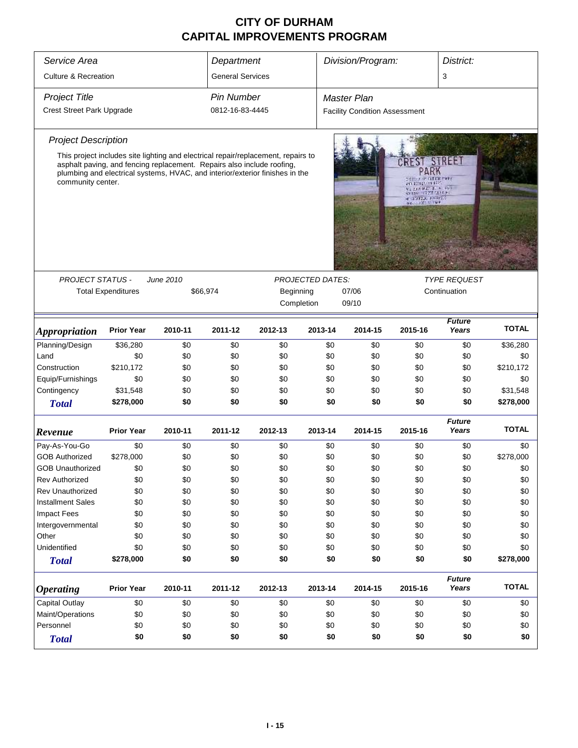# CITY OF DURHAM
# CAPITAL IMPROVEMENTS PROGRAM

| Service Area | Department | Division/Program: | District: |
|---|---|---|---|
| Culture & Recreation | General Services | | 3 |

| Project Title | Pin Number | Master Plan |
|---|---|---|
| Crest Street Park Upgrade | 0812-16-83-4445 | Facility Condition Assessment |

*Project Description*

This project includes site lighting and electrical repair/replacement, repairs to asphalt paving, and fencing replacement. Repairs also include roofing, plumbing and electrical systems, HVAC, and interior/exterior finishes in the community center.

| PROJECT STATUS - | June 2010 | PROJECTED DATES: | | TYPE REQUEST |
|---|---|---|---|---|
| Total Expenditures | $66,974 | Beginning | 07/06 | Continuation |
| | | Completion | 09/10 | |

| *Appropriation* | Prior Year | 2010-11 | 2011-12 | 2012-13 | 2013-14 | 2014-15 | 2015-16 | Future Years | TOTAL |
|---|---|---|---|---|---|---|---|---|---|
| Planning/Design | $36,280 | $0 | $0 | $0 | $0 | $0 | $0 | $0 | $36,280 |
| Land | $0 | $0 | $0 | $0 | $0 | $0 | $0 | $0 | $0 |
| Construction | $210,172 | $0 | $0 | $0 | $0 | $0 | $0 | $0 | $210,172 |
| Equip/Furnishings | $0 | $0 | $0 | $0 | $0 | $0 | $0 | $0 | $0 |
| Contingency | $31,548 | $0 | $0 | $0 | $0 | $0 | $0 | $0 | $31,548 |
| **Total** | **$278,000** | **$0** | **$0** | **$0** | **$0** | **$0** | **$0** | **$0** | **$278,000** |

| *Revenue* | Prior Year | 2010-11 | 2011-12 | 2012-13 | 2013-14 | 2014-15 | 2015-16 | Future Years | TOTAL |
|---|---|---|---|---|---|---|---|---|---|
| Pay-As-You-Go | $0 | $0 | $0 | $0 | $0 | $0 | $0 | $0 | $0 |
| GOB Authorized | $278,000 | $0 | $0 | $0 | $0 | $0 | $0 | $0 | $278,000 |
| GOB Unauthorized | $0 | $0 | $0 | $0 | $0 | $0 | $0 | $0 | $0 |
| Rev Authorized | $0 | $0 | $0 | $0 | $0 | $0 | $0 | $0 | $0 |
| Rev Unauthorized | $0 | $0 | $0 | $0 | $0 | $0 | $0 | $0 | $0 |
| Installment Sales | $0 | $0 | $0 | $0 | $0 | $0 | $0 | $0 | $0 |
| Impact Fees | $0 | $0 | $0 | $0 | $0 | $0 | $0 | $0 | $0 |
| Intergovernmental | $0 | $0 | $0 | $0 | $0 | $0 | $0 | $0 | $0 |
| Other | $0 | $0 | $0 | $0 | $0 | $0 | $0 | $0 | $0 |
| Unidentified | $0 | $0 | $0 | $0 | $0 | $0 | $0 | $0 | $0 |
| **Total** | **$278,000** | **$0** | **$0** | **$0** | **$0** | **$0** | **$0** | **$0** | **$278,000** |

| *Operating* | Prior Year | 2010-11 | 2011-12 | 2012-13 | 2013-14 | 2014-15 | 2015-16 | Future Years | TOTAL |
|---|---|---|---|---|---|---|---|---|---|
| Capital Outlay | $0 | $0 | $0 | $0 | $0 | $0 | $0 | $0 | $0 |
| Maint/Operations | $0 | $0 | $0 | $0 | $0 | $0 | $0 | $0 | $0 |
| Personnel | $0 | $0 | $0 | $0 | $0 | $0 | $0 | $0 | $0 |
| **Total** | **$0** | **$0** | **$0** | **$0** | **$0** | **$0** | **$0** | **$0** | **$0** |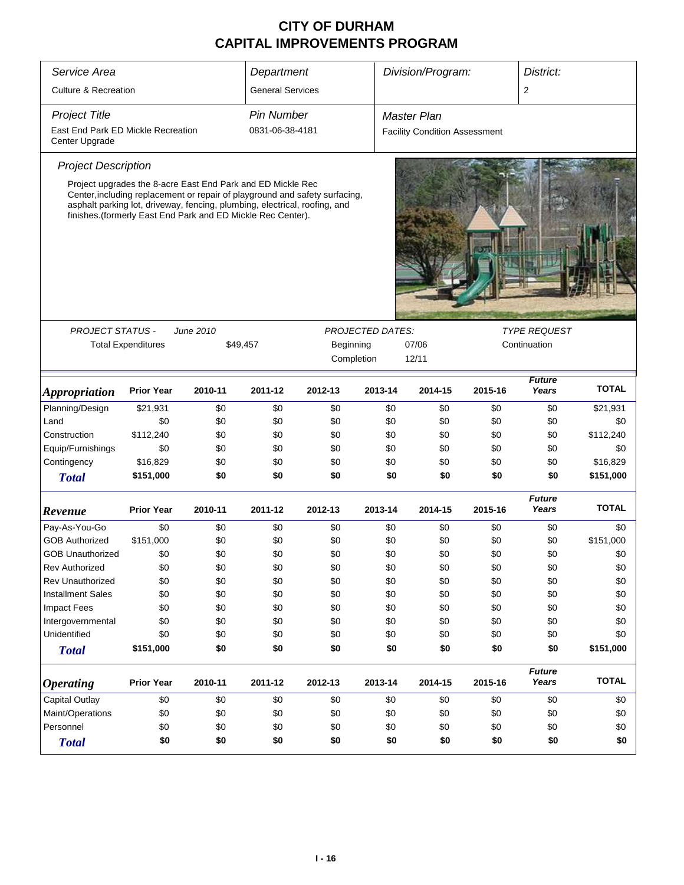# CITY OF DURHAM
# CAPITAL IMPROVEMENTS PROGRAM

| Service Area | Department | Division/Program: | District: |
|---|---|---|---|
| Culture & Recreation | General Services | | 2 |

| Project Title | Pin Number | Master Plan |
|---|---|---|
| East End Park ED Mickle Recreation Center Upgrade | 0831-06-38-4181 | Facility Condition Assessment |

## Project Description

Project upgrades the 8-acre East End Park and ED Mickle Rec Center,including replacement or repair of playground and safety surfacing, asphalt parking lot, driveway, fencing, plumbing, electrical, roofing, and finishes.(formerly East End Park and ED Mickle Rec Center).

| PROJECT STATUS - June 2010 | | PROJECTED DATES: | | TYPE REQUEST |
|---|---|---|---|---|
| Total Expenditures | $49,457 | Beginning | 07/06 | Continuation |
| | | Completion | 12/11 | |

| Appropriation | Prior Year | 2010-11 | 2011-12 | 2012-13 | 2013-14 | 2014-15 | 2015-16 | Future Years | TOTAL |
|---|---|---|---|---|---|---|---|---|---|
| Planning/Design | $21,931 | $0 | $0 | $0 | $0 | $0 | $0 | $0 | $21,931 |
| Land | $0 | $0 | $0 | $0 | $0 | $0 | $0 | $0 | $0 |
| Construction | $112,240 | $0 | $0 | $0 | $0 | $0 | $0 | $0 | $112,240 |
| Equip/Furnishings | $0 | $0 | $0 | $0 | $0 | $0 | $0 | $0 | $0 |
| Contingency | $16,829 | $0 | $0 | $0 | $0 | $0 | $0 | $0 | $16,829 |
| **Total** | **$151,000** | **$0** | **$0** | **$0** | **$0** | **$0** | **$0** | **$0** | **$151,000** |

| Revenue | Prior Year | 2010-11 | 2011-12 | 2012-13 | 2013-14 | 2014-15 | 2015-16 | Future Years | TOTAL |
|---|---|---|---|---|---|---|---|---|---|
| Pay-As-You-Go | $0 | $0 | $0 | $0 | $0 | $0 | $0 | $0 | $0 |
| GOB Authorized | $151,000 | $0 | $0 | $0 | $0 | $0 | $0 | $0 | $151,000 |
| GOB Unauthorized | $0 | $0 | $0 | $0 | $0 | $0 | $0 | $0 | $0 |
| Rev Authorized | $0 | $0 | $0 | $0 | $0 | $0 | $0 | $0 | $0 |
| Rev Unauthorized | $0 | $0 | $0 | $0 | $0 | $0 | $0 | $0 | $0 |
| Installment Sales | $0 | $0 | $0 | $0 | $0 | $0 | $0 | $0 | $0 |
| Impact Fees | $0 | $0 | $0 | $0 | $0 | $0 | $0 | $0 | $0 |
| Intergovernmental | $0 | $0 | $0 | $0 | $0 | $0 | $0 | $0 | $0 |
| Unidentified | $0 | $0 | $0 | $0 | $0 | $0 | $0 | $0 | $0 |
| **Total** | **$151,000** | **$0** | **$0** | **$0** | **$0** | **$0** | **$0** | **$0** | **$151,000** |

| Operating | Prior Year | 2010-11 | 2011-12 | 2012-13 | 2013-14 | 2014-15 | 2015-16 | Future Years | TOTAL |
|---|---|---|---|---|---|---|---|---|---|
| Capital Outlay | $0 | $0 | $0 | $0 | $0 | $0 | $0 | $0 | $0 |
| Maint/Operations | $0 | $0 | $0 | $0 | $0 | $0 | $0 | $0 | $0 |
| Personnel | $0 | $0 | $0 | $0 | $0 | $0 | $0 | $0 | $0 |
| **Total** | **$0** | **$0** | **$0** | **$0** | **$0** | **$0** | **$0** | **$0** | **$0** |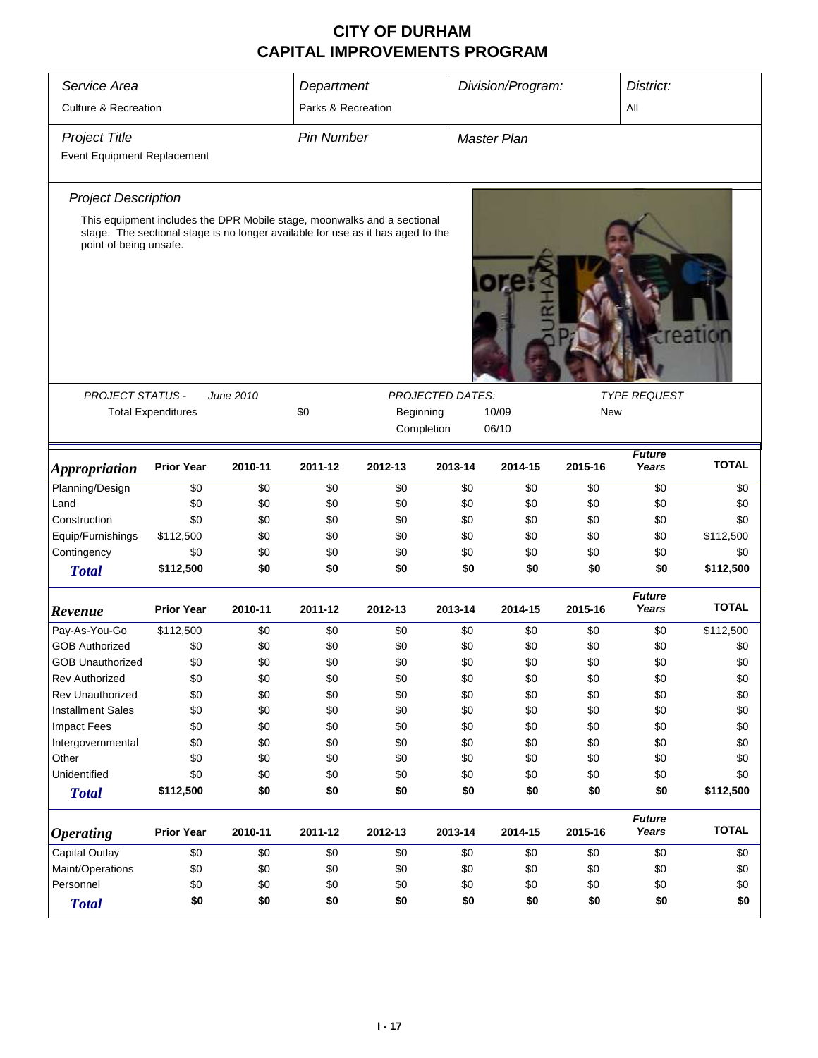# CITY OF DURHAM
# CAPITAL IMPROVEMENTS PROGRAM

| Service Area | Department | Division/Program: | District: |
|---|---|---|---|
| Culture & Recreation | Parks & Recreation | | All |

| Project Title | Pin Number | Master Plan |
|---|---|---|
| Event Equipment Replacement | | |

### Project Description

This equipment includes the DPR Mobile stage, moonwalks and a sectional stage. The sectional stage is no longer available for use as it has aged to the point of being unsafe.

| PROJECT STATUS - June 2010 | | PROJECTED DATES: | | TYPE REQUEST |
|---|---|---|---|---|
| Total Expenditures | $0 | Beginning | 10/09 | New |
| | | Completion | 06/10 | |

| Appropriation | Prior Year | 2010-11 | 2011-12 | 2012-13 | 2013-14 | 2014-15 | 2015-16 | Future Years | TOTAL |
|---|---|---|---|---|---|---|---|---|---|
| Planning/Design | $0 | $0 | $0 | $0 | $0 | $0 | $0 | $0 | $0 |
| Land | $0 | $0 | $0 | $0 | $0 | $0 | $0 | $0 | $0 |
| Construction | $0 | $0 | $0 | $0 | $0 | $0 | $0 | $0 | $0 |
| Equip/Furnishings | $112,500 | $0 | $0 | $0 | $0 | $0 | $0 | $0 | $112,500 |
| Contingency | $0 | $0 | $0 | $0 | $0 | $0 | $0 | $0 | $0 |
| **Total** | **$112,500** | **$0** | **$0** | **$0** | **$0** | **$0** | **$0** | **$0** | **$112,500** |

| Revenue | Prior Year | 2010-11 | 2011-12 | 2012-13 | 2013-14 | 2014-15 | 2015-16 | Future Years | TOTAL |
|---|---|---|---|---|---|---|---|---|---|
| Pay-As-You-Go | $112,500 | $0 | $0 | $0 | $0 | $0 | $0 | $0 | $112,500 |
| GOB Authorized | $0 | $0 | $0 | $0 | $0 | $0 | $0 | $0 | $0 |
| GOB Unauthorized | $0 | $0 | $0 | $0 | $0 | $0 | $0 | $0 | $0 |
| Rev Authorized | $0 | $0 | $0 | $0 | $0 | $0 | $0 | $0 | $0 |
| Rev Unauthorized | $0 | $0 | $0 | $0 | $0 | $0 | $0 | $0 | $0 |
| Installment Sales | $0 | $0 | $0 | $0 | $0 | $0 | $0 | $0 | $0 |
| Impact Fees | $0 | $0 | $0 | $0 | $0 | $0 | $0 | $0 | $0 |
| Intergovernmental | $0 | $0 | $0 | $0 | $0 | $0 | $0 | $0 | $0 |
| Other | $0 | $0 | $0 | $0 | $0 | $0 | $0 | $0 | $0 |
| Unidentified | $0 | $0 | $0 | $0 | $0 | $0 | $0 | $0 | $0 |
| **Total** | **$112,500** | **$0** | **$0** | **$0** | **$0** | **$0** | **$0** | **$0** | **$112,500** |

| Operating | Prior Year | 2010-11 | 2011-12 | 2012-13 | 2013-14 | 2014-15 | 2015-16 | Future Years | TOTAL |
|---|---|---|---|---|---|---|---|---|---|
| Capital Outlay | $0 | $0 | $0 | $0 | $0 | $0 | $0 | $0 | $0 |
| Maint/Operations | $0 | $0 | $0 | $0 | $0 | $0 | $0 | $0 | $0 |
| Personnel | $0 | $0 | $0 | $0 | $0 | $0 | $0 | $0 | $0 |
| **Total** | **$0** | **$0** | **$0** | **$0** | **$0** | **$0** | **$0** | **$0** | **$0** |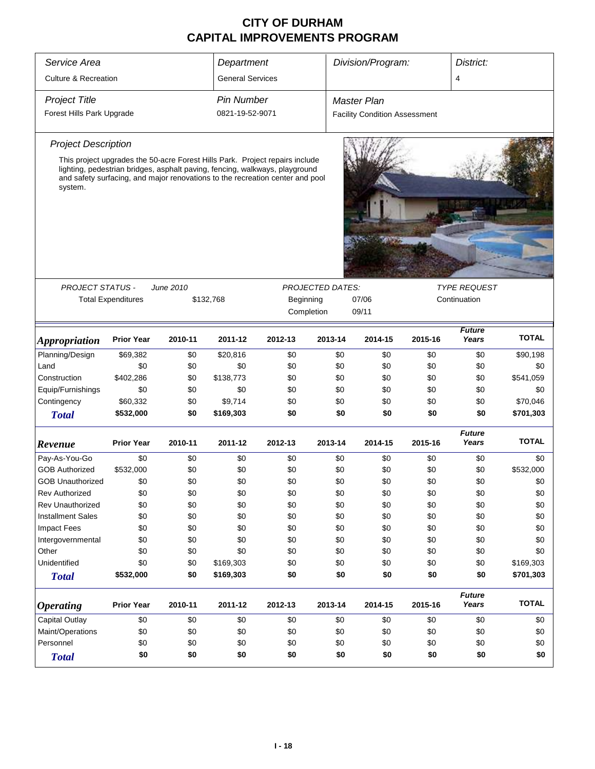# CITY OF DURHAM
# CAPITAL IMPROVEMENTS PROGRAM

| Service Area | Department | Division/Program: | District: |
|---|---|---|---|
| Culture & Recreation | General Services | | 4 |

| Project Title | Pin Number | Master Plan |
|---|---|---|
| Forest Hills Park Upgrade | 0821-19-52-9071 | Facility Condition Assessment |

### Project Description

This project upgrades the 50-acre Forest Hills Park. Project repairs include lighting, pedestrian bridges, asphalt paving, fencing, walkways, playground and safety surfacing, and major renovations to the recreation center and pool system.

| PROJECT STATUS - | June 2010 | PROJECTED DATES: | | TYPE REQUEST |
|---|---|---|---|---|
| Total Expenditures | $132,768 | Beginning | 07/06 | Continuation |
| | | Completion | 09/11 | |

| *Appropriation* | Prior Year | 2010-11 | 2011-12 | 2012-13 | 2013-14 | 2014-15 | 2015-16 | Future Years | TOTAL |
|---|---|---|---|---|---|---|---|---|---|
| Planning/Design | $69,382 | $0 | $20,816 | $0 | $0 | $0 | $0 | $0 | $90,198 |
| Land | $0 | $0 | $0 | $0 | $0 | $0 | $0 | $0 | $0 |
| Construction | $402,286 | $0 | $138,773 | $0 | $0 | $0 | $0 | $0 | $541,059 |
| Equip/Furnishings | $0 | $0 | $0 | $0 | $0 | $0 | $0 | $0 | $0 |
| Contingency | $60,332 | $0 | $9,714 | $0 | $0 | $0 | $0 | $0 | $70,046 |
| **Total** | **$532,000** | **$0** | **$169,303** | **$0** | **$0** | **$0** | **$0** | **$0** | **$701,303** |

| *Revenue* | Prior Year | 2010-11 | 2011-12 | 2012-13 | 2013-14 | 2014-15 | 2015-16 | Future Years | TOTAL |
|---|---|---|---|---|---|---|---|---|---|
| Pay-As-You-Go | $0 | $0 | $0 | $0 | $0 | $0 | $0 | $0 | $0 |
| GOB Authorized | $532,000 | $0 | $0 | $0 | $0 | $0 | $0 | $0 | $532,000 |
| GOB Unauthorized | $0 | $0 | $0 | $0 | $0 | $0 | $0 | $0 | $0 |
| Rev Authorized | $0 | $0 | $0 | $0 | $0 | $0 | $0 | $0 | $0 |
| Rev Unauthorized | $0 | $0 | $0 | $0 | $0 | $0 | $0 | $0 | $0 |
| Installment Sales | $0 | $0 | $0 | $0 | $0 | $0 | $0 | $0 | $0 |
| Impact Fees | $0 | $0 | $0 | $0 | $0 | $0 | $0 | $0 | $0 |
| Intergovernmental | $0 | $0 | $0 | $0 | $0 | $0 | $0 | $0 | $0 |
| Other | $0 | $0 | $0 | $0 | $0 | $0 | $0 | $0 | $0 |
| Unidentified | $0 | $0 | $169,303 | $0 | $0 | $0 | $0 | $0 | $169,303 |
| **Total** | **$532,000** | **$0** | **$169,303** | **$0** | **$0** | **$0** | **$0** | **$0** | **$701,303** |

| *Operating* | Prior Year | 2010-11 | 2011-12 | 2012-13 | 2013-14 | 2014-15 | 2015-16 | Future Years | TOTAL |
|---|---|---|---|---|---|---|---|---|---|
| Capital Outlay | $0 | $0 | $0 | $0 | $0 | $0 | $0 | $0 | $0 |
| Maint/Operations | $0 | $0 | $0 | $0 | $0 | $0 | $0 | $0 | $0 |
| Personnel | $0 | $0 | $0 | $0 | $0 | $0 | $0 | $0 | $0 |
| **Total** | **$0** | **$0** | **$0** | **$0** | **$0** | **$0** | **$0** | **$0** | **$0** |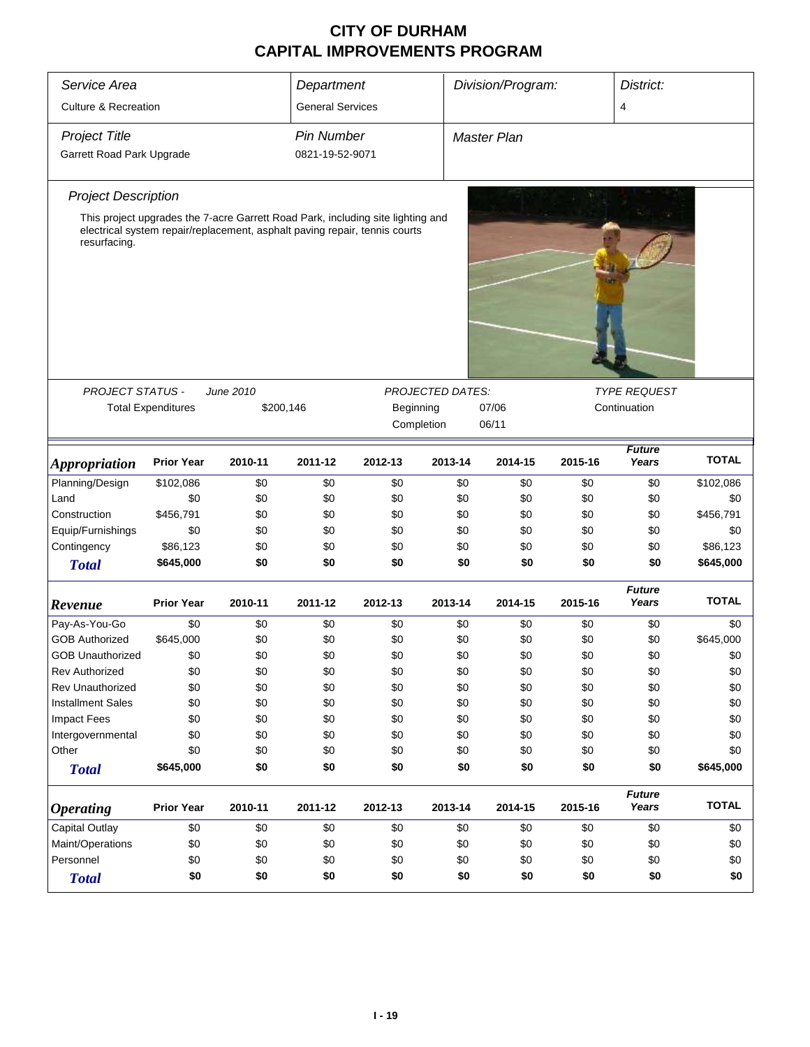# CITY OF DURHAM
# CAPITAL IMPROVEMENTS PROGRAM

| *Service Area* | *Department* | *Division/Program:* | *District:* |
|---|---|---|---|
| Culture & Recreation | General Services | | 4 |

| *Project Title* | *Pin Number* | *Master Plan* |
|---|---|---|
| Garrett Road Park Upgrade | 0821-19-52-9071 | |

### *Project Description*

This project upgrades the 7-acre Garrett Road Park, including site lighting and electrical system repair/replacement, asphalt paving repair, tennis courts resurfacing.

| *PROJECT STATUS -* | *June 2010* | *PROJECTED DATES:* | | *TYPE REQUEST* |
|---|---|---|---|---|
| Total Expenditures | $200,146 | Beginning | 07/06 | Continuation |
| | | Completion | 06/11 | |

| *Appropriation* | Prior Year | 2010-11 | 2011-12 | 2012-13 | 2013-14 | 2014-15 | 2015-16 | *Future Years* | TOTAL |
|---|---|---|---|---|---|---|---|---|---|
| Planning/Design | $102,086 | $0 | $0 | $0 | $0 | $0 | $0 | $0 | $102,086 |
| Land | $0 | $0 | $0 | $0 | $0 | $0 | $0 | $0 | $0 |
| Construction | $456,791 | $0 | $0 | $0 | $0 | $0 | $0 | $0 | $456,791 |
| Equip/Furnishings | $0 | $0 | $0 | $0 | $0 | $0 | $0 | $0 | $0 |
| Contingency | $86,123 | $0 | $0 | $0 | $0 | $0 | $0 | $0 | $86,123 |
| ***Total*** | **$645,000** | **$0** | **$0** | **$0** | **$0** | **$0** | **$0** | **$0** | **$645,000** |

| *Revenue* | Prior Year | 2010-11 | 2011-12 | 2012-13 | 2013-14 | 2014-15 | 2015-16 | *Future Years* | TOTAL |
|---|---|---|---|---|---|---|---|---|---|
| Pay-As-You-Go | $0 | $0 | $0 | $0 | $0 | $0 | $0 | $0 | $0 |
| GOB Authorized | $645,000 | $0 | $0 | $0 | $0 | $0 | $0 | $0 | $645,000 |
| GOB Unauthorized | $0 | $0 | $0 | $0 | $0 | $0 | $0 | $0 | $0 |
| Rev Authorized | $0 | $0 | $0 | $0 | $0 | $0 | $0 | $0 | $0 |
| Rev Unauthorized | $0 | $0 | $0 | $0 | $0 | $0 | $0 | $0 | $0 |
| Installment Sales | $0 | $0 | $0 | $0 | $0 | $0 | $0 | $0 | $0 |
| Impact Fees | $0 | $0 | $0 | $0 | $0 | $0 | $0 | $0 | $0 |
| Intergovernmental | $0 | $0 | $0 | $0 | $0 | $0 | $0 | $0 | $0 |
| Other | $0 | $0 | $0 | $0 | $0 | $0 | $0 | $0 | $0 |
| ***Total*** | **$645,000** | **$0** | **$0** | **$0** | **$0** | **$0** | **$0** | **$0** | **$645,000** |

| *Operating* | Prior Year | 2010-11 | 2011-12 | 2012-13 | 2013-14 | 2014-15 | 2015-16 | *Future Years* | TOTAL |
|---|---|---|---|---|---|---|---|---|---|
| Capital Outlay | $0 | $0 | $0 | $0 | $0 | $0 | $0 | $0 | $0 |
| Maint/Operations | $0 | $0 | $0 | $0 | $0 | $0 | $0 | $0 | $0 |
| Personnel | $0 | $0 | $0 | $0 | $0 | $0 | $0 | $0 | $0 |
| ***Total*** | **$0** | **$0** | **$0** | **$0** | **$0** | **$0** | **$0** | **$0** | **$0** |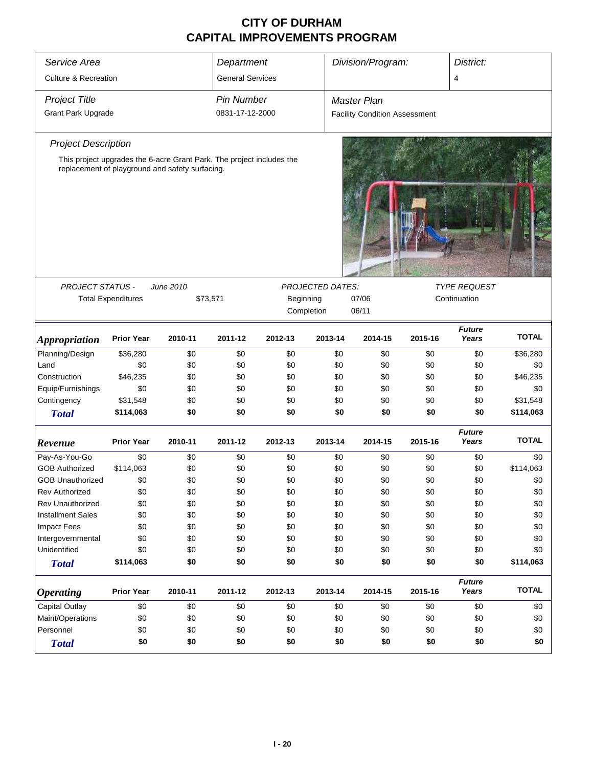# CITY OF DURHAM
# CAPITAL IMPROVEMENTS PROGRAM

| *Service Area* | *Department* | *Division/Program:* | *District:* |
|---|---|---|---|
| Culture & Recreation | General Services | | 4 |

| *Project Title* | *Pin Number* | *Master Plan* |
|---|---|---|
| Grant Park Upgrade | 0831-17-12-2000 | Facility Condition Assessment |

*Project Description*

This project upgrades the 6-acre Grant Park. The project includes the replacement of playground and safety surfacing.

| *PROJECT STATUS -* | *June 2010* | *PROJECTED DATES:* | | *TYPE REQUEST* |
|---|---|---|---|---|
| Total Expenditures | $73,571 | Beginning | 07/06 | Continuation |
| | | Completion | 06/11 | |

| *Appropriation* | Prior Year | 2010-11 | 2011-12 | 2012-13 | 2013-14 | 2014-15 | 2015-16 | *Future Years* | TOTAL |
|---|---|---|---|---|---|---|---|---|---|
| Planning/Design | $36,280 | $0 | $0 | $0 | $0 | $0 | $0 | $0 | $36,280 |
| Land | $0 | $0 | $0 | $0 | $0 | $0 | $0 | $0 | $0 |
| Construction | $46,235 | $0 | $0 | $0 | $0 | $0 | $0 | $0 | $46,235 |
| Equip/Furnishings | $0 | $0 | $0 | $0 | $0 | $0 | $0 | $0 | $0 |
| Contingency | $31,548 | $0 | $0 | $0 | $0 | $0 | $0 | $0 | $31,548 |
| ***Total*** | **$114,063** | **$0** | **$0** | **$0** | **$0** | **$0** | **$0** | **$0** | **$114,063** |

| *Revenue* | Prior Year | 2010-11 | 2011-12 | 2012-13 | 2013-14 | 2014-15 | 2015-16 | *Future Years* | TOTAL |
|---|---|---|---|---|---|---|---|---|---|
| Pay-As-You-Go | $0 | $0 | $0 | $0 | $0 | $0 | $0 | $0 | $0 |
| GOB Authorized | $114,063 | $0 | $0 | $0 | $0 | $0 | $0 | $0 | $114,063 |
| GOB Unauthorized | $0 | $0 | $0 | $0 | $0 | $0 | $0 | $0 | $0 |
| Rev Authorized | $0 | $0 | $0 | $0 | $0 | $0 | $0 | $0 | $0 |
| Rev Unauthorized | $0 | $0 | $0 | $0 | $0 | $0 | $0 | $0 | $0 |
| Installment Sales | $0 | $0 | $0 | $0 | $0 | $0 | $0 | $0 | $0 |
| Impact Fees | $0 | $0 | $0 | $0 | $0 | $0 | $0 | $0 | $0 |
| Intergovernmental | $0 | $0 | $0 | $0 | $0 | $0 | $0 | $0 | $0 |
| Unidentified | $0 | $0 | $0 | $0 | $0 | $0 | $0 | $0 | $0 |
| ***Total*** | **$114,063** | **$0** | **$0** | **$0** | **$0** | **$0** | **$0** | **$0** | **$114,063** |

| *Operating* | Prior Year | 2010-11 | 2011-12 | 2012-13 | 2013-14 | 2014-15 | 2015-16 | *Future Years* | TOTAL |
|---|---|---|---|---|---|---|---|---|---|
| Capital Outlay | $0 | $0 | $0 | $0 | $0 | $0 | $0 | $0 | $0 |
| Maint/Operations | $0 | $0 | $0 | $0 | $0 | $0 | $0 | $0 | $0 |
| Personnel | $0 | $0 | $0 | $0 | $0 | $0 | $0 | $0 | $0 |
| ***Total*** | **$0** | **$0** | **$0** | **$0** | **$0** | **$0** | **$0** | **$0** | **$0** |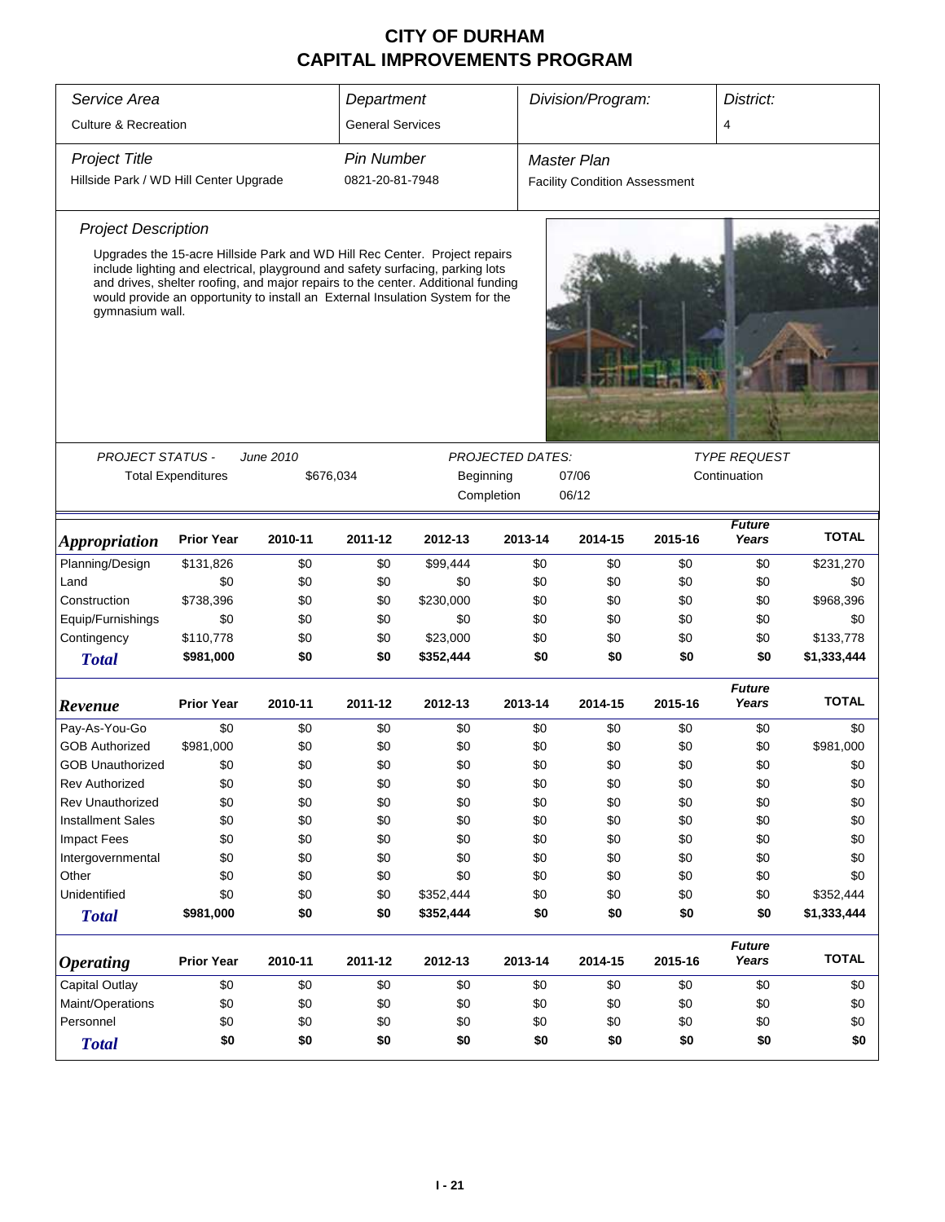# CITY OF DURHAM
## CAPITAL IMPROVEMENTS PROGRAM

| Service Area | Department | Division/Program: | District: |
|---|---|---|---|
| Culture & Recreation | General Services | | 4 |

| Project Title | Pin Number | Master Plan |
|---|---|---|
| Hillside Park / WD Hill Center Upgrade | 0821-20-81-7948 | Facility Condition Assessment |

### Project Description

Upgrades the 15-acre Hillside Park and WD Hill Rec Center. Project repairs include lighting and electrical, playground and safety surfacing, parking lots and drives, shelter roofing, and major repairs to the center. Additional funding would provide an opportunity to install an External Insulation System for the gymnasium wall.

| PROJECT STATUS - June 2010 | | PROJECTED DATES: | | TYPE REQUEST |
|---|---|---|---|---|
| Total Expenditures | $676,034 | Beginning | 07/06 | Continuation |
| | | Completion | 06/12 | |

| Appropriation | Prior Year | 2010-11 | 2011-12 | 2012-13 | 2013-14 | 2014-15 | 2015-16 | Future Years | TOTAL |
|---|---|---|---|---|---|---|---|---|---|
| Planning/Design | $131,826 | $0 | $0 | $99,444 | $0 | $0 | $0 | $0 | $231,270 |
| Land | $0 | $0 | $0 | $0 | $0 | $0 | $0 | $0 | $0 |
| Construction | $738,396 | $0 | $0 | $230,000 | $0 | $0 | $0 | $0 | $968,396 |
| Equip/Furnishings | $0 | $0 | $0 | $0 | $0 | $0 | $0 | $0 | $0 |
| Contingency | $110,778 | $0 | $0 | $23,000 | $0 | $0 | $0 | $0 | $133,778 |
| **Total** | **$981,000** | **$0** | **$0** | **$352,444** | **$0** | **$0** | **$0** | **$0** | **$1,333,444** |

| Revenue | Prior Year | 2010-11 | 2011-12 | 2012-13 | 2013-14 | 2014-15 | 2015-16 | Future Years | TOTAL |
|---|---|---|---|---|---|---|---|---|---|
| Pay-As-You-Go | $0 | $0 | $0 | $0 | $0 | $0 | $0 | $0 | $0 |
| GOB Authorized | $981,000 | $0 | $0 | $0 | $0 | $0 | $0 | $0 | $981,000 |
| GOB Unauthorized | $0 | $0 | $0 | $0 | $0 | $0 | $0 | $0 | $0 |
| Rev Authorized | $0 | $0 | $0 | $0 | $0 | $0 | $0 | $0 | $0 |
| Rev Unauthorized | $0 | $0 | $0 | $0 | $0 | $0 | $0 | $0 | $0 |
| Installment Sales | $0 | $0 | $0 | $0 | $0 | $0 | $0 | $0 | $0 |
| Impact Fees | $0 | $0 | $0 | $0 | $0 | $0 | $0 | $0 | $0 |
| Intergovernmental | $0 | $0 | $0 | $0 | $0 | $0 | $0 | $0 | $0 |
| Other | $0 | $0 | $0 | $0 | $0 | $0 | $0 | $0 | $0 |
| Unidentified | $0 | $0 | $0 | $352,444 | $0 | $0 | $0 | $0 | $352,444 |
| **Total** | **$981,000** | **$0** | **$0** | **$352,444** | **$0** | **$0** | **$0** | **$0** | **$1,333,444** |

| Operating | Prior Year | 2010-11 | 2011-12 | 2012-13 | 2013-14 | 2014-15 | 2015-16 | Future Years | TOTAL |
|---|---|---|---|---|---|---|---|---|---|
| Capital Outlay | $0 | $0 | $0 | $0 | $0 | $0 | $0 | $0 | $0 |
| Maint/Operations | $0 | $0 | $0 | $0 | $0 | $0 | $0 | $0 | $0 |
| Personnel | $0 | $0 | $0 | $0 | $0 | $0 | $0 | $0 | $0 |
| **Total** | **$0** | **$0** | **$0** | **$0** | **$0** | **$0** | **$0** | **$0** | **$0** |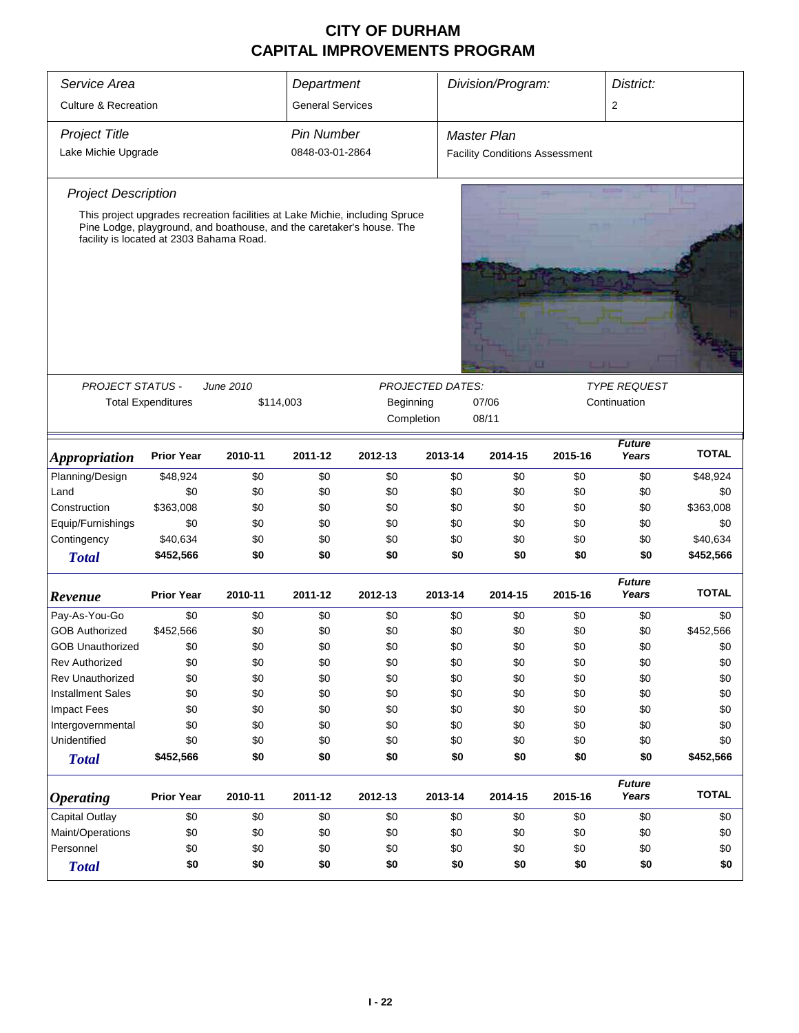# CITY OF DURHAM
# CAPITAL IMPROVEMENTS PROGRAM

| Service Area | Department | Division/Program: | District: |
|---|---|---|---|
| Culture & Recreation | General Services | | 2 |

| Project Title | Pin Number | Master Plan |
|---|---|---|
| Lake Michie Upgrade | 0848-03-01-2864 | Facility Conditions Assessment |

## Project Description

This project upgrades recreation facilities at Lake Michie, including Spruce Pine Lodge, playground, and boathouse, and the caretaker's house. The facility is located at 2303 Bahama Road.

| PROJECT STATUS - | June 2010 | PROJECTED DATES: | | TYPE REQUEST |
|---|---|---|---|---|
| Total Expenditures | $114,003 | Beginning | 07/06 | Continuation |
| | | Completion | 08/11 | |

| Appropriation | Prior Year | 2010-11 | 2011-12 | 2012-13 | 2013-14 | 2014-15 | 2015-16 | Future Years | TOTAL |
|---|---|---|---|---|---|---|---|---|---|
| Planning/Design | $48,924 | $0 | $0 | $0 | $0 | $0 | $0 | $0 | $48,924 |
| Land | $0 | $0 | $0 | $0 | $0 | $0 | $0 | $0 | $0 |
| Construction | $363,008 | $0 | $0 | $0 | $0 | $0 | $0 | $0 | $363,008 |
| Equip/Furnishings | $0 | $0 | $0 | $0 | $0 | $0 | $0 | $0 | $0 |
| Contingency | $40,634 | $0 | $0 | $0 | $0 | $0 | $0 | $0 | $40,634 |
| **Total** | **$452,566** | **$0** | **$0** | **$0** | **$0** | **$0** | **$0** | **$0** | **$452,566** |

| Revenue | Prior Year | 2010-11 | 2011-12 | 2012-13 | 2013-14 | 2014-15 | 2015-16 | Future Years | TOTAL |
|---|---|---|---|---|---|---|---|---|---|
| Pay-As-You-Go | $0 | $0 | $0 | $0 | $0 | $0 | $0 | $0 | $0 |
| GOB Authorized | $452,566 | $0 | $0 | $0 | $0 | $0 | $0 | $0 | $452,566 |
| GOB Unauthorized | $0 | $0 | $0 | $0 | $0 | $0 | $0 | $0 | $0 |
| Rev Authorized | $0 | $0 | $0 | $0 | $0 | $0 | $0 | $0 | $0 |
| Rev Unauthorized | $0 | $0 | $0 | $0 | $0 | $0 | $0 | $0 | $0 |
| Installment Sales | $0 | $0 | $0 | $0 | $0 | $0 | $0 | $0 | $0 |
| Impact Fees | $0 | $0 | $0 | $0 | $0 | $0 | $0 | $0 | $0 |
| Intergovernmental | $0 | $0 | $0 | $0 | $0 | $0 | $0 | $0 | $0 |
| Unidentified | $0 | $0 | $0 | $0 | $0 | $0 | $0 | $0 | $0 |
| **Total** | **$452,566** | **$0** | **$0** | **$0** | **$0** | **$0** | **$0** | **$0** | **$452,566** |

| Operating | Prior Year | 2010-11 | 2011-12 | 2012-13 | 2013-14 | 2014-15 | 2015-16 | Future Years | TOTAL |
|---|---|---|---|---|---|---|---|---|---|
| Capital Outlay | $0 | $0 | $0 | $0 | $0 | $0 | $0 | $0 | $0 |
| Maint/Operations | $0 | $0 | $0 | $0 | $0 | $0 | $0 | $0 | $0 |
| Personnel | $0 | $0 | $0 | $0 | $0 | $0 | $0 | $0 | $0 |
| **Total** | **$0** | **$0** | **$0** | **$0** | **$0** | **$0** | **$0** | **$0** | **$0** |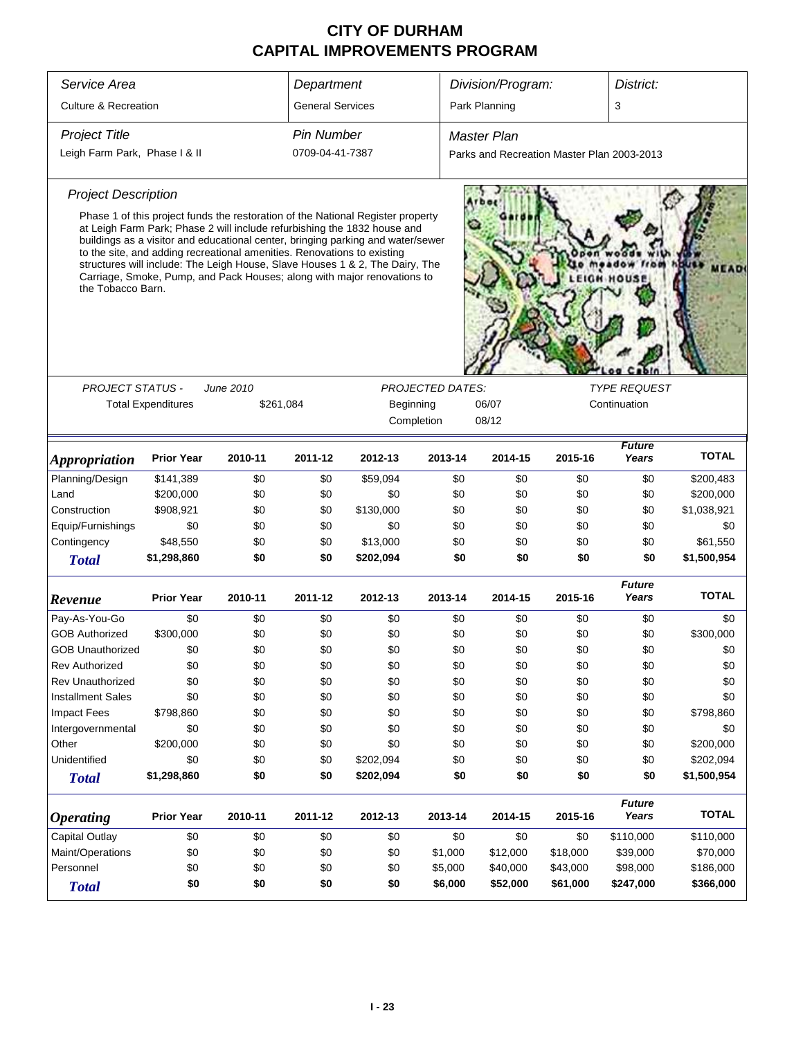# CITY OF DURHAM
# CAPITAL IMPROVEMENTS PROGRAM

| *Service Area* | *Department* | *Division/Program:* | *District:* |
|---|---|---|---|
| Culture & Recreation | General Services | Park Planning | 3 |

| *Project Title* | *Pin Number* | *Master Plan* |
|---|---|---|
| Leigh Farm Park, Phase I & II | 0709-04-41-7387 | Parks and Recreation Master Plan 2003-2013 |

### *Project Description*

Phase 1 of this project funds the restoration of the National Register property at Leigh Farm Park; Phase 2 will include refurbishing the 1832 house and buildings as a visitor and educational center, bringing parking and water/sewer to the site, and adding recreational amenities. Renovations to existing structures will include: The Leigh House, Slave Houses 1 & 2, The Dairy, The Carriage, Smoke, Pump, and Pack Houses; along with major renovations to the Tobacco Barn.

| *PROJECT STATUS -* | *June 2010* | *PROJECTED DATES:* | | *TYPE REQUEST* |
|---|---|---|---|---|
| Total Expenditures | $261,084 | Beginning | 06/07 | Continuation |
| | | Completion | 08/12 | |

| ***Appropriation*** | **Prior Year** | **2010-11** | **2011-12** | **2012-13** | **2013-14** | **2014-15** | **2015-16** | ***Future Years*** | **TOTAL** |
|---|---|---|---|---|---|---|---|---|---|
| Planning/Design | $141,389 | $0 | $0 | $59,094 | $0 | $0 | $0 | $0 | $200,483 |
| Land | $200,000 | $0 | $0 | $0 | $0 | $0 | $0 | $0 | $200,000 |
| Construction | $908,921 | $0 | $0 | $130,000 | $0 | $0 | $0 | $0 | $1,038,921 |
| Equip/Furnishings | $0 | $0 | $0 | $0 | $0 | $0 | $0 | $0 | $0 |
| Contingency | $48,550 | $0 | $0 | $13,000 | $0 | $0 | $0 | $0 | $61,550 |
| ***Total*** | **$1,298,860** | **$0** | **$0** | **$202,094** | **$0** | **$0** | **$0** | **$0** | **$1,500,954** |

| ***Revenue*** | **Prior Year** | **2010-11** | **2011-12** | **2012-13** | **2013-14** | **2014-15** | **2015-16** | ***Future Years*** | **TOTAL** |
|---|---|---|---|---|---|---|---|---|---|
| Pay-As-You-Go | $0 | $0 | $0 | $0 | $0 | $0 | $0 | $0 | $0 |
| GOB Authorized | $300,000 | $0 | $0 | $0 | $0 | $0 | $0 | $0 | $300,000 |
| GOB Unauthorized | $0 | $0 | $0 | $0 | $0 | $0 | $0 | $0 | $0 |
| Rev Authorized | $0 | $0 | $0 | $0 | $0 | $0 | $0 | $0 | $0 |
| Rev Unauthorized | $0 | $0 | $0 | $0 | $0 | $0 | $0 | $0 | $0 |
| Installment Sales | $0 | $0 | $0 | $0 | $0 | $0 | $0 | $0 | $0 |
| Impact Fees | $798,860 | $0 | $0 | $0 | $0 | $0 | $0 | $0 | $798,860 |
| Intergovernmental | $0 | $0 | $0 | $0 | $0 | $0 | $0 | $0 | $0 |
| Other | $200,000 | $0 | $0 | $0 | $0 | $0 | $0 | $0 | $200,000 |
| Unidentified | $0 | $0 | $0 | $202,094 | $0 | $0 | $0 | $0 | $202,094 |
| ***Total*** | **$1,298,860** | **$0** | **$0** | **$202,094** | **$0** | **$0** | **$0** | **$0** | **$1,500,954** |

| ***Operating*** | **Prior Year** | **2010-11** | **2011-12** | **2012-13** | **2013-14** | **2014-15** | **2015-16** | ***Future Years*** | **TOTAL** |
|---|---|---|---|---|---|---|---|---|---|
| Capital Outlay | $0 | $0 | $0 | $0 | $0 | $0 | $0 | $110,000 | $110,000 |
| Maint/Operations | $0 | $0 | $0 | $0 | $1,000 | $12,000 | $18,000 | $39,000 | $70,000 |
| Personnel | $0 | $0 | $0 | $0 | $5,000 | $40,000 | $43,000 | $98,000 | $186,000 |
| ***Total*** | **$0** | **$0** | **$0** | **$0** | **$6,000** | **$52,000** | **$61,000** | **$247,000** | **$366,000** |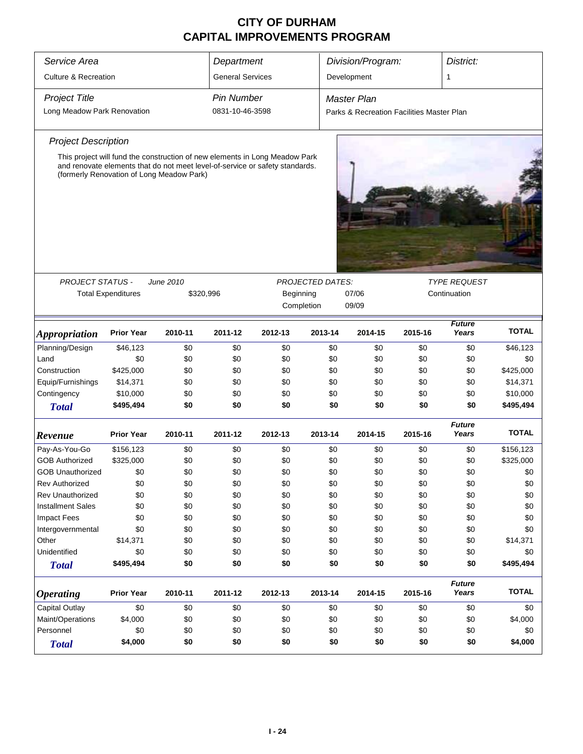# CITY OF DURHAM
# CAPITAL IMPROVEMENTS PROGRAM

| Service Area | Department | Division/Program: | District: |
|---|---|---|---|
| Culture & Recreation | General Services | Development | 1 |

| Project Title | Pin Number | Master Plan |
|---|---|---|
| Long Meadow Park Renovation | 0831-10-46-3598 | Parks & Recreation Facilities Master Plan |

### Project Description

This project will fund the construction of new elements in Long Meadow Park and renovate elements that do not meet level-of-service or safety standards. (formerly Renovation of Long Meadow Park)

| PROJECT STATUS - | June 2010 | PROJECTED DATES: | | TYPE REQUEST |
|---|---|---|---|---|
| Total Expenditures | $320,996 | Beginning | 07/06 | Continuation |
| | | Completion | 09/09 | |

| *Appropriation* | Prior Year | 2010-11 | 2011-12 | 2012-13 | 2013-14 | 2014-15 | 2015-16 | Future Years | TOTAL |
|---|---|---|---|---|---|---|---|---|---|
| Planning/Design | $46,123 | $0 | $0 | $0 | $0 | $0 | $0 | $0 | $46,123 |
| Land | $0 | $0 | $0 | $0 | $0 | $0 | $0 | $0 | $0 |
| Construction | $425,000 | $0 | $0 | $0 | $0 | $0 | $0 | $0 | $425,000 |
| Equip/Furnishings | $14,371 | $0 | $0 | $0 | $0 | $0 | $0 | $0 | $14,371 |
| Contingency | $10,000 | $0 | $0 | $0 | $0 | $0 | $0 | $0 | $10,000 |
| **Total** | **$495,494** | **$0** | **$0** | **$0** | **$0** | **$0** | **$0** | **$0** | **$495,494** |

| *Revenue* | Prior Year | 2010-11 | 2011-12 | 2012-13 | 2013-14 | 2014-15 | 2015-16 | Future Years | TOTAL |
|---|---|---|---|---|---|---|---|---|---|
| Pay-As-You-Go | $156,123 | $0 | $0 | $0 | $0 | $0 | $0 | $0 | $156,123 |
| GOB Authorized | $325,000 | $0 | $0 | $0 | $0 | $0 | $0 | $0 | $325,000 |
| GOB Unauthorized | $0 | $0 | $0 | $0 | $0 | $0 | $0 | $0 | $0 |
| Rev Authorized | $0 | $0 | $0 | $0 | $0 | $0 | $0 | $0 | $0 |
| Rev Unauthorized | $0 | $0 | $0 | $0 | $0 | $0 | $0 | $0 | $0 |
| Installment Sales | $0 | $0 | $0 | $0 | $0 | $0 | $0 | $0 | $0 |
| Impact Fees | $0 | $0 | $0 | $0 | $0 | $0 | $0 | $0 | $0 |
| Intergovernmental | $0 | $0 | $0 | $0 | $0 | $0 | $0 | $0 | $0 |
| Other | $14,371 | $0 | $0 | $0 | $0 | $0 | $0 | $0 | $14,371 |
| Unidentified | $0 | $0 | $0 | $0 | $0 | $0 | $0 | $0 | $0 |
| **Total** | **$495,494** | **$0** | **$0** | **$0** | **$0** | **$0** | **$0** | **$0** | **$495,494** |

| *Operating* | Prior Year | 2010-11 | 2011-12 | 2012-13 | 2013-14 | 2014-15 | 2015-16 | Future Years | TOTAL |
|---|---|---|---|---|---|---|---|---|---|
| Capital Outlay | $0 | $0 | $0 | $0 | $0 | $0 | $0 | $0 | $0 |
| Maint/Operations | $4,000 | $0 | $0 | $0 | $0 | $0 | $0 | $0 | $4,000 |
| Personnel | $0 | $0 | $0 | $0 | $0 | $0 | $0 | $0 | $0 |
| **Total** | **$4,000** | **$0** | **$0** | **$0** | **$0** | **$0** | **$0** | **$0** | **$4,000** |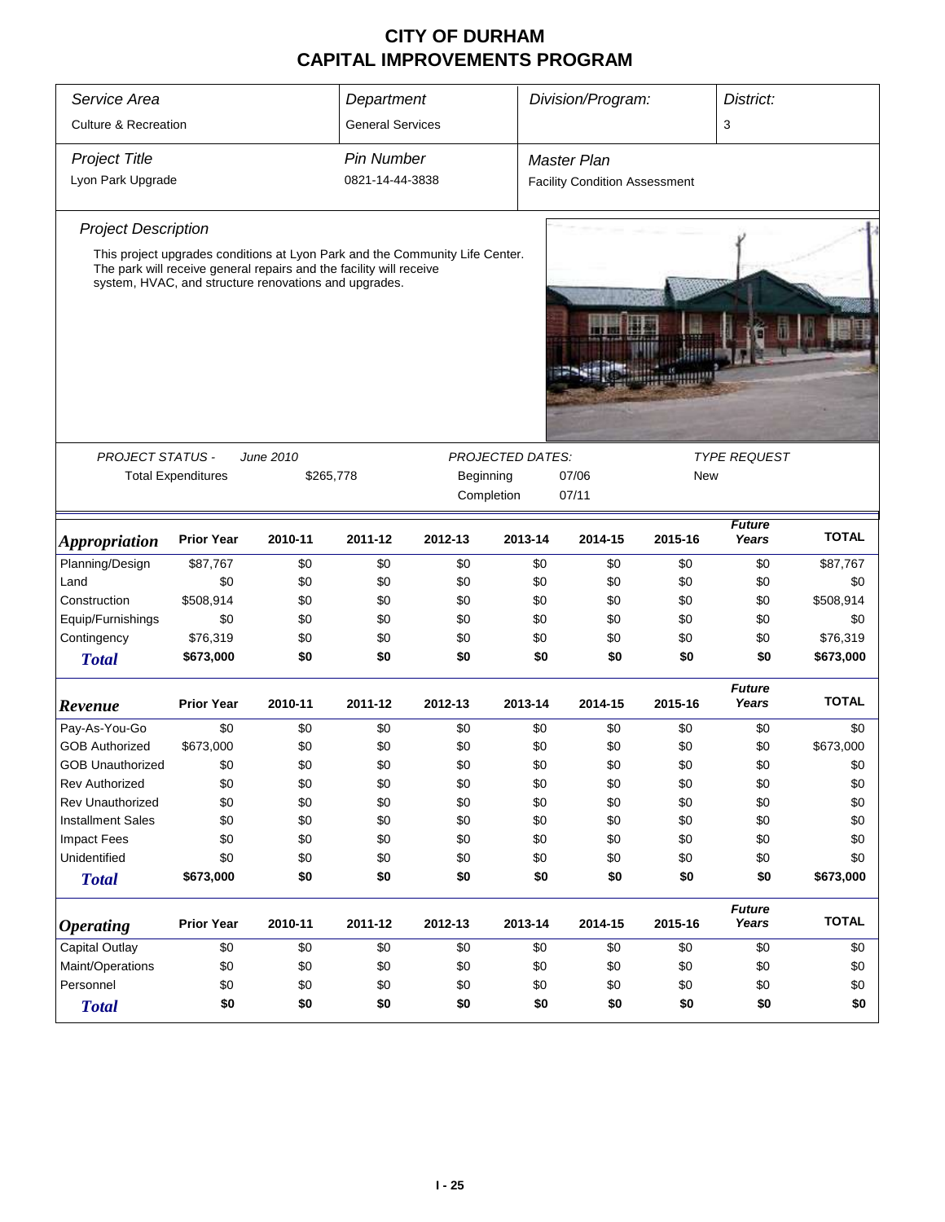# CITY OF DURHAM
# CAPITAL IMPROVEMENTS PROGRAM

| *Service Area* | *Department* | *Division/Program:* | *District:* |
|---|---|---|---|
| Culture & Recreation | General Services | | 3 |

| *Project Title* | *Pin Number* | *Master Plan* |
|---|---|---|
| Lyon Park Upgrade | 0821-14-44-3838 | Facility Condition Assessment |

*Project Description*

This project upgrades conditions at Lyon Park and the Community Life Center. The park will receive general repairs and the facility will receive system, HVAC, and structure renovations and upgrades.

| PROJECT STATUS - | June 2010 | PROJECTED DATES: | | TYPE REQUEST |
|---|---|---|---|---|
| Total Expenditures | $265,778 | Beginning | 07/06 | New |
| | | Completion | 07/11 | |

| *Appropriation* | Prior Year | 2010-11 | 2011-12 | 2012-13 | 2013-14 | 2014-15 | 2015-16 | *Future Years* | TOTAL |
|---|---|---|---|---|---|---|---|---|---|
| Planning/Design | $87,767 | $0 | $0 | $0 | $0 | $0 | $0 | $0 | $87,767 |
| Land | $0 | $0 | $0 | $0 | $0 | $0 | $0 | $0 | $0 |
| Construction | $508,914 | $0 | $0 | $0 | $0 | $0 | $0 | $0 | $508,914 |
| Equip/Furnishings | $0 | $0 | $0 | $0 | $0 | $0 | $0 | $0 | $0 |
| Contingency | $76,319 | $0 | $0 | $0 | $0 | $0 | $0 | $0 | $76,319 |
| ***Total*** | **$673,000** | **$0** | **$0** | **$0** | **$0** | **$0** | **$0** | **$0** | **$673,000** |

| *Revenue* | Prior Year | 2010-11 | 2011-12 | 2012-13 | 2013-14 | 2014-15 | 2015-16 | *Future Years* | TOTAL |
|---|---|---|---|---|---|---|---|---|---|
| Pay-As-You-Go | $0 | $0 | $0 | $0 | $0 | $0 | $0 | $0 | $0 |
| GOB Authorized | $673,000 | $0 | $0 | $0 | $0 | $0 | $0 | $0 | $673,000 |
| GOB Unauthorized | $0 | $0 | $0 | $0 | $0 | $0 | $0 | $0 | $0 |
| Rev Authorized | $0 | $0 | $0 | $0 | $0 | $0 | $0 | $0 | $0 |
| Rev Unauthorized | $0 | $0 | $0 | $0 | $0 | $0 | $0 | $0 | $0 |
| Installment Sales | $0 | $0 | $0 | $0 | $0 | $0 | $0 | $0 | $0 |
| Impact Fees | $0 | $0 | $0 | $0 | $0 | $0 | $0 | $0 | $0 |
| Unidentified | $0 | $0 | $0 | $0 | $0 | $0 | $0 | $0 | $0 |
| ***Total*** | **$673,000** | **$0** | **$0** | **$0** | **$0** | **$0** | **$0** | **$0** | **$673,000** |

| *Operating* | Prior Year | 2010-11 | 2011-12 | 2012-13 | 2013-14 | 2014-15 | 2015-16 | *Future Years* | TOTAL |
|---|---|---|---|---|---|---|---|---|---|
| Capital Outlay | $0 | $0 | $0 | $0 | $0 | $0 | $0 | $0 | $0 |
| Maint/Operations | $0 | $0 | $0 | $0 | $0 | $0 | $0 | $0 | $0 |
| Personnel | $0 | $0 | $0 | $0 | $0 | $0 | $0 | $0 | $0 |
| ***Total*** | **$0** | **$0** | **$0** | **$0** | **$0** | **$0** | **$0** | **$0** | **$0** |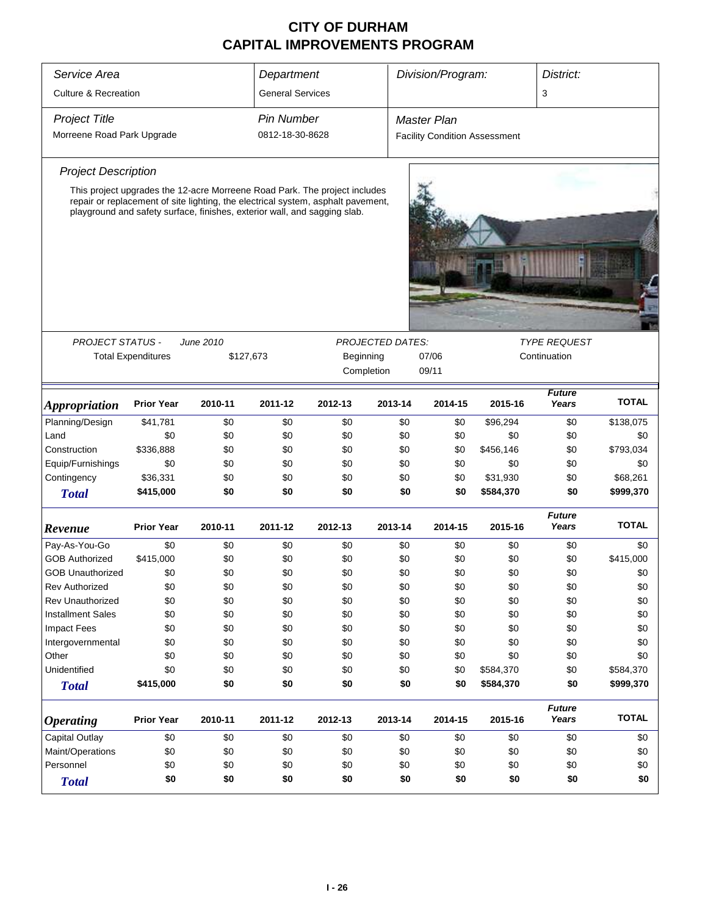# CITY OF DURHAM
# CAPITAL IMPROVEMENTS PROGRAM

| *Service Area* | *Department* | *Division/Program:* | *District:* |
|---|---|---|---|
| Culture & Recreation | General Services | | 3 |

| *Project Title* | *Pin Number* | *Master Plan* |
|---|---|---|
| Morreene Road Park Upgrade | 0812-18-30-8628 | Facility Condition Assessment |

*Project Description*

This project upgrades the 12-acre Morreene Road Park. The project includes repair or replacement of site lighting, the electrical system, asphalt pavement, playground and safety surface, finishes, exterior wall, and sagging slab.

| *PROJECT STATUS -* | *June 2010* | *PROJECTED DATES:* | | *TYPE REQUEST* |
|---|---|---|---|---|
| Total Expenditures | $127,673 | Beginning | 07/06 | Continuation |
| | | Completion | 09/11 | |

| *Appropriation* | Prior Year | 2010-11 | 2011-12 | 2012-13 | 2013-14 | 2014-15 | 2015-16 | *Future Years* | TOTAL |
|---|---|---|---|---|---|---|---|---|---|
| Planning/Design | $41,781 | $0 | $0 | $0 | $0 | $0 | $96,294 | $0 | $138,075 |
| Land | $0 | $0 | $0 | $0 | $0 | $0 | $0 | $0 | $0 |
| Construction | $336,888 | $0 | $0 | $0 | $0 | $0 | $456,146 | $0 | $793,034 |
| Equip/Furnishings | $0 | $0 | $0 | $0 | $0 | $0 | $0 | $0 | $0 |
| Contingency | $36,331 | $0 | $0 | $0 | $0 | $0 | $31,930 | $0 | $68,261 |
| ***Total*** | **$415,000** | **$0** | **$0** | **$0** | **$0** | **$0** | **$584,370** | **$0** | **$999,370** |

| *Revenue* | Prior Year | 2010-11 | 2011-12 | 2012-13 | 2013-14 | 2014-15 | 2015-16 | *Future Years* | TOTAL |
|---|---|---|---|---|---|---|---|---|---|
| Pay-As-You-Go | $0 | $0 | $0 | $0 | $0 | $0 | $0 | $0 | $0 |
| GOB Authorized | $415,000 | $0 | $0 | $0 | $0 | $0 | $0 | $0 | $415,000 |
| GOB Unauthorized | $0 | $0 | $0 | $0 | $0 | $0 | $0 | $0 | $0 |
| Rev Authorized | $0 | $0 | $0 | $0 | $0 | $0 | $0 | $0 | $0 |
| Rev Unauthorized | $0 | $0 | $0 | $0 | $0 | $0 | $0 | $0 | $0 |
| Installment Sales | $0 | $0 | $0 | $0 | $0 | $0 | $0 | $0 | $0 |
| Impact Fees | $0 | $0 | $0 | $0 | $0 | $0 | $0 | $0 | $0 |
| Intergovernmental | $0 | $0 | $0 | $0 | $0 | $0 | $0 | $0 | $0 |
| Other | $0 | $0 | $0 | $0 | $0 | $0 | $0 | $0 | $0 |
| Unidentified | $0 | $0 | $0 | $0 | $0 | $0 | $584,370 | $0 | $584,370 |
| ***Total*** | **$415,000** | **$0** | **$0** | **$0** | **$0** | **$0** | **$584,370** | **$0** | **$999,370** |

| *Operating* | Prior Year | 2010-11 | 2011-12 | 2012-13 | 2013-14 | 2014-15 | 2015-16 | *Future Years* | TOTAL |
|---|---|---|---|---|---|---|---|---|---|
| Capital Outlay | $0 | $0 | $0 | $0 | $0 | $0 | $0 | $0 | $0 |
| Maint/Operations | $0 | $0 | $0 | $0 | $0 | $0 | $0 | $0 | $0 |
| Personnel | $0 | $0 | $0 | $0 | $0 | $0 | $0 | $0 | $0 |
| ***Total*** | **$0** | **$0** | **$0** | **$0** | **$0** | **$0** | **$0** | **$0** | **$0** |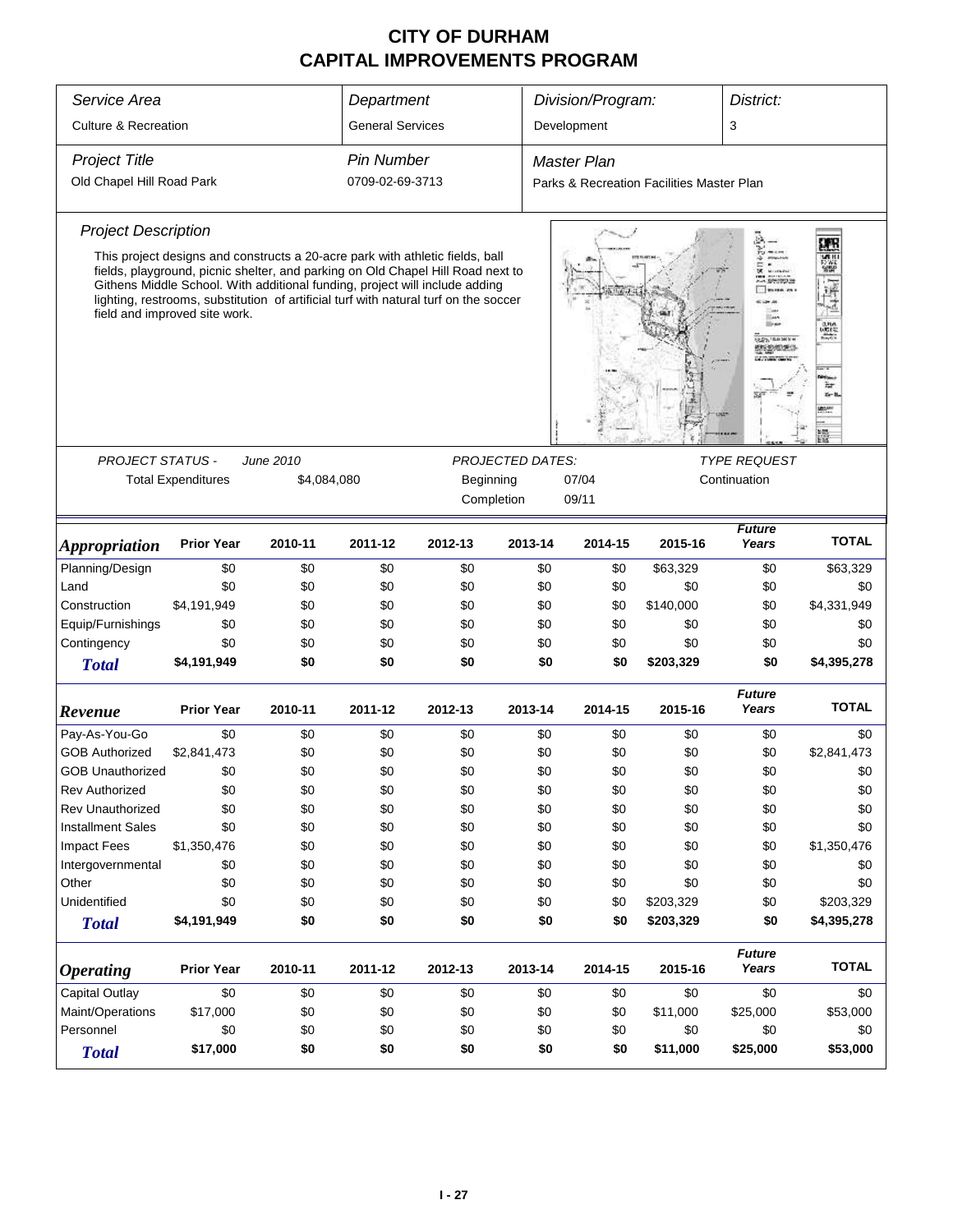# CITY OF DURHAM
# CAPITAL IMPROVEMENTS PROGRAM

| *Service Area* | *Department* | *Division/Program:* | *District:* |
|---|---|---|---|
| Culture & Recreation | General Services | Development | 3 |

| *Project Title* | *Pin Number* | *Master Plan* |
|---|---|---|
| Old Chapel Hill Road Park | 0709-02-69-3713 | Parks & Recreation Facilities Master Plan |

*Project Description*

This project designs and constructs a 20-acre park with athletic fields, ball fields, playground, picnic shelter, and parking on Old Chapel Hill Road next to Githens Middle School. With additional funding, project will include adding lighting, restrooms, substitution of artificial turf with natural turf on the soccer field and improved site work.

| *PROJECT STATUS -* | *June 2010* | *PROJECTED DATES:* | | *TYPE REQUEST* |
|---|---|---|---|---|
| Total Expenditures | $4,084,080 | Beginning | 07/04 | Continuation |
| | | Completion | 09/11 | |

| *Appropriation* | Prior Year | 2010-11 | 2011-12 | 2012-13 | 2013-14 | 2014-15 | 2015-16 | *Future Years* | TOTAL |
|---|---|---|---|---|---|---|---|---|---|
| Planning/Design | $0 | $0 | $0 | $0 | $0 | $0 | $63,329 | $0 | $63,329 |
| Land | $0 | $0 | $0 | $0 | $0 | $0 | $0 | $0 | $0 |
| Construction | $4,191,949 | $0 | $0 | $0 | $0 | $0 | $140,000 | $0 | $4,331,949 |
| Equip/Furnishings | $0 | $0 | $0 | $0 | $0 | $0 | $0 | $0 | $0 |
| Contingency | $0 | $0 | $0 | $0 | $0 | $0 | $0 | $0 | $0 |
| ***Total*** | **$4,191,949** | **$0** | **$0** | **$0** | **$0** | **$0** | **$203,329** | **$0** | **$4,395,278** |

| *Revenue* | Prior Year | 2010-11 | 2011-12 | 2012-13 | 2013-14 | 2014-15 | 2015-16 | *Future Years* | TOTAL |
|---|---|---|---|---|---|---|---|---|---|
| Pay-As-You-Go | $0 | $0 | $0 | $0 | $0 | $0 | $0 | $0 | $0 |
| GOB Authorized | $2,841,473 | $0 | $0 | $0 | $0 | $0 | $0 | $0 | $2,841,473 |
| GOB Unauthorized | $0 | $0 | $0 | $0 | $0 | $0 | $0 | $0 | $0 |
| Rev Authorized | $0 | $0 | $0 | $0 | $0 | $0 | $0 | $0 | $0 |
| Rev Unauthorized | $0 | $0 | $0 | $0 | $0 | $0 | $0 | $0 | $0 |
| Installment Sales | $0 | $0 | $0 | $0 | $0 | $0 | $0 | $0 | $0 |
| Impact Fees | $1,350,476 | $0 | $0 | $0 | $0 | $0 | $0 | $0 | $1,350,476 |
| Intergovernmental | $0 | $0 | $0 | $0 | $0 | $0 | $0 | $0 | $0 |
| Other | $0 | $0 | $0 | $0 | $0 | $0 | $0 | $0 | $0 |
| Unidentified | $0 | $0 | $0 | $0 | $0 | $0 | $203,329 | $0 | $203,329 |
| ***Total*** | **$4,191,949** | **$0** | **$0** | **$0** | **$0** | **$0** | **$203,329** | **$0** | **$4,395,278** |

| *Operating* | Prior Year | 2010-11 | 2011-12 | 2012-13 | 2013-14 | 2014-15 | 2015-16 | *Future Years* | TOTAL |
|---|---|---|---|---|---|---|---|---|---|
| Capital Outlay | $0 | $0 | $0 | $0 | $0 | $0 | $0 | $0 | $0 |
| Maint/Operations | $17,000 | $0 | $0 | $0 | $0 | $0 | $11,000 | $25,000 | $53,000 |
| Personnel | $0 | $0 | $0 | $0 | $0 | $0 | $0 | $0 | $0 |
| ***Total*** | **$17,000** | **$0** | **$0** | **$0** | **$0** | **$0** | **$11,000** | **$25,000** | **$53,000** |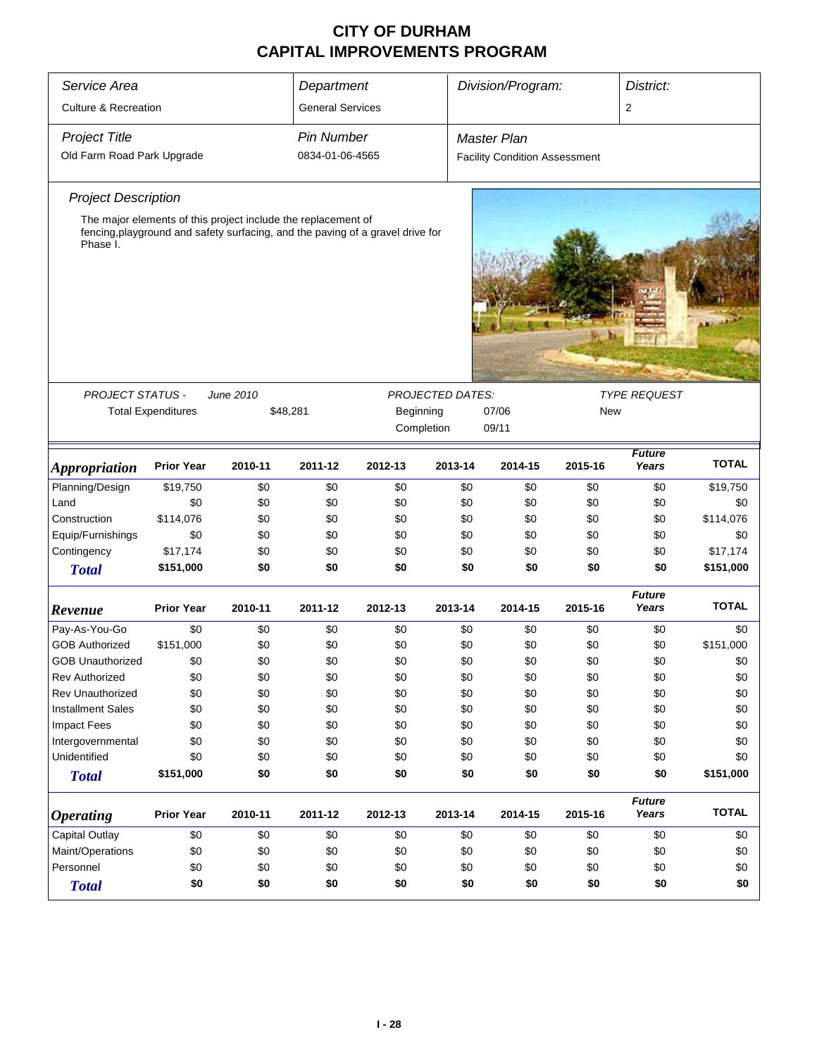# CITY OF DURHAM
## CAPITAL IMPROVEMENTS PROGRAM

| Service Area | Department | Division/Program: | District: |
|---|---|---|---|
| Culture & Recreation | General Services | | 2 |

| Project Title | Pin Number | Master Plan |
|---|---|---|
| Old Farm Road Park Upgrade | 0834-01-06-4565 | Facility Condition Assessment |

### Project Description

The major elements of this project include the replacement of fencing,playground and safety surfacing, and the paving of a gravel drive for Phase I.

| PROJECT STATUS - | June 2010 | PROJECTED DATES: | | TYPE REQUEST |
|---|---|---|---|---|
| Total Expenditures | $48,281 | Beginning | 07/06 | New |
| | | Completion | 09/11 | |

| Appropriation | Prior Year | 2010-11 | 2011-12 | 2012-13 | 2013-14 | 2014-15 | 2015-16 | Future Years | TOTAL |
|---|---|---|---|---|---|---|---|---|---|
| Planning/Design | $19,750 | $0 | $0 | $0 | $0 | $0 | $0 | $0 | $19,750 |
| Land | $0 | $0 | $0 | $0 | $0 | $0 | $0 | $0 | $0 |
| Construction | $114,076 | $0 | $0 | $0 | $0 | $0 | $0 | $0 | $114,076 |
| Equip/Furnishings | $0 | $0 | $0 | $0 | $0 | $0 | $0 | $0 | $0 |
| Contingency | $17,174 | $0 | $0 | $0 | $0 | $0 | $0 | $0 | $17,174 |
| **Total** | **$151,000** | **$0** | **$0** | **$0** | **$0** | **$0** | **$0** | **$0** | **$151,000** |

| Revenue | Prior Year | 2010-11 | 2011-12 | 2012-13 | 2013-14 | 2014-15 | 2015-16 | Future Years | TOTAL |
|---|---|---|---|---|---|---|---|---|---|
| Pay-As-You-Go | $0 | $0 | $0 | $0 | $0 | $0 | $0 | $0 | $0 |
| GOB Authorized | $151,000 | $0 | $0 | $0 | $0 | $0 | $0 | $0 | $151,000 |
| GOB Unauthorized | $0 | $0 | $0 | $0 | $0 | $0 | $0 | $0 | $0 |
| Rev Authorized | $0 | $0 | $0 | $0 | $0 | $0 | $0 | $0 | $0 |
| Rev Unauthorized | $0 | $0 | $0 | $0 | $0 | $0 | $0 | $0 | $0 |
| Installment Sales | $0 | $0 | $0 | $0 | $0 | $0 | $0 | $0 | $0 |
| Impact Fees | $0 | $0 | $0 | $0 | $0 | $0 | $0 | $0 | $0 |
| Intergovernmental | $0 | $0 | $0 | $0 | $0 | $0 | $0 | $0 | $0 |
| Unidentified | $0 | $0 | $0 | $0 | $0 | $0 | $0 | $0 | $0 |
| **Total** | **$151,000** | **$0** | **$0** | **$0** | **$0** | **$0** | **$0** | **$0** | **$151,000** |

| Operating | Prior Year | 2010-11 | 2011-12 | 2012-13 | 2013-14 | 2014-15 | 2015-16 | Future Years | TOTAL |
|---|---|---|---|---|---|---|---|---|---|
| Capital Outlay | $0 | $0 | $0 | $0 | $0 | $0 | $0 | $0 | $0 |
| Maint/Operations | $0 | $0 | $0 | $0 | $0 | $0 | $0 | $0 | $0 |
| Personnel | $0 | $0 | $0 | $0 | $0 | $0 | $0 | $0 | $0 |
| **Total** | **$0** | **$0** | **$0** | **$0** | **$0** | **$0** | **$0** | **$0** | **$0** |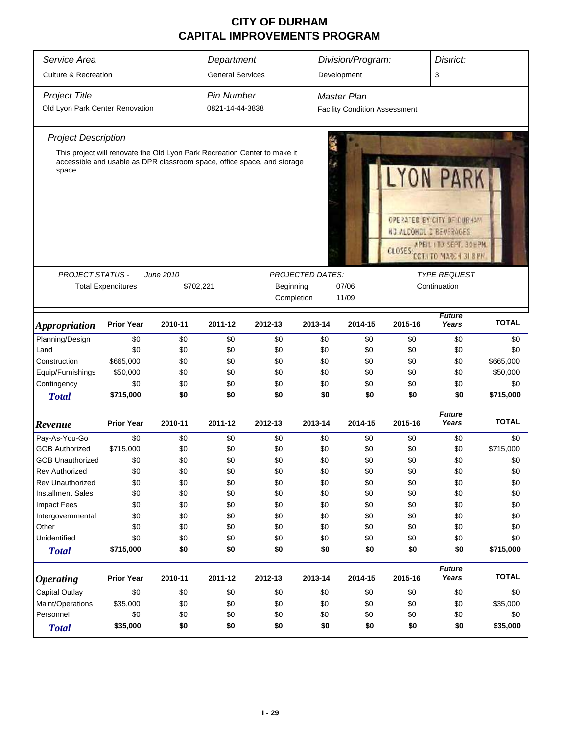# CITY OF DURHAM
# CAPITAL IMPROVEMENTS PROGRAM

| *Service Area* | *Department* | *Division/Program:* | *District:* |
|---|---|---|---|
| Culture & Recreation | General Services | Development | 3 |

| *Project Title* | *Pin Number* | *Master Plan* |
|---|---|---|
| Old Lyon Park Center Renovation | 0821-14-44-3838 | Facility Condition Assessment |

*Project Description*

This project will renovate the Old Lyon Park Recreation Center to make it accessible and usable as DPR classroom space, office space, and storage space.

| *PROJECT STATUS -* | *June 2010* | *PROJECTED DATES:* | | *TYPE REQUEST* |
|---|---|---|---|---|
| Total Expenditures | $702,221 | Beginning | 07/06 | Continuation |
| | | Completion | 11/09 | |

| *Appropriation* | Prior Year | 2010-11 | 2011-12 | 2012-13 | 2013-14 | 2014-15 | 2015-16 | *Future Years* | TOTAL |
|---|---|---|---|---|---|---|---|---|---|
| Planning/Design | $0 | $0 | $0 | $0 | $0 | $0 | $0 | $0 | $0 |
| Land | $0 | $0 | $0 | $0 | $0 | $0 | $0 | $0 | $0 |
| Construction | $665,000 | $0 | $0 | $0 | $0 | $0 | $0 | $0 | $665,000 |
| Equip/Furnishings | $50,000 | $0 | $0 | $0 | $0 | $0 | $0 | $0 | $50,000 |
| Contingency | $0 | $0 | $0 | $0 | $0 | $0 | $0 | $0 | $0 |
| **Total** | **$715,000** | **$0** | **$0** | **$0** | **$0** | **$0** | **$0** | **$0** | **$715,000** |

| *Revenue* | Prior Year | 2010-11 | 2011-12 | 2012-13 | 2013-14 | 2014-15 | 2015-16 | *Future Years* | TOTAL |
|---|---|---|---|---|---|---|---|---|---|
| Pay-As-You-Go | $0 | $0 | $0 | $0 | $0 | $0 | $0 | $0 | $0 |
| GOB Authorized | $715,000 | $0 | $0 | $0 | $0 | $0 | $0 | $0 | $715,000 |
| GOB Unauthorized | $0 | $0 | $0 | $0 | $0 | $0 | $0 | $0 | $0 |
| Rev Authorized | $0 | $0 | $0 | $0 | $0 | $0 | $0 | $0 | $0 |
| Rev Unauthorized | $0 | $0 | $0 | $0 | $0 | $0 | $0 | $0 | $0 |
| Installment Sales | $0 | $0 | $0 | $0 | $0 | $0 | $0 | $0 | $0 |
| Impact Fees | $0 | $0 | $0 | $0 | $0 | $0 | $0 | $0 | $0 |
| Intergovernmental | $0 | $0 | $0 | $0 | $0 | $0 | $0 | $0 | $0 |
| Other | $0 | $0 | $0 | $0 | $0 | $0 | $0 | $0 | $0 |
| Unidentified | $0 | $0 | $0 | $0 | $0 | $0 | $0 | $0 | $0 |
| **Total** | **$715,000** | **$0** | **$0** | **$0** | **$0** | **$0** | **$0** | **$0** | **$715,000** |

| *Operating* | Prior Year | 2010-11 | 2011-12 | 2012-13 | 2013-14 | 2014-15 | 2015-16 | *Future Years* | TOTAL |
|---|---|---|---|---|---|---|---|---|---|
| Capital Outlay | $0 | $0 | $0 | $0 | $0 | $0 | $0 | $0 | $0 |
| Maint/Operations | $35,000 | $0 | $0 | $0 | $0 | $0 | $0 | $0 | $35,000 |
| Personnel | $0 | $0 | $0 | $0 | $0 | $0 | $0 | $0 | $0 |
| **Total** | **$35,000** | **$0** | **$0** | **$0** | **$0** | **$0** | **$0** | **$0** | **$35,000** |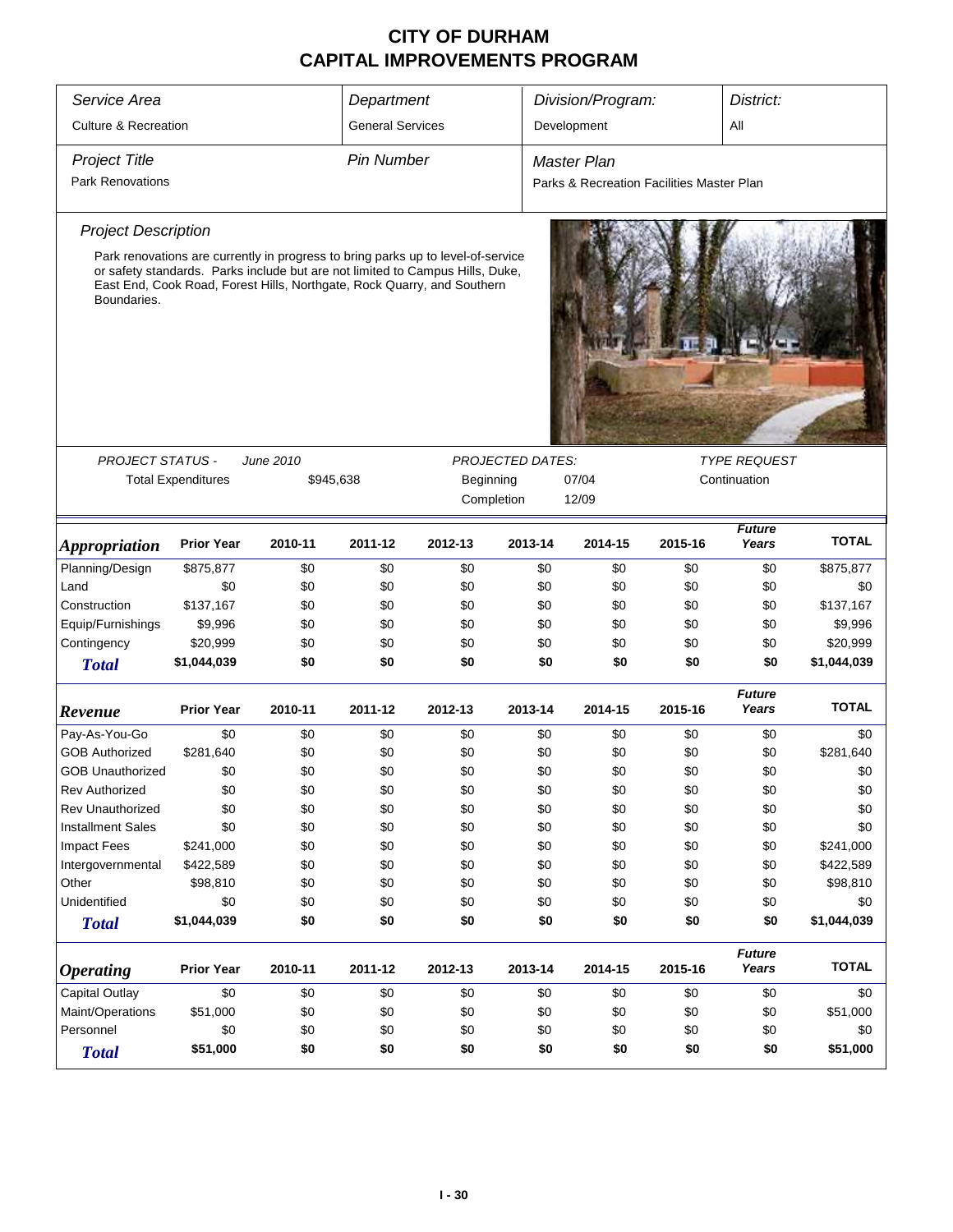# CITY OF DURHAM
# CAPITAL IMPROVEMENTS PROGRAM

| Service Area | Department | Division/Program: | District: |
|---|---|---|---|
| Culture & Recreation | General Services | Development | All |

| Project Title | Pin Number | Master Plan |
|---|---|---|
| Park Renovations | | Parks & Recreation Facilities Master Plan |

*Project Description*

Park renovations are currently in progress to bring parks up to level-of-service or safety standards. Parks include but are not limited to Campus Hills, Duke, East End, Cook Road, Forest Hills, Northgate, Rock Quarry, and Southern Boundaries.

| PROJECT STATUS - June 2010 | | PROJECTED DATES: | | TYPE REQUEST |
|---|---|---|---|---|
| Total Expenditures | $945,638 | Beginning | 07/04 | Continuation |
| | | Completion | 12/09 | |

| *Appropriation* | Prior Year | 2010-11 | 2011-12 | 2012-13 | 2013-14 | 2014-15 | 2015-16 | Future Years | TOTAL |
|---|---|---|---|---|---|---|---|---|---|
| Planning/Design | $875,877 | $0 | $0 | $0 | $0 | $0 | $0 | $0 | $875,877 |
| Land | $0 | $0 | $0 | $0 | $0 | $0 | $0 | $0 | $0 |
| Construction | $137,167 | $0 | $0 | $0 | $0 | $0 | $0 | $0 | $137,167 |
| Equip/Furnishings | $9,996 | $0 | $0 | $0 | $0 | $0 | $0 | $0 | $9,996 |
| Contingency | $20,999 | $0 | $0 | $0 | $0 | $0 | $0 | $0 | $20,999 |
| **Total** | **$1,044,039** | **$0** | **$0** | **$0** | **$0** | **$0** | **$0** | **$0** | **$1,044,039** |

| *Revenue* | Prior Year | 2010-11 | 2011-12 | 2012-13 | 2013-14 | 2014-15 | 2015-16 | Future Years | TOTAL |
|---|---|---|---|---|---|---|---|---|---|
| Pay-As-You-Go | $0 | $0 | $0 | $0 | $0 | $0 | $0 | $0 | $0 |
| GOB Authorized | $281,640 | $0 | $0 | $0 | $0 | $0 | $0 | $0 | $281,640 |
| GOB Unauthorized | $0 | $0 | $0 | $0 | $0 | $0 | $0 | $0 | $0 |
| Rev Authorized | $0 | $0 | $0 | $0 | $0 | $0 | $0 | $0 | $0 |
| Rev Unauthorized | $0 | $0 | $0 | $0 | $0 | $0 | $0 | $0 | $0 |
| Installment Sales | $0 | $0 | $0 | $0 | $0 | $0 | $0 | $0 | $0 |
| Impact Fees | $241,000 | $0 | $0 | $0 | $0 | $0 | $0 | $0 | $241,000 |
| Intergovernmental | $422,589 | $0 | $0 | $0 | $0 | $0 | $0 | $0 | $422,589 |
| Other | $98,810 | $0 | $0 | $0 | $0 | $0 | $0 | $0 | $98,810 |
| Unidentified | $0 | $0 | $0 | $0 | $0 | $0 | $0 | $0 | $0 |
| **Total** | **$1,044,039** | **$0** | **$0** | **$0** | **$0** | **$0** | **$0** | **$0** | **$1,044,039** |

| *Operating* | Prior Year | 2010-11 | 2011-12 | 2012-13 | 2013-14 | 2014-15 | 2015-16 | Future Years | TOTAL |
|---|---|---|---|---|---|---|---|---|---|
| Capital Outlay | $0 | $0 | $0 | $0 | $0 | $0 | $0 | $0 | $0 |
| Maint/Operations | $51,000 | $0 | $0 | $0 | $0 | $0 | $0 | $0 | $51,000 |
| Personnel | $0 | $0 | $0 | $0 | $0 | $0 | $0 | $0 | $0 |
| **Total** | **$51,000** | **$0** | **$0** | **$0** | **$0** | **$0** | **$0** | **$0** | **$51,000** |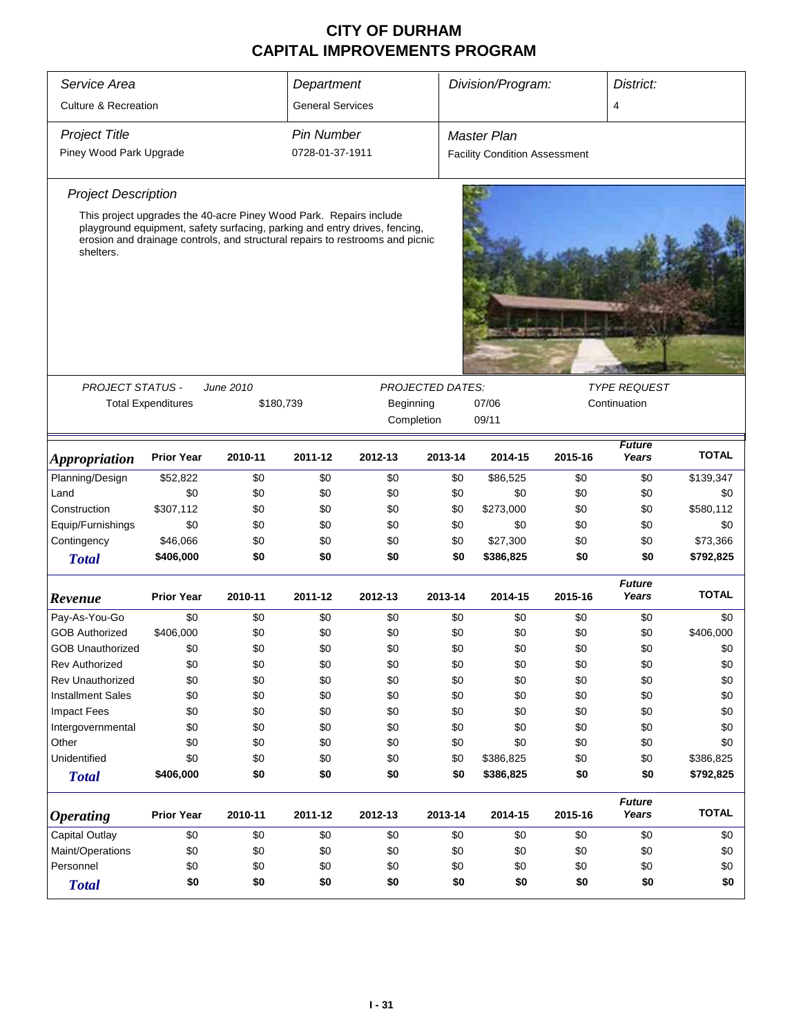# CITY OF DURHAM
# CAPITAL IMPROVEMENTS PROGRAM

| *Service Area* | *Department* | *Division/Program:* | *District:* |
|---|---|---|---|
| Culture & Recreation | General Services | | 4 |

| *Project Title* | *Pin Number* | *Master Plan* |
|---|---|---|
| Piney Wood Park Upgrade | 0728-01-37-1911 | Facility Condition Assessment |

### *Project Description*

This project upgrades the 40-acre Piney Wood Park. Repairs include playground equipment, safety surfacing, parking and entry drives, fencing, erosion and drainage controls, and structural repairs to restrooms and picnic shelters.

| *PROJECT STATUS -* | *June 2010* | *PROJECTED DATES:* | | *TYPE REQUEST* |
|---|---|---|---|---|
| Total Expenditures | $180,739 | Beginning | 07/06 | Continuation |
| | | Completion | 09/11 | |

| *Appropriation* | Prior Year | 2010-11 | 2011-12 | 2012-13 | 2013-14 | 2014-15 | 2015-16 | *Future Years* | TOTAL |
|---|---|---|---|---|---|---|---|---|---|
| Planning/Design | $52,822 | $0 | $0 | $0 | $0 | $86,525 | $0 | $0 | $139,347 |
| Land | $0 | $0 | $0 | $0 | $0 | $0 | $0 | $0 | $0 |
| Construction | $307,112 | $0 | $0 | $0 | $0 | $273,000 | $0 | $0 | $580,112 |
| Equip/Furnishings | $0 | $0 | $0 | $0 | $0 | $0 | $0 | $0 | $0 |
| Contingency | $46,066 | $0 | $0 | $0 | $0 | $27,300 | $0 | $0 | $73,366 |
| ***Total*** | **$406,000** | **$0** | **$0** | **$0** | **$0** | **$386,825** | **$0** | **$0** | **$792,825** |

| *Revenue* | Prior Year | 2010-11 | 2011-12 | 2012-13 | 2013-14 | 2014-15 | 2015-16 | *Future Years* | TOTAL |
|---|---|---|---|---|---|---|---|---|---|
| Pay-As-You-Go | $0 | $0 | $0 | $0 | $0 | $0 | $0 | $0 | $0 |
| GOB Authorized | $406,000 | $0 | $0 | $0 | $0 | $0 | $0 | $0 | $406,000 |
| GOB Unauthorized | $0 | $0 | $0 | $0 | $0 | $0 | $0 | $0 | $0 |
| Rev Authorized | $0 | $0 | $0 | $0 | $0 | $0 | $0 | $0 | $0 |
| Rev Unauthorized | $0 | $0 | $0 | $0 | $0 | $0 | $0 | $0 | $0 |
| Installment Sales | $0 | $0 | $0 | $0 | $0 | $0 | $0 | $0 | $0 |
| Impact Fees | $0 | $0 | $0 | $0 | $0 | $0 | $0 | $0 | $0 |
| Intergovernmental | $0 | $0 | $0 | $0 | $0 | $0 | $0 | $0 | $0 |
| Other | $0 | $0 | $0 | $0 | $0 | $0 | $0 | $0 | $0 |
| Unidentified | $0 | $0 | $0 | $0 | $0 | $386,825 | $0 | $0 | $386,825 |
| ***Total*** | **$406,000** | **$0** | **$0** | **$0** | **$0** | **$386,825** | **$0** | **$0** | **$792,825** |

| *Operating* | Prior Year | 2010-11 | 2011-12 | 2012-13 | 2013-14 | 2014-15 | 2015-16 | *Future Years* | TOTAL |
|---|---|---|---|---|---|---|---|---|---|
| Capital Outlay | $0 | $0 | $0 | $0 | $0 | $0 | $0 | $0 | $0 |
| Maint/Operations | $0 | $0 | $0 | $0 | $0 | $0 | $0 | $0 | $0 |
| Personnel | $0 | $0 | $0 | $0 | $0 | $0 | $0 | $0 | $0 |
| ***Total*** | **$0** | **$0** | **$0** | **$0** | **$0** | **$0** | **$0** | **$0** | **$0** |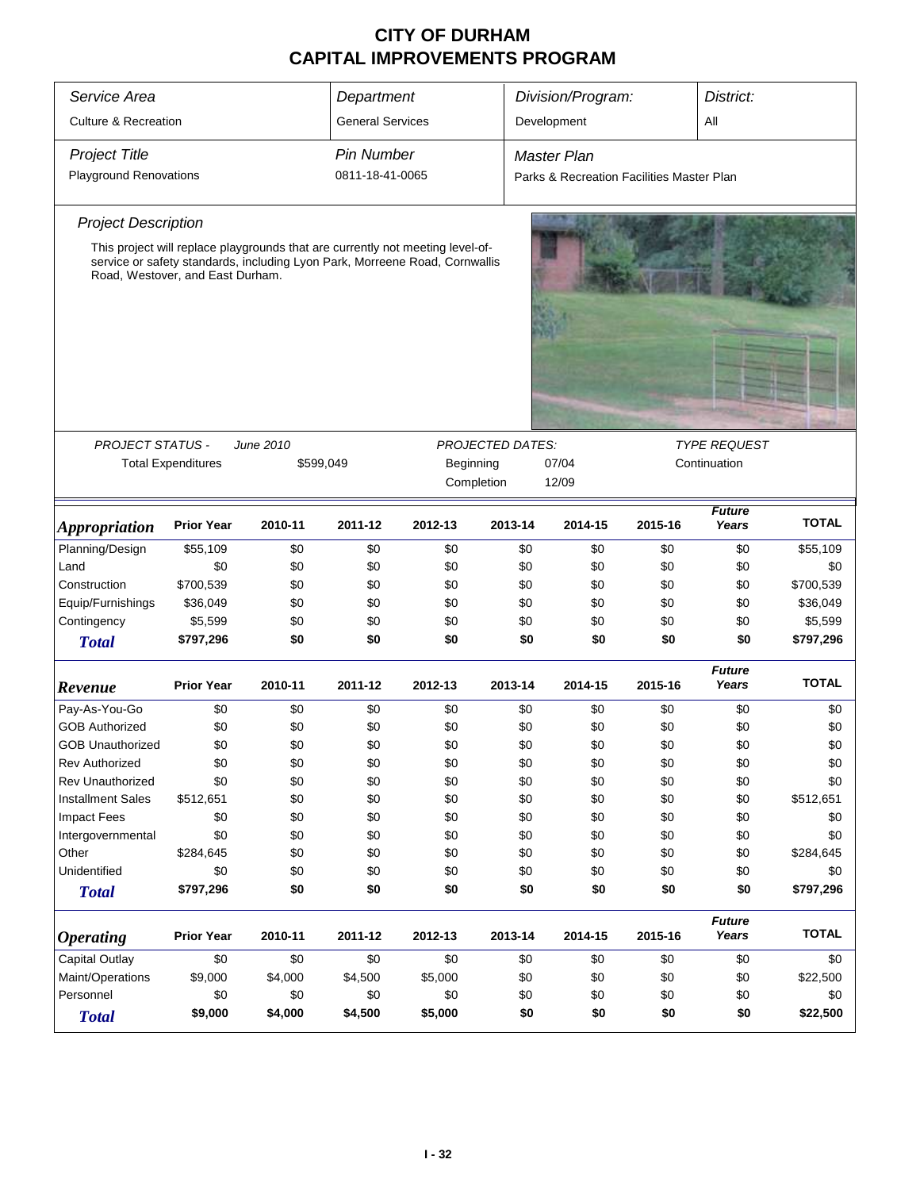# CITY OF DURHAM
## CAPITAL IMPROVEMENTS PROGRAM

| *Service Area* | *Department* | *Division/Program:* | *District:* |
|---|---|---|---|
| Culture & Recreation | General Services | Development | All |

| *Project Title* | *Pin Number* | *Master Plan* |
|---|---|---|
| Playground Renovations | 0811-18-41-0065 | Parks & Recreation Facilities Master Plan |

### *Project Description*

This project will replace playgrounds that are currently not meeting level-of-service or safety standards, including Lyon Park, Morreene Road, Cornwallis Road, Westover, and East Durham.

| *PROJECT STATUS -* | *June 2010* | *PROJECTED DATES:* | | *TYPE REQUEST* |
|---|---|---|---|---|
| Total Expenditures | $599,049 | Beginning | 07/04 | Continuation |
| | | Completion | 12/09 | |

| *Appropriation* | Prior Year | 2010-11 | 2011-12 | 2012-13 | 2013-14 | 2014-15 | 2015-16 | *Future Years* | TOTAL |
|---|---|---|---|---|---|---|---|---|---|
| Planning/Design | $55,109 | $0 | $0 | $0 | $0 | $0 | $0 | $0 | $55,109 |
| Land | $0 | $0 | $0 | $0 | $0 | $0 | $0 | $0 | $0 |
| Construction | $700,539 | $0 | $0 | $0 | $0 | $0 | $0 | $0 | $700,539 |
| Equip/Furnishings | $36,049 | $0 | $0 | $0 | $0 | $0 | $0 | $0 | $36,049 |
| Contingency | $5,599 | $0 | $0 | $0 | $0 | $0 | $0 | $0 | $5,599 |
| ***Total*** | **$797,296** | **$0** | **$0** | **$0** | **$0** | **$0** | **$0** | **$0** | **$797,296** |

| *Revenue* | Prior Year | 2010-11 | 2011-12 | 2012-13 | 2013-14 | 2014-15 | 2015-16 | *Future Years* | TOTAL |
|---|---|---|---|---|---|---|---|---|---|
| Pay-As-You-Go | $0 | $0 | $0 | $0 | $0 | $0 | $0 | $0 | $0 |
| GOB Authorized | $0 | $0 | $0 | $0 | $0 | $0 | $0 | $0 | $0 |
| GOB Unauthorized | $0 | $0 | $0 | $0 | $0 | $0 | $0 | $0 | $0 |
| Rev Authorized | $0 | $0 | $0 | $0 | $0 | $0 | $0 | $0 | $0 |
| Rev Unauthorized | $0 | $0 | $0 | $0 | $0 | $0 | $0 | $0 | $0 |
| Installment Sales | $512,651 | $0 | $0 | $0 | $0 | $0 | $0 | $0 | $512,651 |
| Impact Fees | $0 | $0 | $0 | $0 | $0 | $0 | $0 | $0 | $0 |
| Intergovernmental | $0 | $0 | $0 | $0 | $0 | $0 | $0 | $0 | $0 |
| Other | $284,645 | $0 | $0 | $0 | $0 | $0 | $0 | $0 | $284,645 |
| Unidentified | $0 | $0 | $0 | $0 | $0 | $0 | $0 | $0 | $0 |
| ***Total*** | **$797,296** | **$0** | **$0** | **$0** | **$0** | **$0** | **$0** | **$0** | **$797,296** |

| *Operating* | Prior Year | 2010-11 | 2011-12 | 2012-13 | 2013-14 | 2014-15 | 2015-16 | *Future Years* | TOTAL |
|---|---|---|---|---|---|---|---|---|---|
| Capital Outlay | $0 | $0 | $0 | $0 | $0 | $0 | $0 | $0 | $0 |
| Maint/Operations | $9,000 | $4,000 | $4,500 | $5,000 | $0 | $0 | $0 | $0 | $22,500 |
| Personnel | $0 | $0 | $0 | $0 | $0 | $0 | $0 | $0 | $0 |
| ***Total*** | **$9,000** | **$4,000** | **$4,500** | **$5,000** | **$0** | **$0** | **$0** | **$0** | **$22,500** |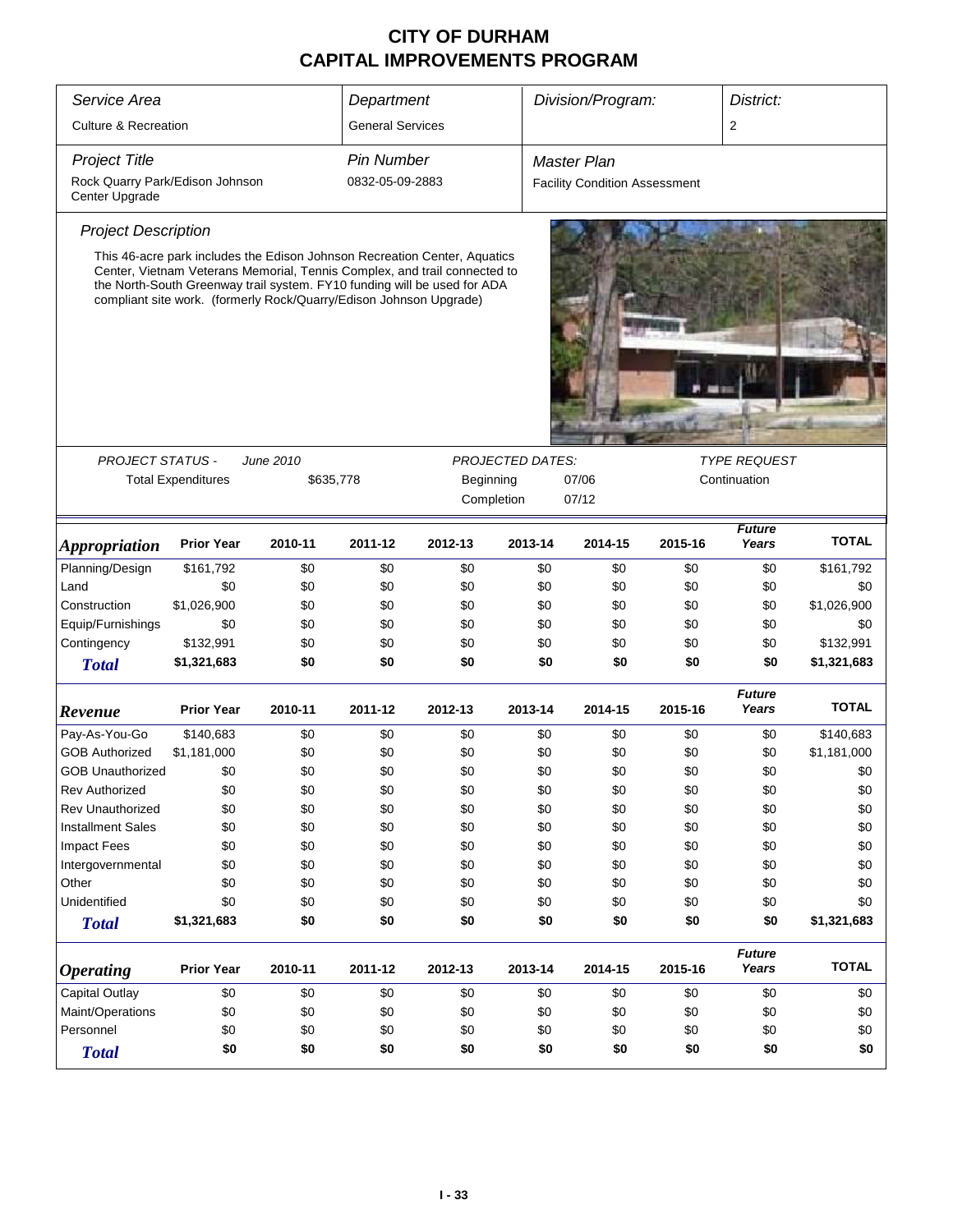# CITY OF DURHAM
# CAPITAL IMPROVEMENTS PROGRAM

| Service Area | Department | Division/Program: | District: |
|---|---|---|---|
| Culture & Recreation | General Services | | 2 |

| Project Title | Pin Number | Master Plan |
|---|---|---|
| Rock Quarry Park/Edison Johnson Center Upgrade | 0832-05-09-2883 | Facility Condition Assessment |

### Project Description

This 46-acre park includes the Edison Johnson Recreation Center, Aquatics Center, Vietnam Veterans Memorial, Tennis Complex, and trail connected to the North-South Greenway trail system. FY10 funding will be used for ADA compliant site work. (formerly Rock/Quarry/Edison Johnson Upgrade)

PROJECT STATUS - June 2010
Total Expenditures $635,778

PROJECTED DATES:
Beginning 07/06
Completion 07/12

TYPE REQUEST
Continuation

| Appropriation | Prior Year | 2010-11 | 2011-12 | 2012-13 | 2013-14 | 2014-15 | 2015-16 | Future Years | TOTAL |
|---|---|---|---|---|---|---|---|---|---|
| Planning/Design | $161,792 | $0 | $0 | $0 | $0 | $0 | $0 | $0 | $161,792 |
| Land | $0 | $0 | $0 | $0 | $0 | $0 | $0 | $0 | $0 |
| Construction | $1,026,900 | $0 | $0 | $0 | $0 | $0 | $0 | $0 | $1,026,900 |
| Equip/Furnishings | $0 | $0 | $0 | $0 | $0 | $0 | $0 | $0 | $0 |
| Contingency | $132,991 | $0 | $0 | $0 | $0 | $0 | $0 | $0 | $132,991 |
| **Total** | **$1,321,683** | **$0** | **$0** | **$0** | **$0** | **$0** | **$0** | **$0** | **$1,321,683** |

| Revenue | Prior Year | 2010-11 | 2011-12 | 2012-13 | 2013-14 | 2014-15 | 2015-16 | Future Years | TOTAL |
|---|---|---|---|---|---|---|---|---|---|
| Pay-As-You-Go | $140,683 | $0 | $0 | $0 | $0 | $0 | $0 | $0 | $140,683 |
| GOB Authorized | $1,181,000 | $0 | $0 | $0 | $0 | $0 | $0 | $0 | $1,181,000 |
| GOB Unauthorized | $0 | $0 | $0 | $0 | $0 | $0 | $0 | $0 | $0 |
| Rev Authorized | $0 | $0 | $0 | $0 | $0 | $0 | $0 | $0 | $0 |
| Rev Unauthorized | $0 | $0 | $0 | $0 | $0 | $0 | $0 | $0 | $0 |
| Installment Sales | $0 | $0 | $0 | $0 | $0 | $0 | $0 | $0 | $0 |
| Impact Fees | $0 | $0 | $0 | $0 | $0 | $0 | $0 | $0 | $0 |
| Intergovernmental | $0 | $0 | $0 | $0 | $0 | $0 | $0 | $0 | $0 |
| Other | $0 | $0 | $0 | $0 | $0 | $0 | $0 | $0 | $0 |
| Unidentified | $0 | $0 | $0 | $0 | $0 | $0 | $0 | $0 | $0 |
| **Total** | **$1,321,683** | **$0** | **$0** | **$0** | **$0** | **$0** | **$0** | **$0** | **$1,321,683** |

| Operating | Prior Year | 2010-11 | 2011-12 | 2012-13 | 2013-14 | 2014-15 | 2015-16 | Future Years | TOTAL |
|---|---|---|---|---|---|---|---|---|---|
| Capital Outlay | $0 | $0 | $0 | $0 | $0 | $0 | $0 | $0 | $0 |
| Maint/Operations | $0 | $0 | $0 | $0 | $0 | $0 | $0 | $0 | $0 |
| Personnel | $0 | $0 | $0 | $0 | $0 | $0 | $0 | $0 | $0 |
| **Total** | **$0** | **$0** | **$0** | **$0** | **$0** | **$0** | **$0** | **$0** | **$0** |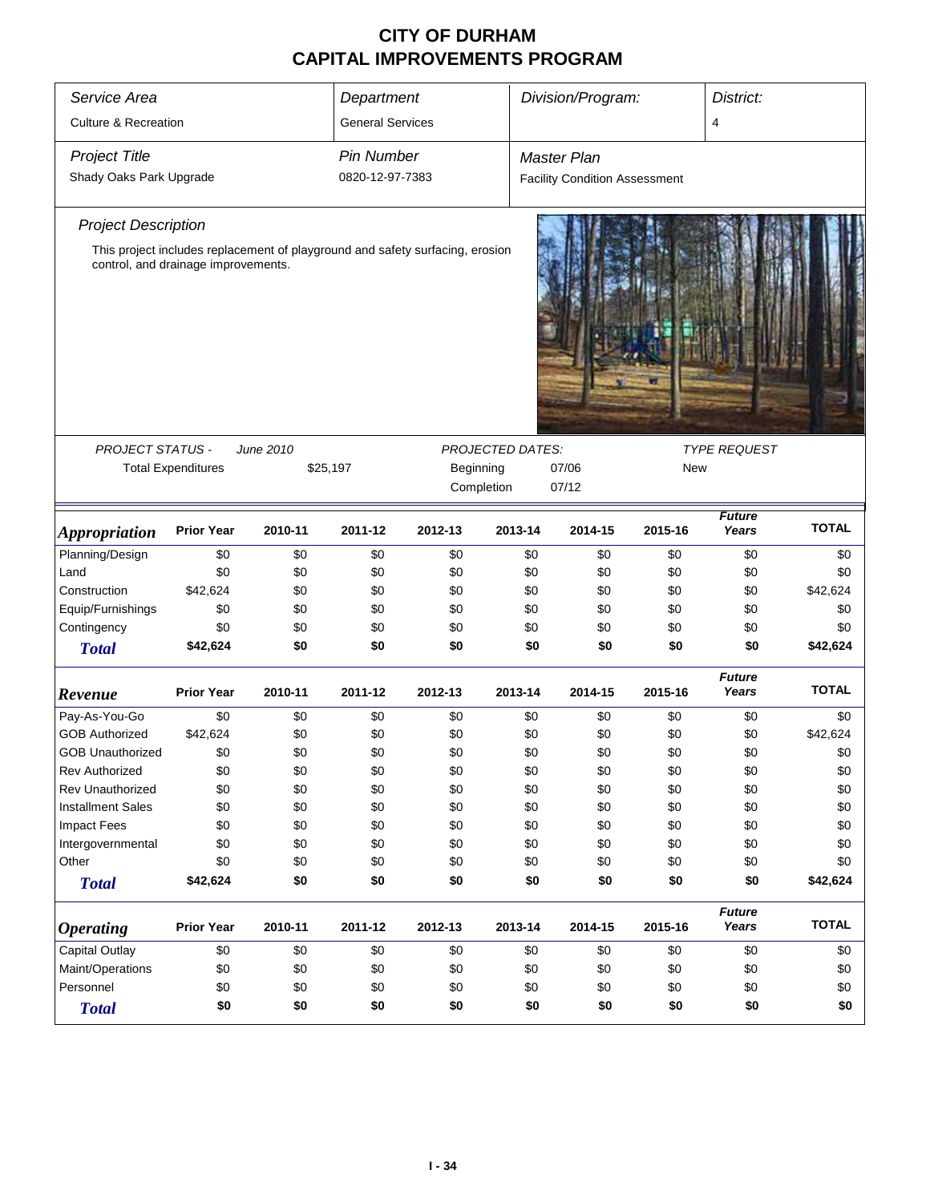# CITY OF DURHAM
# CAPITAL IMPROVEMENTS PROGRAM

| Service Area | Department | Division/Program: | District: |
|---|---|---|---|
| Culture & Recreation | General Services | | 4 |

| Project Title | Pin Number | Master Plan |
|---|---|---|
| Shady Oaks Park Upgrade | 0820-12-97-7383 | Facility Condition Assessment |

## Project Description

This project includes replacement of playground and safety surfacing, erosion control, and drainage improvements.

| PROJECT STATUS - | June 2010 | PROJECTED DATES: | | TYPE REQUEST |
|---|---|---|---|---|
| Total Expenditures | $25,197 | Beginning | 07/06 | New |
| | | Completion | 07/12 | |

| Appropriation | Prior Year | 2010-11 | 2011-12 | 2012-13 | 2013-14 | 2014-15 | 2015-16 | Future Years | TOTAL |
|---|---|---|---|---|---|---|---|---|---|
| Planning/Design | $0 | $0 | $0 | $0 | $0 | $0 | $0 | $0 | $0 |
| Land | $0 | $0 | $0 | $0 | $0 | $0 | $0 | $0 | $0 |
| Construction | $42,624 | $0 | $0 | $0 | $0 | $0 | $0 | $0 | $42,624 |
| Equip/Furnishings | $0 | $0 | $0 | $0 | $0 | $0 | $0 | $0 | $0 |
| Contingency | $0 | $0 | $0 | $0 | $0 | $0 | $0 | $0 | $0 |
| **Total** | **$42,624** | **$0** | **$0** | **$0** | **$0** | **$0** | **$0** | **$0** | **$42,624** |

| Revenue | Prior Year | 2010-11 | 2011-12 | 2012-13 | 2013-14 | 2014-15 | 2015-16 | Future Years | TOTAL |
|---|---|---|---|---|---|---|---|---|---|
| Pay-As-You-Go | $0 | $0 | $0 | $0 | $0 | $0 | $0 | $0 | $0 |
| GOB Authorized | $42,624 | $0 | $0 | $0 | $0 | $0 | $0 | $0 | $42,624 |
| GOB Unauthorized | $0 | $0 | $0 | $0 | $0 | $0 | $0 | $0 | $0 |
| Rev Authorized | $0 | $0 | $0 | $0 | $0 | $0 | $0 | $0 | $0 |
| Rev Unauthorized | $0 | $0 | $0 | $0 | $0 | $0 | $0 | $0 | $0 |
| Installment Sales | $0 | $0 | $0 | $0 | $0 | $0 | $0 | $0 | $0 |
| Impact Fees | $0 | $0 | $0 | $0 | $0 | $0 | $0 | $0 | $0 |
| Intergovernmental | $0 | $0 | $0 | $0 | $0 | $0 | $0 | $0 | $0 |
| Other | $0 | $0 | $0 | $0 | $0 | $0 | $0 | $0 | $0 |
| **Total** | **$42,624** | **$0** | **$0** | **$0** | **$0** | **$0** | **$0** | **$0** | **$42,624** |

| Operating | Prior Year | 2010-11 | 2011-12 | 2012-13 | 2013-14 | 2014-15 | 2015-16 | Future Years | TOTAL |
|---|---|---|---|---|---|---|---|---|---|
| Capital Outlay | $0 | $0 | $0 | $0 | $0 | $0 | $0 | $0 | $0 |
| Maint/Operations | $0 | $0 | $0 | $0 | $0 | $0 | $0 | $0 | $0 |
| Personnel | $0 | $0 | $0 | $0 | $0 | $0 | $0 | $0 | $0 |
| **Total** | **$0** | **$0** | **$0** | **$0** | **$0** | **$0** | **$0** | **$0** | **$0** |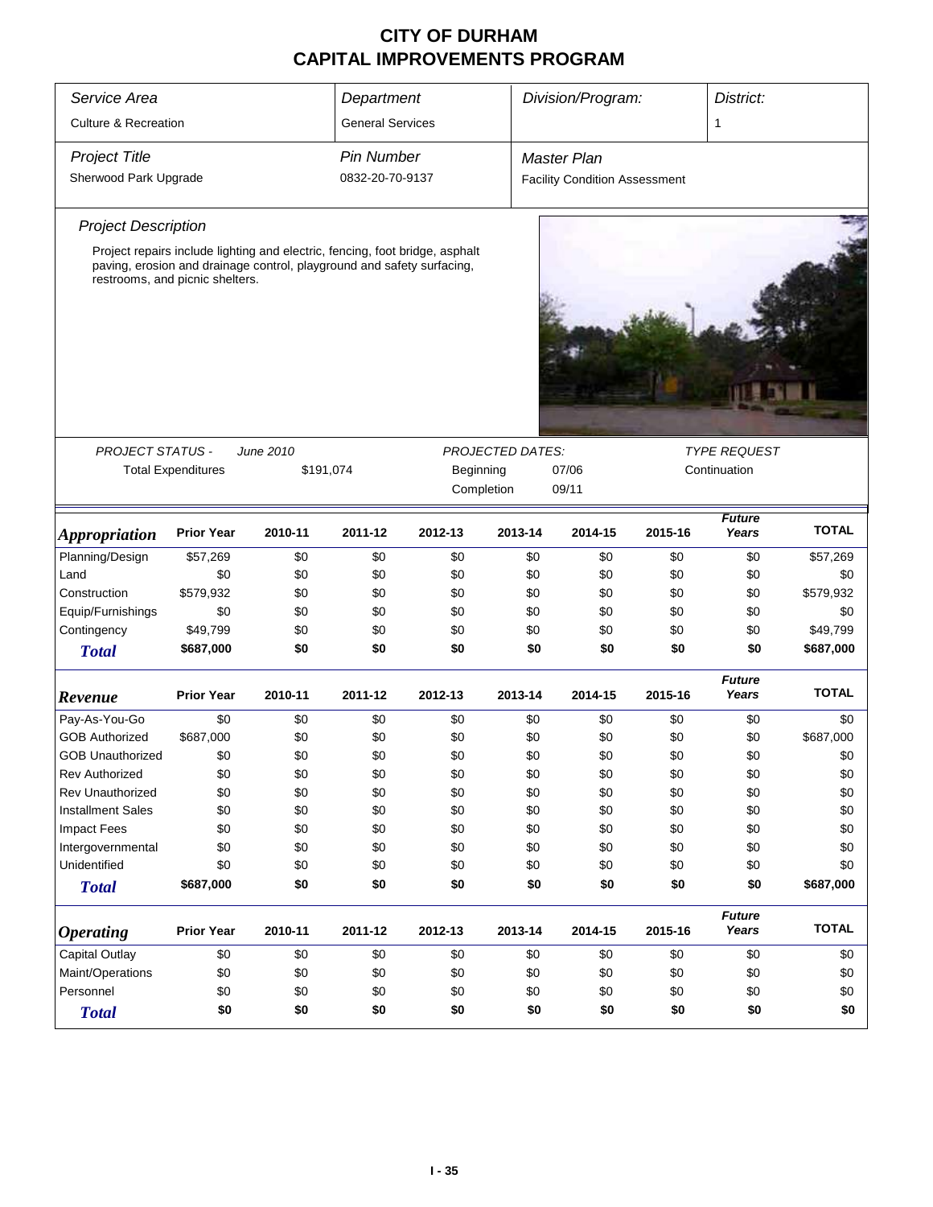# CITY OF DURHAM
## CAPITAL IMPROVEMENTS PROGRAM

| *Service Area* | *Department* | *Division/Program:* | *District:* |
|---|---|---|---|
| Culture & Recreation | General Services | | 1 |

| *Project Title* | *Pin Number* | *Master Plan* |
|---|---|---|
| Sherwood Park Upgrade | 0832-20-70-9137 | Facility Condition Assessment |

*Project Description*

Project repairs include lighting and electric, fencing, foot bridge, asphalt paving, erosion and drainage control, playground and safety surfacing, restrooms, and picnic shelters.

| *PROJECT STATUS -* | *June 2010* | *PROJECTED DATES:* | | *TYPE REQUEST* |
|---|---|---|---|---|
| Total Expenditures | $191,074 | Beginning | 07/06 | Continuation |
| | | Completion | 09/11 | |

| *Appropriation* | Prior Year | 2010-11 | 2011-12 | 2012-13 | 2013-14 | 2014-15 | 2015-16 | *Future Years* | TOTAL |
|---|---|---|---|---|---|---|---|---|---|
| Planning/Design | $57,269 | $0 | $0 | $0 | $0 | $0 | $0 | $0 | $57,269 |
| Land | $0 | $0 | $0 | $0 | $0 | $0 | $0 | $0 | $0 |
| Construction | $579,932 | $0 | $0 | $0 | $0 | $0 | $0 | $0 | $579,932 |
| Equip/Furnishings | $0 | $0 | $0 | $0 | $0 | $0 | $0 | $0 | $0 |
| Contingency | $49,799 | $0 | $0 | $0 | $0 | $0 | $0 | $0 | $49,799 |
| ***Total*** | **$687,000** | **$0** | **$0** | **$0** | **$0** | **$0** | **$0** | **$0** | **$687,000** |

| *Revenue* | Prior Year | 2010-11 | 2011-12 | 2012-13 | 2013-14 | 2014-15 | 2015-16 | *Future Years* | TOTAL |
|---|---|---|---|---|---|---|---|---|---|
| Pay-As-You-Go | $0 | $0 | $0 | $0 | $0 | $0 | $0 | $0 | $0 |
| GOB Authorized | $687,000 | $0 | $0 | $0 | $0 | $0 | $0 | $0 | $687,000 |
| GOB Unauthorized | $0 | $0 | $0 | $0 | $0 | $0 | $0 | $0 | $0 |
| Rev Authorized | $0 | $0 | $0 | $0 | $0 | $0 | $0 | $0 | $0 |
| Rev Unauthorized | $0 | $0 | $0 | $0 | $0 | $0 | $0 | $0 | $0 |
| Installment Sales | $0 | $0 | $0 | $0 | $0 | $0 | $0 | $0 | $0 |
| Impact Fees | $0 | $0 | $0 | $0 | $0 | $0 | $0 | $0 | $0 |
| Intergovernmental | $0 | $0 | $0 | $0 | $0 | $0 | $0 | $0 | $0 |
| Unidentified | $0 | $0 | $0 | $0 | $0 | $0 | $0 | $0 | $0 |
| ***Total*** | **$687,000** | **$0** | **$0** | **$0** | **$0** | **$0** | **$0** | **$0** | **$687,000** |

| *Operating* | Prior Year | 2010-11 | 2011-12 | 2012-13 | 2013-14 | 2014-15 | 2015-16 | *Future Years* | TOTAL |
|---|---|---|---|---|---|---|---|---|---|
| Capital Outlay | $0 | $0 | $0 | $0 | $0 | $0 | $0 | $0 | $0 |
| Maint/Operations | $0 | $0 | $0 | $0 | $0 | $0 | $0 | $0 | $0 |
| Personnel | $0 | $0 | $0 | $0 | $0 | $0 | $0 | $0 | $0 |
| ***Total*** | **$0** | **$0** | **$0** | **$0** | **$0** | **$0** | **$0** | **$0** | **$0** |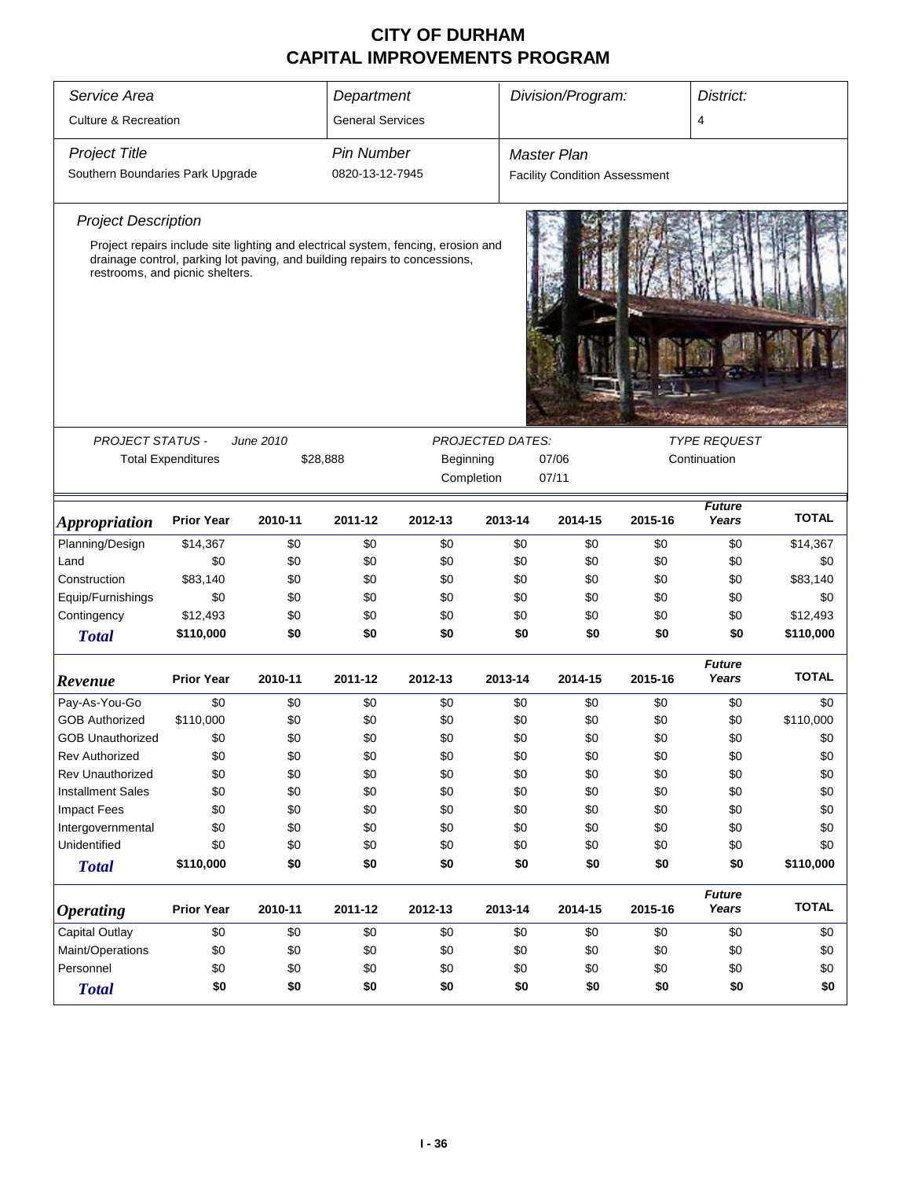# CITY OF DURHAM
# CAPITAL IMPROVEMENTS PROGRAM

| *Service Area* | *Department* | *Division/Program:* | *District:* |
|---|---|---|---|
| Culture & Recreation | General Services | | 4 |

| *Project Title* | *Pin Number* | *Master Plan* |
|---|---|---|
| Southern Boundaries Park Upgrade | 0820-13-12-7945 | Facility Condition Assessment |

### *Project Description*

Project repairs include site lighting and electrical system, fencing, erosion and drainage control, parking lot paving, and building repairs to concessions, restrooms, and picnic shelters.

*PROJECT STATUS -* *June 2010*

Total Expenditures $28,888

*PROJECTED DATES:*

Beginning 07/06

Completion 07/11

*TYPE REQUEST*

Continuation

| *Appropriation* | Prior Year | 2010-11 | 2011-12 | 2012-13 | 2013-14 | 2014-15 | 2015-16 | *Future Years* | TOTAL |
|---|---|---|---|---|---|---|---|---|---|
| Planning/Design | $14,367 | $0 | $0 | $0 | $0 | $0 | $0 | $0 | $14,367 |
| Land | $0 | $0 | $0 | $0 | $0 | $0 | $0 | $0 | $0 |
| Construction | $83,140 | $0 | $0 | $0 | $0 | $0 | $0 | $0 | $83,140 |
| Equip/Furnishings | $0 | $0 | $0 | $0 | $0 | $0 | $0 | $0 | $0 |
| Contingency | $12,493 | $0 | $0 | $0 | $0 | $0 | $0 | $0 | $12,493 |
| ***Total*** | **$110,000** | **$0** | **$0** | **$0** | **$0** | **$0** | **$0** | **$0** | **$110,000** |

| *Revenue* | Prior Year | 2010-11 | 2011-12 | 2012-13 | 2013-14 | 2014-15 | 2015-16 | *Future Years* | TOTAL |
|---|---|---|---|---|---|---|---|---|---|
| Pay-As-You-Go | $0 | $0 | $0 | $0 | $0 | $0 | $0 | $0 | $0 |
| GOB Authorized | $110,000 | $0 | $0 | $0 | $0 | $0 | $0 | $0 | $110,000 |
| GOB Unauthorized | $0 | $0 | $0 | $0 | $0 | $0 | $0 | $0 | $0 |
| Rev Authorized | $0 | $0 | $0 | $0 | $0 | $0 | $0 | $0 | $0 |
| Rev Unauthorized | $0 | $0 | $0 | $0 | $0 | $0 | $0 | $0 | $0 |
| Installment Sales | $0 | $0 | $0 | $0 | $0 | $0 | $0 | $0 | $0 |
| Impact Fees | $0 | $0 | $0 | $0 | $0 | $0 | $0 | $0 | $0 |
| Intergovernmental | $0 | $0 | $0 | $0 | $0 | $0 | $0 | $0 | $0 |
| Unidentified | $0 | $0 | $0 | $0 | $0 | $0 | $0 | $0 | $0 |
| ***Total*** | **$110,000** | **$0** | **$0** | **$0** | **$0** | **$0** | **$0** | **$0** | **$110,000** |

| *Operating* | Prior Year | 2010-11 | 2011-12 | 2012-13 | 2013-14 | 2014-15 | 2015-16 | *Future Years* | TOTAL |
|---|---|---|---|---|---|---|---|---|---|
| Capital Outlay | $0 | $0 | $0 | $0 | $0 | $0 | $0 | $0 | $0 |
| Maint/Operations | $0 | $0 | $0 | $0 | $0 | $0 | $0 | $0 | $0 |
| Personnel | $0 | $0 | $0 | $0 | $0 | $0 | $0 | $0 | $0 |
| ***Total*** | **$0** | **$0** | **$0** | **$0** | **$0** | **$0** | **$0** | **$0** | **$0** |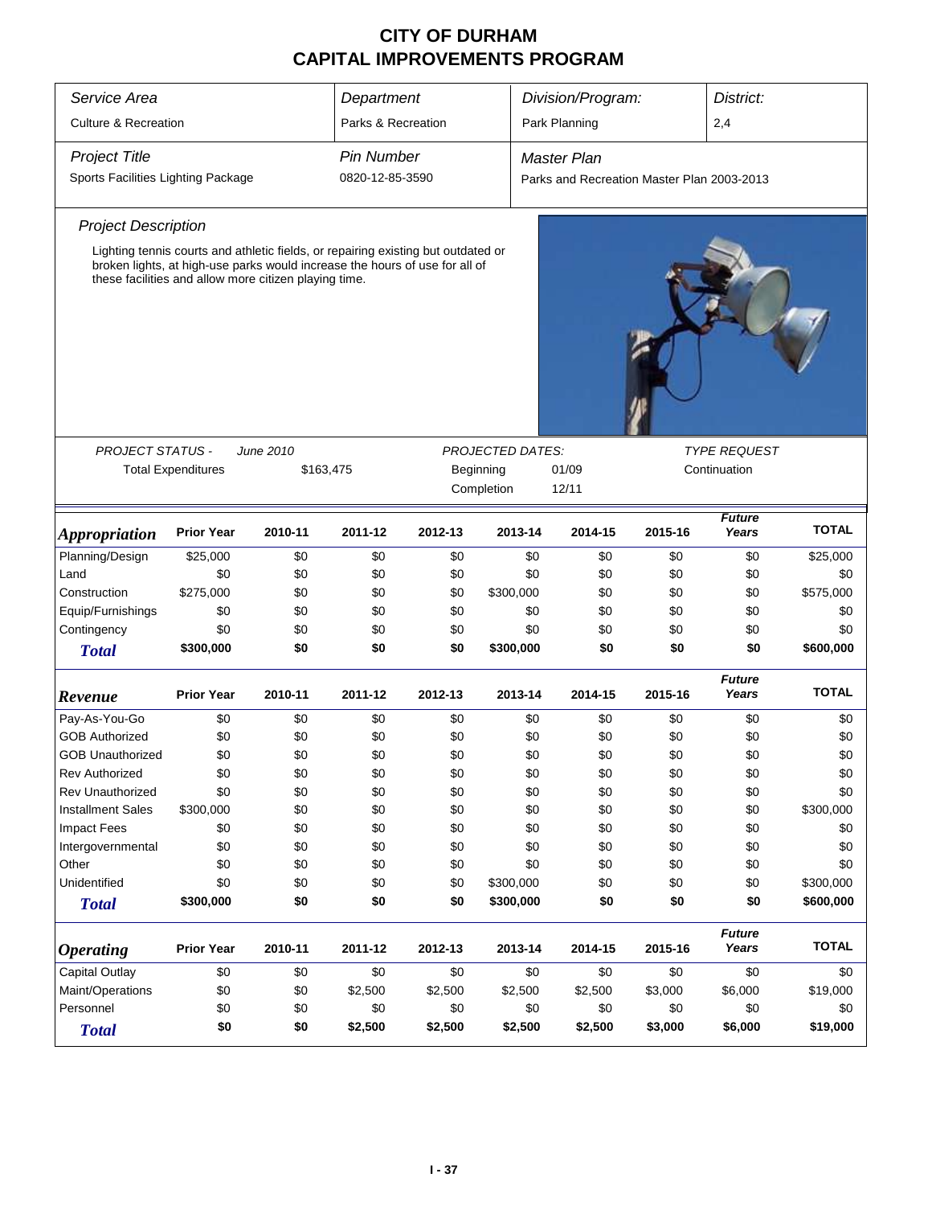# CITY OF DURHAM
# CAPITAL IMPROVEMENTS PROGRAM

| Service Area | Department | Division/Program: | District: |
|---|---|---|---|
| Culture & Recreation | Parks & Recreation | Park Planning | 2,4 |

| Project Title | Pin Number | Master Plan |
|---|---|---|
| Sports Facilities Lighting Package | 0820-12-85-3590 | Parks and Recreation Master Plan 2003-2013 |

### Project Description

Lighting tennis courts and athletic fields, or repairing existing but outdated or broken lights, at high-use parks would increase the hours of use for all of these facilities and allow more citizen playing time.

PROJECT STATUS - June 2010

Total Expenditures $163,475

PROJECTED DATES:

Beginning 01/09

Completion 12/11

TYPE REQUEST

Continuation

| *Appropriation* | Prior Year | 2010-11 | 2011-12 | 2012-13 | 2013-14 | 2014-15 | 2015-16 | Future Years | TOTAL |
|---|---|---|---|---|---|---|---|---|---|
| Planning/Design | $25,000 | $0 | $0 | $0 | $0 | $0 | $0 | $0 | $25,000 |
| Land | $0 | $0 | $0 | $0 | $0 | $0 | $0 | $0 | $0 |
| Construction | $275,000 | $0 | $0 | $0 | $300,000 | $0 | $0 | $0 | $575,000 |
| Equip/Furnishings | $0 | $0 | $0 | $0 | $0 | $0 | $0 | $0 | $0 |
| Contingency | $0 | $0 | $0 | $0 | $0 | $0 | $0 | $0 | $0 |
| **Total** | **$300,000** | **$0** | **$0** | **$0** | **$300,000** | **$0** | **$0** | **$0** | **$600,000** |

| *Revenue* | Prior Year | 2010-11 | 2011-12 | 2012-13 | 2013-14 | 2014-15 | 2015-16 | Future Years | TOTAL |
|---|---|---|---|---|---|---|---|---|---|
| Pay-As-You-Go | $0 | $0 | $0 | $0 | $0 | $0 | $0 | $0 | $0 |
| GOB Authorized | $0 | $0 | $0 | $0 | $0 | $0 | $0 | $0 | $0 |
| GOB Unauthorized | $0 | $0 | $0 | $0 | $0 | $0 | $0 | $0 | $0 |
| Rev Authorized | $0 | $0 | $0 | $0 | $0 | $0 | $0 | $0 | $0 |
| Rev Unauthorized | $0 | $0 | $0 | $0 | $0 | $0 | $0 | $0 | $0 |
| Installment Sales | $300,000 | $0 | $0 | $0 | $0 | $0 | $0 | $0 | $300,000 |
| Impact Fees | $0 | $0 | $0 | $0 | $0 | $0 | $0 | $0 | $0 |
| Intergovernmental | $0 | $0 | $0 | $0 | $0 | $0 | $0 | $0 | $0 |
| Other | $0 | $0 | $0 | $0 | $0 | $0 | $0 | $0 | $0 |
| Unidentified | $0 | $0 | $0 | $0 | $300,000 | $0 | $0 | $0 | $300,000 |
| **Total** | **$300,000** | **$0** | **$0** | **$0** | **$300,000** | **$0** | **$0** | **$0** | **$600,000** |

| *Operating* | Prior Year | 2010-11 | 2011-12 | 2012-13 | 2013-14 | 2014-15 | 2015-16 | Future Years | TOTAL |
|---|---|---|---|---|---|---|---|---|---|
| Capital Outlay | $0 | $0 | $0 | $0 | $0 | $0 | $0 | $0 | $0 |
| Maint/Operations | $0 | $0 | $2,500 | $2,500 | $2,500 | $2,500 | $3,000 | $6,000 | $19,000 |
| Personnel | $0 | $0 | $0 | $0 | $0 | $0 | $0 | $0 | $0 |
| **Total** | **$0** | **$0** | **$2,500** | **$2,500** | **$2,500** | **$2,500** | **$3,000** | **$6,000** | **$19,000** |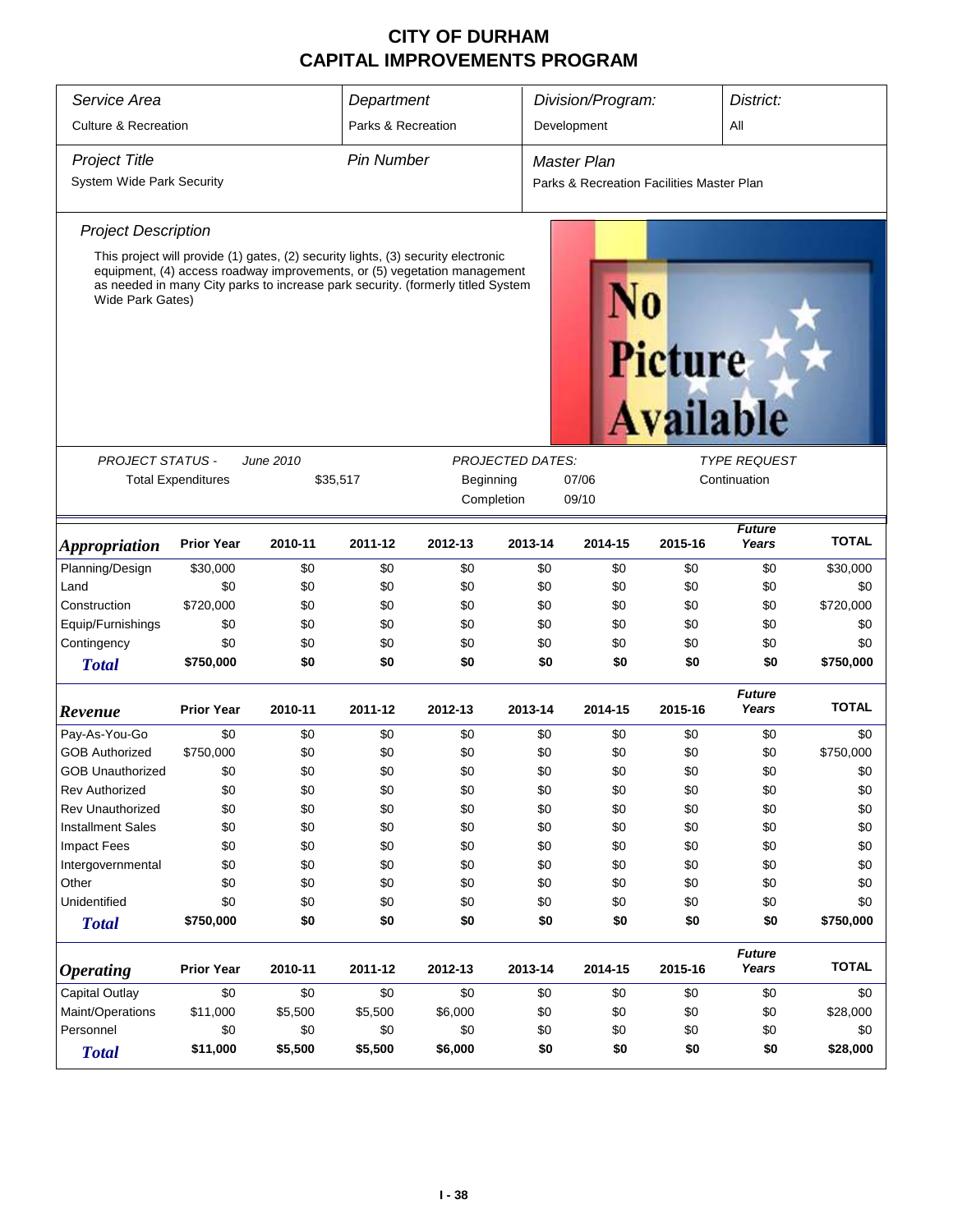# CITY OF DURHAM
# CAPITAL IMPROVEMENTS PROGRAM

| *Service Area* | *Department* | *Division/Program:* | *District:* |
|---|---|---|---|
| Culture & Recreation | Parks & Recreation | Development | All |

| *Project Title* | *Pin Number* | *Master Plan* |
|---|---|---|
| System Wide Park Security | | Parks & Recreation Facilities Master Plan |

*Project Description*

This project will provide (1) gates, (2) security lights, (3) security electronic equipment, (4) access roadway improvements, or (5) vegetation management as needed in many City parks to increase park security. (formerly titled System Wide Park Gates)

No Picture Available

| *PROJECT STATUS -* | *June 2010* | *PROJECTED DATES:* | | *TYPE REQUEST* |
|---|---|---|---|---|
| Total Expenditures | $35,517 | Beginning | 07/06 | Continuation |
| | | Completion | 09/10 | |

| *Appropriation* | Prior Year | 2010-11 | 2011-12 | 2012-13 | 2013-14 | 2014-15 | 2015-16 | *Future Years* | TOTAL |
|---|---|---|---|---|---|---|---|---|---|
| Planning/Design | $30,000 | $0 | $0 | $0 | $0 | $0 | $0 | $0 | $30,000 |
| Land | $0 | $0 | $0 | $0 | $0 | $0 | $0 | $0 | $0 |
| Construction | $720,000 | $0 | $0 | $0 | $0 | $0 | $0 | $0 | $720,000 |
| Equip/Furnishings | $0 | $0 | $0 | $0 | $0 | $0 | $0 | $0 | $0 |
| Contingency | $0 | $0 | $0 | $0 | $0 | $0 | $0 | $0 | $0 |
| **Total** | **$750,000** | **$0** | **$0** | **$0** | **$0** | **$0** | **$0** | **$0** | **$750,000** |

| *Revenue* | Prior Year | 2010-11 | 2011-12 | 2012-13 | 2013-14 | 2014-15 | 2015-16 | *Future Years* | TOTAL |
|---|---|---|---|---|---|---|---|---|---|
| Pay-As-You-Go | $0 | $0 | $0 | $0 | $0 | $0 | $0 | $0 | $0 |
| GOB Authorized | $750,000 | $0 | $0 | $0 | $0 | $0 | $0 | $0 | $750,000 |
| GOB Unauthorized | $0 | $0 | $0 | $0 | $0 | $0 | $0 | $0 | $0 |
| Rev Authorized | $0 | $0 | $0 | $0 | $0 | $0 | $0 | $0 | $0 |
| Rev Unauthorized | $0 | $0 | $0 | $0 | $0 | $0 | $0 | $0 | $0 |
| Installment Sales | $0 | $0 | $0 | $0 | $0 | $0 | $0 | $0 | $0 |
| Impact Fees | $0 | $0 | $0 | $0 | $0 | $0 | $0 | $0 | $0 |
| Intergovernmental | $0 | $0 | $0 | $0 | $0 | $0 | $0 | $0 | $0 |
| Other | $0 | $0 | $0 | $0 | $0 | $0 | $0 | $0 | $0 |
| Unidentified | $0 | $0 | $0 | $0 | $0 | $0 | $0 | $0 | $0 |
| **Total** | **$750,000** | **$0** | **$0** | **$0** | **$0** | **$0** | **$0** | **$0** | **$750,000** |

| *Operating* | Prior Year | 2010-11 | 2011-12 | 2012-13 | 2013-14 | 2014-15 | 2015-16 | *Future Years* | TOTAL |
|---|---|---|---|---|---|---|---|---|---|
| Capital Outlay | $0 | $0 | $0 | $0 | $0 | $0 | $0 | $0 | $0 |
| Maint/Operations | $11,000 | $5,500 | $5,500 | $6,000 | $0 | $0 | $0 | $0 | $28,000 |
| Personnel | $0 | $0 | $0 | $0 | $0 | $0 | $0 | $0 | $0 |
| **Total** | **$11,000** | **$5,500** | **$5,500** | **$6,000** | **$0** | **$0** | **$0** | **$0** | **$28,000** |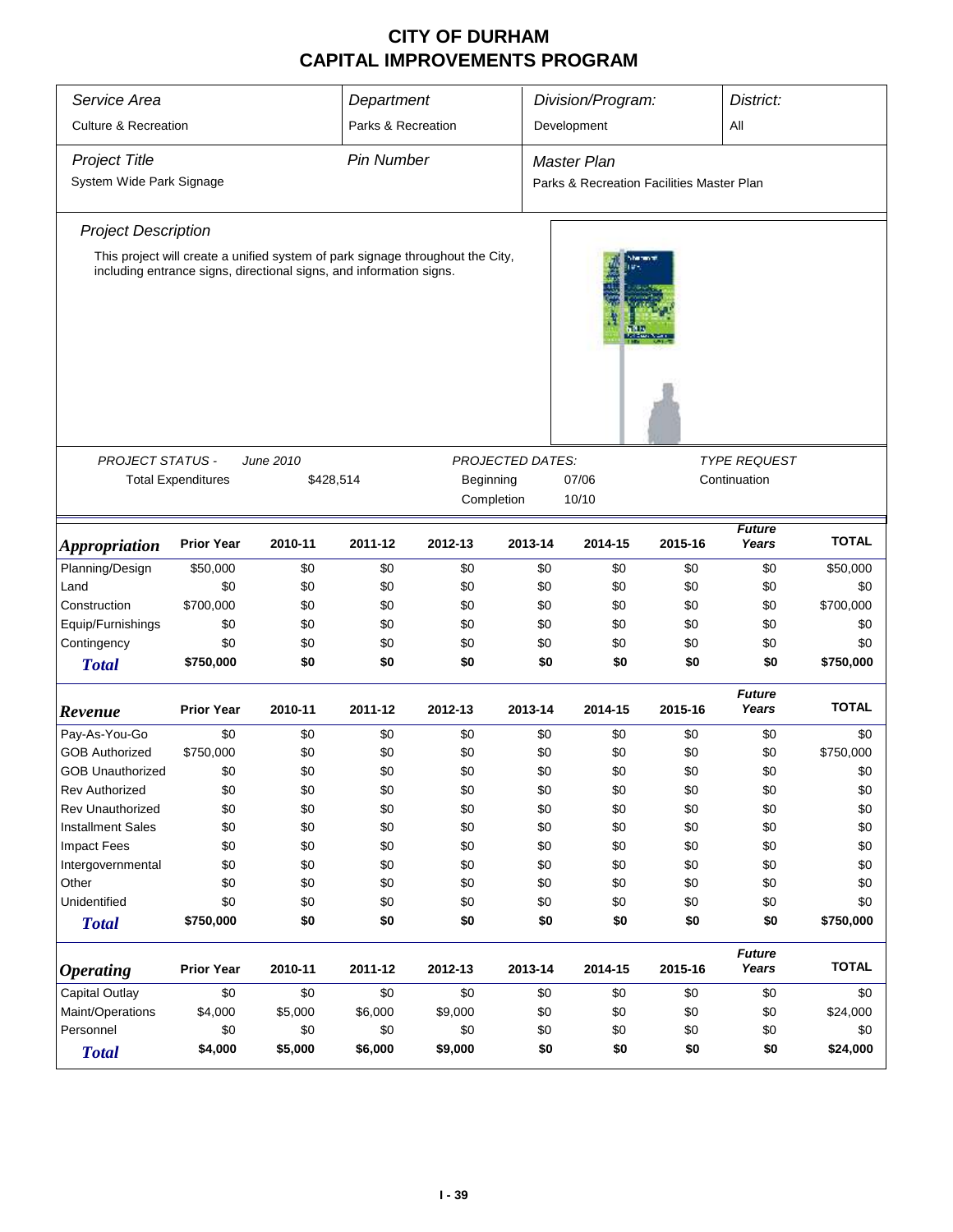# CITY OF DURHAM
# CAPITAL IMPROVEMENTS PROGRAM

| *Service Area* | *Department* | *Division/Program:* | *District:* |
|---|---|---|---|
| Culture & Recreation | Parks & Recreation | Development | All |

| *Project Title* | *Pin Number* | *Master Plan* |
|---|---|---|
| System Wide Park Signage | | Parks & Recreation Facilities Master Plan |

*Project Description*

This project will create a unified system of park signage throughout the City, including entrance signs, directional signs, and information signs.

| *PROJECT STATUS -* | *June 2010* | *PROJECTED DATES:* | | *TYPE REQUEST* |
|---|---|---|---|---|
| Total Expenditures | $428,514 | Beginning | 07/06 | Continuation |
| | | Completion | 10/10 | |

| *Appropriation* | Prior Year | 2010-11 | 2011-12 | 2012-13 | 2013-14 | 2014-15 | 2015-16 | *Future Years* | TOTAL |
|---|---|---|---|---|---|---|---|---|---|
| Planning/Design | $50,000 | $0 | $0 | $0 | $0 | $0 | $0 | $0 | $50,000 |
| Land | $0 | $0 | $0 | $0 | $0 | $0 | $0 | $0 | $0 |
| Construction | $700,000 | $0 | $0 | $0 | $0 | $0 | $0 | $0 | $700,000 |
| Equip/Furnishings | $0 | $0 | $0 | $0 | $0 | $0 | $0 | $0 | $0 |
| Contingency | $0 | $0 | $0 | $0 | $0 | $0 | $0 | $0 | $0 |
| **Total** | **$750,000** | **$0** | **$0** | **$0** | **$0** | **$0** | **$0** | **$0** | **$750,000** |

| *Revenue* | Prior Year | 2010-11 | 2011-12 | 2012-13 | 2013-14 | 2014-15 | 2015-16 | *Future Years* | TOTAL |
|---|---|---|---|---|---|---|---|---|---|
| Pay-As-You-Go | $0 | $0 | $0 | $0 | $0 | $0 | $0 | $0 | $0 |
| GOB Authorized | $750,000 | $0 | $0 | $0 | $0 | $0 | $0 | $0 | $750,000 |
| GOB Unauthorized | $0 | $0 | $0 | $0 | $0 | $0 | $0 | $0 | $0 |
| Rev Authorized | $0 | $0 | $0 | $0 | $0 | $0 | $0 | $0 | $0 |
| Rev Unauthorized | $0 | $0 | $0 | $0 | $0 | $0 | $0 | $0 | $0 |
| Installment Sales | $0 | $0 | $0 | $0 | $0 | $0 | $0 | $0 | $0 |
| Impact Fees | $0 | $0 | $0 | $0 | $0 | $0 | $0 | $0 | $0 |
| Intergovernmental | $0 | $0 | $0 | $0 | $0 | $0 | $0 | $0 | $0 |
| Other | $0 | $0 | $0 | $0 | $0 | $0 | $0 | $0 | $0 |
| Unidentified | $0 | $0 | $0 | $0 | $0 | $0 | $0 | $0 | $0 |
| **Total** | **$750,000** | **$0** | **$0** | **$0** | **$0** | **$0** | **$0** | **$0** | **$750,000** |

| *Operating* | Prior Year | 2010-11 | 2011-12 | 2012-13 | 2013-14 | 2014-15 | 2015-16 | *Future Years* | TOTAL |
|---|---|---|---|---|---|---|---|---|---|
| Capital Outlay | $0 | $0 | $0 | $0 | $0 | $0 | $0 | $0 | $0 |
| Maint/Operations | $4,000 | $5,000 | $6,000 | $9,000 | $0 | $0 | $0 | $0 | $24,000 |
| Personnel | $0 | $0 | $0 | $0 | $0 | $0 | $0 | $0 | $0 |
| **Total** | **$4,000** | **$5,000** | **$6,000** | **$9,000** | **$0** | **$0** | **$0** | **$0** | **$24,000** |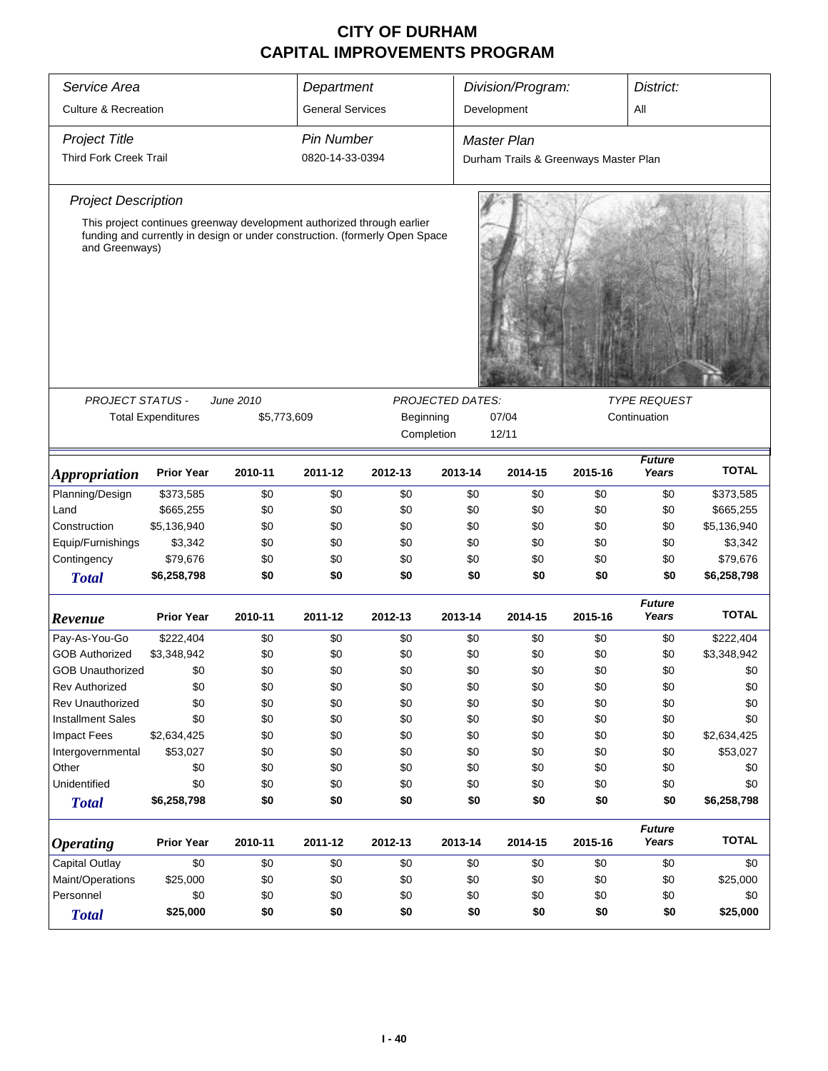# CITY OF DURHAM
# CAPITAL IMPROVEMENTS PROGRAM

| Service Area | Department | Division/Program: | District: |
|---|---|---|---|
| Culture & Recreation | General Services | Development | All |

| Project Title | Pin Number | Master Plan |
|---|---|---|
| Third Fork Creek Trail | 0820-14-33-0394 | Durham Trails & Greenways Master Plan |

### Project Description

This project continues greenway development authorized through earlier funding and currently in design or under construction. (formerly Open Space and Greenways)

| PROJECT STATUS - | June 2010 | PROJECTED DATES: | | TYPE REQUEST |
|---|---|---|---|---|
| Total Expenditures | $5,773,609 | Beginning | 07/04 | Continuation |
| | | Completion | 12/11 | |

| *Appropriation* | Prior Year | 2010-11 | 2011-12 | 2012-13 | 2013-14 | 2014-15 | 2015-16 | Future Years | TOTAL |
|---|---|---|---|---|---|---|---|---|---|
| Planning/Design | $373,585 | $0 | $0 | $0 | $0 | $0 | $0 | $0 | $373,585 |
| Land | $665,255 | $0 | $0 | $0 | $0 | $0 | $0 | $0 | $665,255 |
| Construction | $5,136,940 | $0 | $0 | $0 | $0 | $0 | $0 | $0 | $5,136,940 |
| Equip/Furnishings | $3,342 | $0 | $0 | $0 | $0 | $0 | $0 | $0 | $3,342 |
| Contingency | $79,676 | $0 | $0 | $0 | $0 | $0 | $0 | $0 | $79,676 |
| **Total** | **$6,258,798** | **$0** | **$0** | **$0** | **$0** | **$0** | **$0** | **$0** | **$6,258,798** |

| *Revenue* | Prior Year | 2010-11 | 2011-12 | 2012-13 | 2013-14 | 2014-15 | 2015-16 | Future Years | TOTAL |
|---|---|---|---|---|---|---|---|---|---|
| Pay-As-You-Go | $222,404 | $0 | $0 | $0 | $0 | $0 | $0 | $0 | $222,404 |
| GOB Authorized | $3,348,942 | $0 | $0 | $0 | $0 | $0 | $0 | $0 | $3,348,942 |
| GOB Unauthorized | $0 | $0 | $0 | $0 | $0 | $0 | $0 | $0 | $0 |
| Rev Authorized | $0 | $0 | $0 | $0 | $0 | $0 | $0 | $0 | $0 |
| Rev Unauthorized | $0 | $0 | $0 | $0 | $0 | $0 | $0 | $0 | $0 |
| Installment Sales | $0 | $0 | $0 | $0 | $0 | $0 | $0 | $0 | $0 |
| Impact Fees | $2,634,425 | $0 | $0 | $0 | $0 | $0 | $0 | $0 | $2,634,425 |
| Intergovernmental | $53,027 | $0 | $0 | $0 | $0 | $0 | $0 | $0 | $53,027 |
| Other | $0 | $0 | $0 | $0 | $0 | $0 | $0 | $0 | $0 |
| Unidentified | $0 | $0 | $0 | $0 | $0 | $0 | $0 | $0 | $0 |
| **Total** | **$6,258,798** | **$0** | **$0** | **$0** | **$0** | **$0** | **$0** | **$0** | **$6,258,798** |

| *Operating* | Prior Year | 2010-11 | 2011-12 | 2012-13 | 2013-14 | 2014-15 | 2015-16 | Future Years | TOTAL |
|---|---|---|---|---|---|---|---|---|---|
| Capital Outlay | $0 | $0 | $0 | $0 | $0 | $0 | $0 | $0 | $0 |
| Maint/Operations | $25,000 | $0 | $0 | $0 | $0 | $0 | $0 | $0 | $25,000 |
| Personnel | $0 | $0 | $0 | $0 | $0 | $0 | $0 | $0 | $0 |
| **Total** | **$25,000** | **$0** | **$0** | **$0** | **$0** | **$0** | **$0** | **$0** | **$25,000** |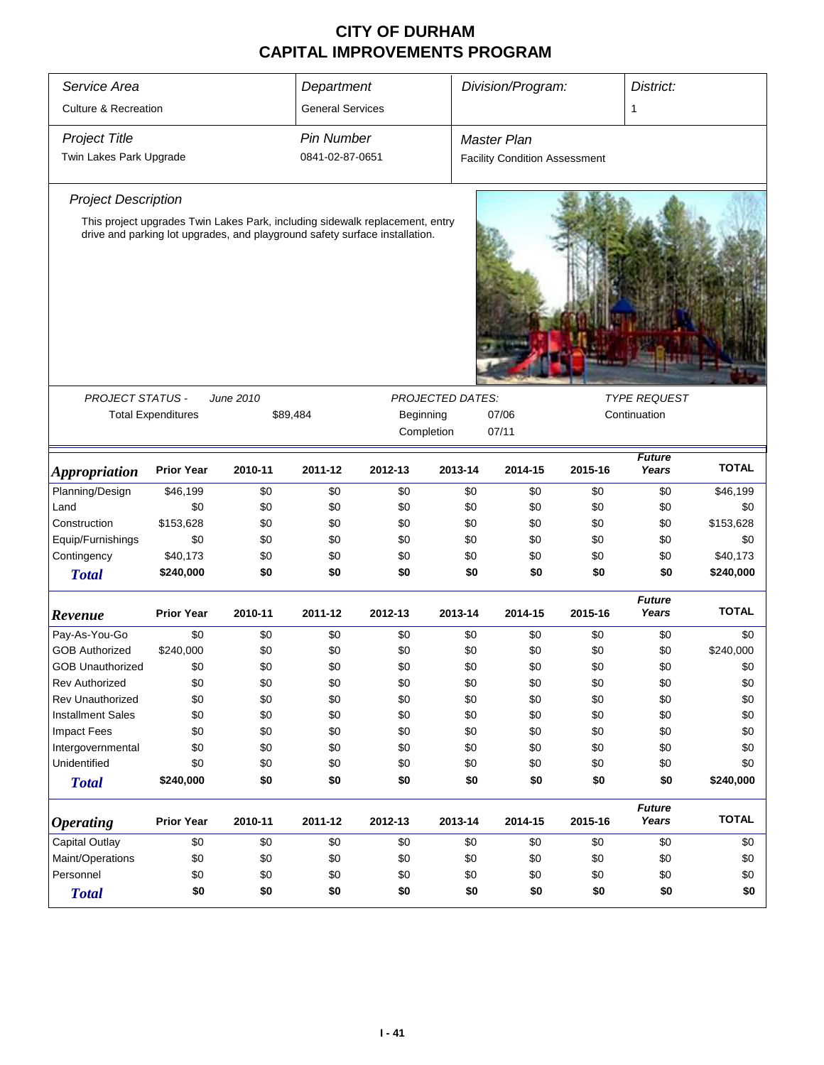# CITY OF DURHAM
# CAPITAL IMPROVEMENTS PROGRAM

| Service Area | Department | Division/Program: | District: |
|---|---|---|---|
| Culture & Recreation | General Services | | 1 |

| Project Title | Pin Number | Master Plan |
|---|---|---|
| Twin Lakes Park Upgrade | 0841-02-87-0651 | Facility Condition Assessment |

### Project Description

This project upgrades Twin Lakes Park, including sidewalk replacement, entry drive and parking lot upgrades, and playground safety surface installation.

| PROJECT STATUS - | June 2010 | PROJECTED DATES: | | TYPE REQUEST |
|---|---|---|---|---|
| Total Expenditures | $89,484 | Beginning | 07/06 | Continuation |
| | | Completion | 07/11 | |

| Appropriation | Prior Year | 2010-11 | 2011-12 | 2012-13 | 2013-14 | 2014-15 | 2015-16 | Future Years | TOTAL |
|---|---|---|---|---|---|---|---|---|---|
| Planning/Design | $46,199 | $0 | $0 | $0 | $0 | $0 | $0 | $0 | $46,199 |
| Land | $0 | $0 | $0 | $0 | $0 | $0 | $0 | $0 | $0 |
| Construction | $153,628 | $0 | $0 | $0 | $0 | $0 | $0 | $0 | $153,628 |
| Equip/Furnishings | $0 | $0 | $0 | $0 | $0 | $0 | $0 | $0 | $0 |
| Contingency | $40,173 | $0 | $0 | $0 | $0 | $0 | $0 | $0 | $40,173 |
| **Total** | **$240,000** | **$0** | **$0** | **$0** | **$0** | **$0** | **$0** | **$0** | **$240,000** |

| Revenue | Prior Year | 2010-11 | 2011-12 | 2012-13 | 2013-14 | 2014-15 | 2015-16 | Future Years | TOTAL |
|---|---|---|---|---|---|---|---|---|---|
| Pay-As-You-Go | $0 | $0 | $0 | $0 | $0 | $0 | $0 | $0 | $0 |
| GOB Authorized | $240,000 | $0 | $0 | $0 | $0 | $0 | $0 | $0 | $240,000 |
| GOB Unauthorized | $0 | $0 | $0 | $0 | $0 | $0 | $0 | $0 | $0 |
| Rev Authorized | $0 | $0 | $0 | $0 | $0 | $0 | $0 | $0 | $0 |
| Rev Unauthorized | $0 | $0 | $0 | $0 | $0 | $0 | $0 | $0 | $0 |
| Installment Sales | $0 | $0 | $0 | $0 | $0 | $0 | $0 | $0 | $0 |
| Impact Fees | $0 | $0 | $0 | $0 | $0 | $0 | $0 | $0 | $0 |
| Intergovernmental | $0 | $0 | $0 | $0 | $0 | $0 | $0 | $0 | $0 |
| Unidentified | $0 | $0 | $0 | $0 | $0 | $0 | $0 | $0 | $0 |
| **Total** | **$240,000** | **$0** | **$0** | **$0** | **$0** | **$0** | **$0** | **$0** | **$240,000** |

| Operating | Prior Year | 2010-11 | 2011-12 | 2012-13 | 2013-14 | 2014-15 | 2015-16 | Future Years | TOTAL |
|---|---|---|---|---|---|---|---|---|---|
| Capital Outlay | $0 | $0 | $0 | $0 | $0 | $0 | $0 | $0 | $0 |
| Maint/Operations | $0 | $0 | $0 | $0 | $0 | $0 | $0 | $0 | $0 |
| Personnel | $0 | $0 | $0 | $0 | $0 | $0 | $0 | $0 | $0 |
| **Total** | **$0** | **$0** | **$0** | **$0** | **$0** | **$0** | **$0** | **$0** | **$0** |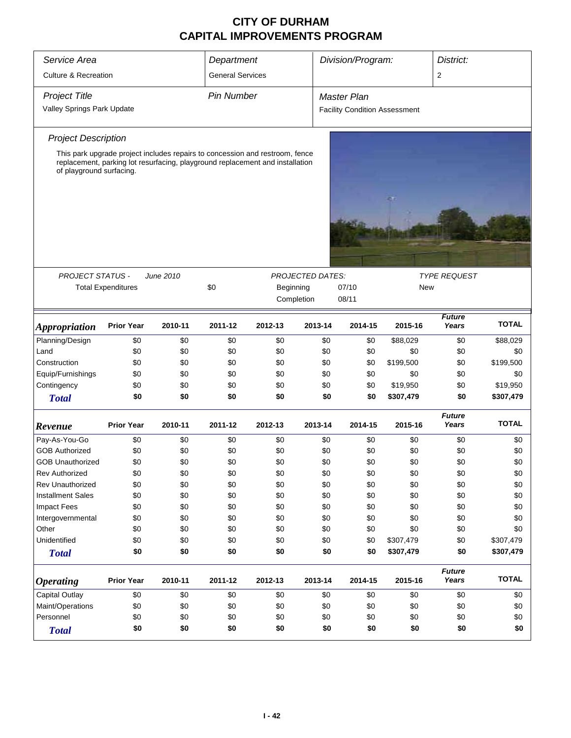# CITY OF DURHAM
# CAPITAL IMPROVEMENTS PROGRAM

| Service Area | Department | Division/Program: | District: |
|---|---|---|---|
| Culture & Recreation | General Services | | 2 |

| Project Title | Pin Number | Master Plan |
|---|---|---|
| Valley Springs Park Update | | Facility Condition Assessment |

*Project Description*

This park upgrade project includes repairs to concession and restroom, fence replacement, parking lot resurfacing, playground replacement and installation of playground surfacing.

| PROJECT STATUS - | June 2010 | | PROJECTED DATES: | | TYPE REQUEST |
|---|---|---|---|---|---|
| Total Expenditures | | $0 | Beginning | 07/10 | New |
| | | | Completion | 08/11 | |

| *Appropriation* | Prior Year | 2010-11 | 2011-12 | 2012-13 | 2013-14 | 2014-15 | 2015-16 | *Future Years* | TOTAL |
|---|---|---|---|---|---|---|---|---|---|
| Planning/Design | $0 | $0 | $0 | $0 | $0 | $0 | $88,029 | $0 | $88,029 |
| Land | $0 | $0 | $0 | $0 | $0 | $0 | $0 | $0 | $0 |
| Construction | $0 | $0 | $0 | $0 | $0 | $0 | $199,500 | $0 | $199,500 |
| Equip/Furnishings | $0 | $0 | $0 | $0 | $0 | $0 | $0 | $0 | $0 |
| Contingency | $0 | $0 | $0 | $0 | $0 | $0 | $19,950 | $0 | $19,950 |
| ***Total*** | **$0** | **$0** | **$0** | **$0** | **$0** | **$0** | **$307,479** | **$0** | **$307,479** |

| *Revenue* | Prior Year | 2010-11 | 2011-12 | 2012-13 | 2013-14 | 2014-15 | 2015-16 | *Future Years* | TOTAL |
|---|---|---|---|---|---|---|---|---|---|
| Pay-As-You-Go | $0 | $0 | $0 | $0 | $0 | $0 | $0 | $0 | $0 |
| GOB Authorized | $0 | $0 | $0 | $0 | $0 | $0 | $0 | $0 | $0 |
| GOB Unauthorized | $0 | $0 | $0 | $0 | $0 | $0 | $0 | $0 | $0 |
| Rev Authorized | $0 | $0 | $0 | $0 | $0 | $0 | $0 | $0 | $0 |
| Rev Unauthorized | $0 | $0 | $0 | $0 | $0 | $0 | $0 | $0 | $0 |
| Installment Sales | $0 | $0 | $0 | $0 | $0 | $0 | $0 | $0 | $0 |
| Impact Fees | $0 | $0 | $0 | $0 | $0 | $0 | $0 | $0 | $0 |
| Intergovernmental | $0 | $0 | $0 | $0 | $0 | $0 | $0 | $0 | $0 |
| Other | $0 | $0 | $0 | $0 | $0 | $0 | $0 | $0 | $0 |
| Unidentified | $0 | $0 | $0 | $0 | $0 | $0 | $307,479 | $0 | $307,479 |
| ***Total*** | **$0** | **$0** | **$0** | **$0** | **$0** | **$0** | **$307,479** | **$0** | **$307,479** |

| *Operating* | Prior Year | 2010-11 | 2011-12 | 2012-13 | 2013-14 | 2014-15 | 2015-16 | *Future Years* | TOTAL |
|---|---|---|---|---|---|---|---|---|---|
| Capital Outlay | $0 | $0 | $0 | $0 | $0 | $0 | $0 | $0 | $0 |
| Maint/Operations | $0 | $0 | $0 | $0 | $0 | $0 | $0 | $0 | $0 |
| Personnel | $0 | $0 | $0 | $0 | $0 | $0 | $0 | $0 | $0 |
| ***Total*** | **$0** | **$0** | **$0** | **$0** | **$0** | **$0** | **$0** | **$0** | **$0** |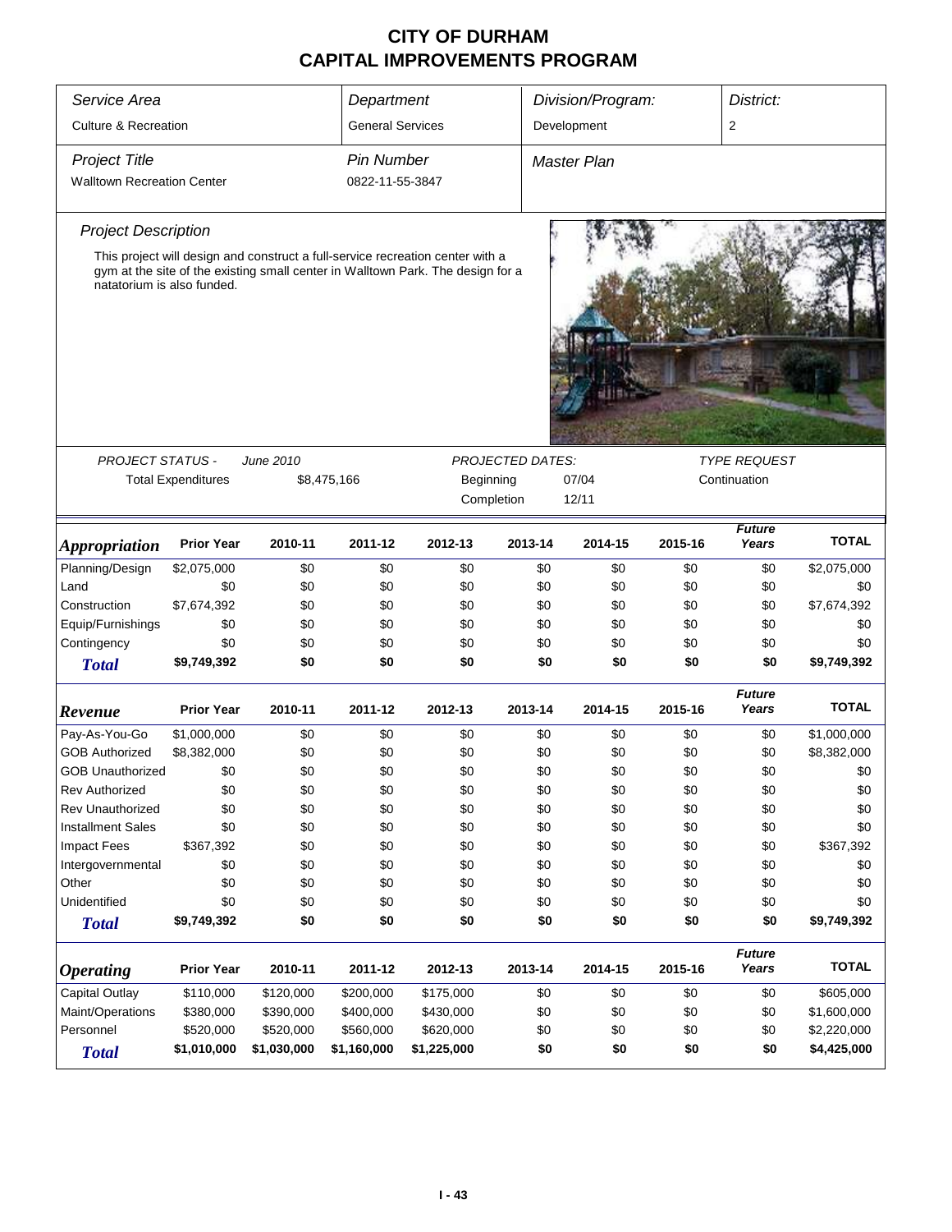# CITY OF DURHAM
# CAPITAL IMPROVEMENTS PROGRAM

| *Service Area* | *Department* | *Division/Program:* | *District:* |
|---|---|---|---|
| Culture & Recreation | General Services | Development | 2 |

| *Project Title* | *Pin Number* | *Master Plan* |
|---|---|---|
| Walltown Recreation Center | 0822-11-55-3847 | |

*Project Description*

This project will design and construct a full-service recreation center with a gym at the site of the existing small center in Walltown Park. The design for a natatorium is also funded.

| *PROJECT STATUS -* | *June 2010* | *PROJECTED DATES:* | | *TYPE REQUEST* |
|---|---|---|---|---|
| Total Expenditures | $8,475,166 | Beginning | 07/04 | Continuation |
| | | Completion | 12/11 | |

| ***Appropriation*** | **Prior Year** | **2010-11** | **2011-12** | **2012-13** | **2013-14** | **2014-15** | **2015-16** | ***Future Years*** | **TOTAL** |
|---|---|---|---|---|---|---|---|---|---|
| Planning/Design | $2,075,000 | $0 | $0 | $0 | $0 | $0 | $0 | $0 | $2,075,000 |
| Land | $0 | $0 | $0 | $0 | $0 | $0 | $0 | $0 | $0 |
| Construction | $7,674,392 | $0 | $0 | $0 | $0 | $0 | $0 | $0 | $7,674,392 |
| Equip/Furnishings | $0 | $0 | $0 | $0 | $0 | $0 | $0 | $0 | $0 |
| Contingency | $0 | $0 | $0 | $0 | $0 | $0 | $0 | $0 | $0 |
| ***Total*** | **$9,749,392** | **$0** | **$0** | **$0** | **$0** | **$0** | **$0** | **$0** | **$9,749,392** |

| ***Revenue*** | **Prior Year** | **2010-11** | **2011-12** | **2012-13** | **2013-14** | **2014-15** | **2015-16** | ***Future Years*** | **TOTAL** |
|---|---|---|---|---|---|---|---|---|---|
| Pay-As-You-Go | $1,000,000 | $0 | $0 | $0 | $0 | $0 | $0 | $0 | $1,000,000 |
| GOB Authorized | $8,382,000 | $0 | $0 | $0 | $0 | $0 | $0 | $0 | $8,382,000 |
| GOB Unauthorized | $0 | $0 | $0 | $0 | $0 | $0 | $0 | $0 | $0 |
| Rev Authorized | $0 | $0 | $0 | $0 | $0 | $0 | $0 | $0 | $0 |
| Rev Unauthorized | $0 | $0 | $0 | $0 | $0 | $0 | $0 | $0 | $0 |
| Installment Sales | $0 | $0 | $0 | $0 | $0 | $0 | $0 | $0 | $0 |
| Impact Fees | $367,392 | $0 | $0 | $0 | $0 | $0 | $0 | $0 | $367,392 |
| Intergovernmental | $0 | $0 | $0 | $0 | $0 | $0 | $0 | $0 | $0 |
| Other | $0 | $0 | $0 | $0 | $0 | $0 | $0 | $0 | $0 |
| Unidentified | $0 | $0 | $0 | $0 | $0 | $0 | $0 | $0 | $0 |
| ***Total*** | **$9,749,392** | **$0** | **$0** | **$0** | **$0** | **$0** | **$0** | **$0** | **$9,749,392** |

| ***Operating*** | **Prior Year** | **2010-11** | **2011-12** | **2012-13** | **2013-14** | **2014-15** | **2015-16** | ***Future Years*** | **TOTAL** |
|---|---|---|---|---|---|---|---|---|---|
| Capital Outlay | $110,000 | $120,000 | $200,000 | $175,000 | $0 | $0 | $0 | $0 | $605,000 |
| Maint/Operations | $380,000 | $390,000 | $400,000 | $430,000 | $0 | $0 | $0 | $0 | $1,600,000 |
| Personnel | $520,000 | $520,000 | $560,000 | $620,000 | $0 | $0 | $0 | $0 | $2,220,000 |
| ***Total*** | **$1,010,000** | **$1,030,000** | **$1,160,000** | **$1,225,000** | **$0** | **$0** | **$0** | **$0** | **$4,425,000** |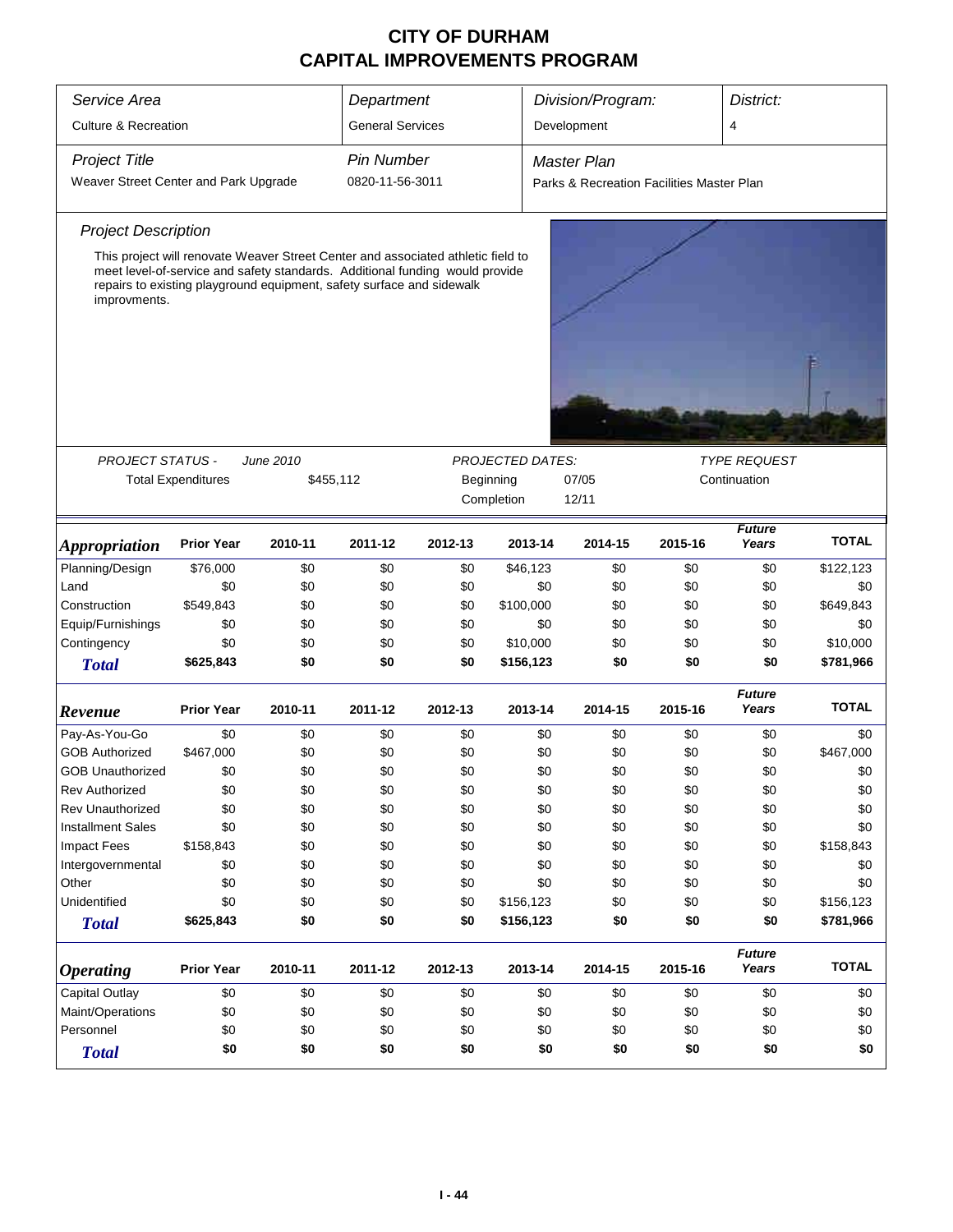# CITY OF DURHAM
# CAPITAL IMPROVEMENTS PROGRAM

| *Service Area* | *Department* | *Division/Program:* | *District:* |
|---|---|---|---|
| Culture & Recreation | General Services | Development | 4 |

| *Project Title* | *Pin Number* | *Master Plan* |
|---|---|---|
| Weaver Street Center and Park Upgrade | 0820-11-56-3011 | Parks & Recreation Facilities Master Plan |

### *Project Description*

This project will renovate Weaver Street Center and associated athletic field to meet level-of-service and safety standards. Additional funding would provide repairs to existing playground equipment, safety surface and sidewalk improvments.

| *PROJECT STATUS -* | *June 2010* | *PROJECTED DATES:* | | *TYPE REQUEST* |
|---|---|---|---|---|
| Total Expenditures | $455,112 | Beginning | 07/05 | Continuation |
| | | Completion | 12/11 | |

| *Appropriation* | Prior Year | 2010-11 | 2011-12 | 2012-13 | 2013-14 | 2014-15 | 2015-16 | *Future Years* | TOTAL |
|---|---|---|---|---|---|---|---|---|---|
| Planning/Design | $76,000 | $0 | $0 | $0 | $46,123 | $0 | $0 | $0 | $122,123 |
| Land | $0 | $0 | $0 | $0 | $0 | $0 | $0 | $0 | $0 |
| Construction | $549,843 | $0 | $0 | $0 | $100,000 | $0 | $0 | $0 | $649,843 |
| Equip/Furnishings | $0 | $0 | $0 | $0 | $0 | $0 | $0 | $0 | $0 |
| Contingency | $0 | $0 | $0 | $0 | $10,000 | $0 | $0 | $0 | $10,000 |
| ***Total*** | **$625,843** | **$0** | **$0** | **$0** | **$156,123** | **$0** | **$0** | **$0** | **$781,966** |

| *Revenue* | Prior Year | 2010-11 | 2011-12 | 2012-13 | 2013-14 | 2014-15 | 2015-16 | *Future Years* | TOTAL |
|---|---|---|---|---|---|---|---|---|---|
| Pay-As-You-Go | $0 | $0 | $0 | $0 | $0 | $0 | $0 | $0 | $0 |
| GOB Authorized | $467,000 | $0 | $0 | $0 | $0 | $0 | $0 | $0 | $467,000 |
| GOB Unauthorized | $0 | $0 | $0 | $0 | $0 | $0 | $0 | $0 | $0 |
| Rev Authorized | $0 | $0 | $0 | $0 | $0 | $0 | $0 | $0 | $0 |
| Rev Unauthorized | $0 | $0 | $0 | $0 | $0 | $0 | $0 | $0 | $0 |
| Installment Sales | $0 | $0 | $0 | $0 | $0 | $0 | $0 | $0 | $0 |
| Impact Fees | $158,843 | $0 | $0 | $0 | $0 | $0 | $0 | $0 | $158,843 |
| Intergovernmental | $0 | $0 | $0 | $0 | $0 | $0 | $0 | $0 | $0 |
| Other | $0 | $0 | $0 | $0 | $0 | $0 | $0 | $0 | $0 |
| Unidentified | $0 | $0 | $0 | $0 | $156,123 | $0 | $0 | $0 | $156,123 |
| ***Total*** | **$625,843** | **$0** | **$0** | **$0** | **$156,123** | **$0** | **$0** | **$0** | **$781,966** |

| *Operating* | Prior Year | 2010-11 | 2011-12 | 2012-13 | 2013-14 | 2014-15 | 2015-16 | *Future Years* | TOTAL |
|---|---|---|---|---|---|---|---|---|---|
| Capital Outlay | $0 | $0 | $0 | $0 | $0 | $0 | $0 | $0 | $0 |
| Maint/Operations | $0 | $0 | $0 | $0 | $0 | $0 | $0 | $0 | $0 |
| Personnel | $0 | $0 | $0 | $0 | $0 | $0 | $0 | $0 | $0 |
| ***Total*** | **$0** | **$0** | **$0** | **$0** | **$0** | **$0** | **$0** | **$0** | **$0** |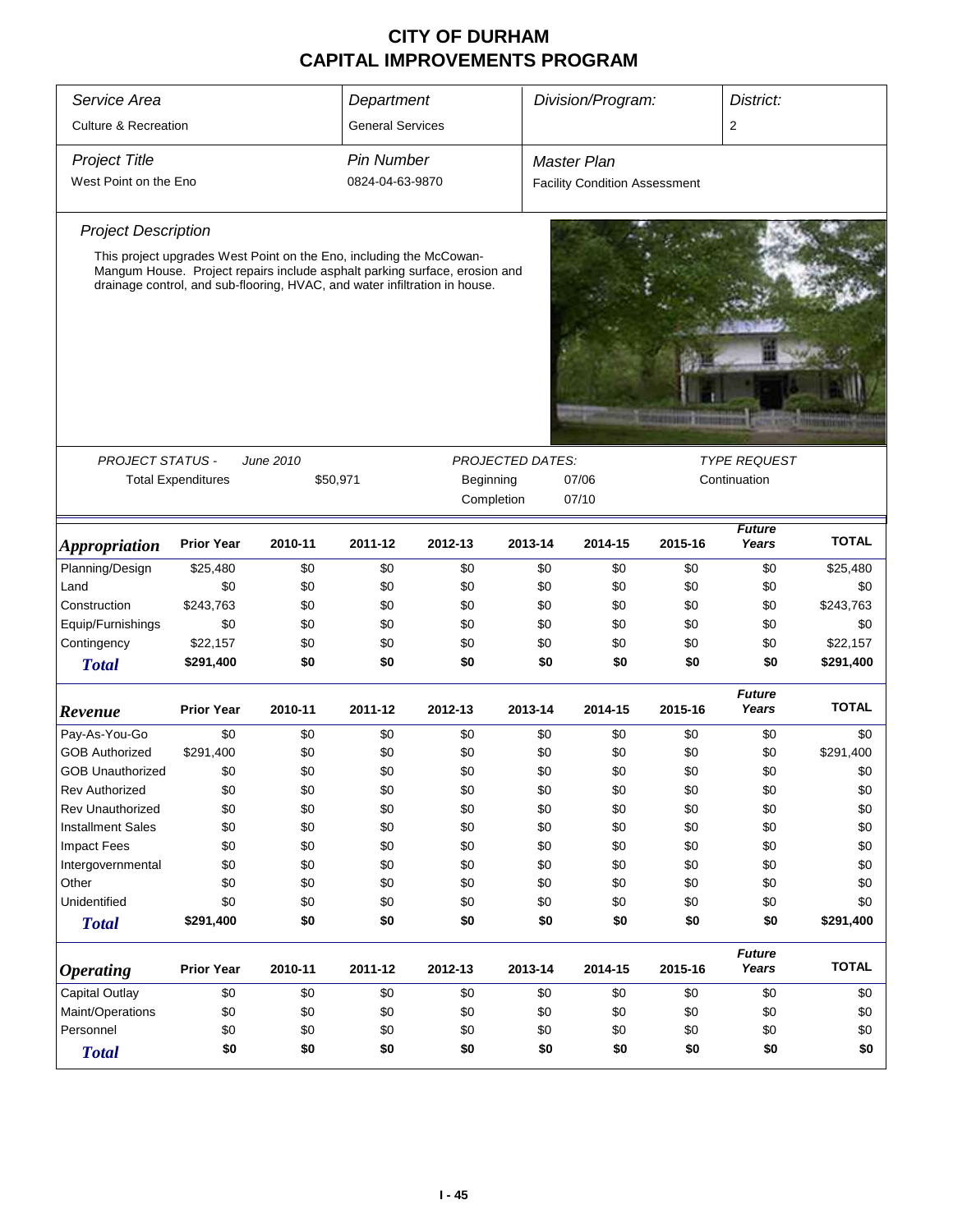# CITY OF DURHAM
# CAPITAL IMPROVEMENTS PROGRAM

| *Service Area* | *Department* | *Division/Program:* | *District:* |
|---|---|---|---|
| Culture & Recreation | General Services | | 2 |

| *Project Title* | *Pin Number* | *Master Plan* |
|---|---|---|
| West Point on the Eno | 0824-04-63-9870 | Facility Condition Assessment |

*Project Description*

This project upgrades West Point on the Eno, including the McCowan-Mangum House. Project repairs include asphalt parking surface, erosion and drainage control, and sub-flooring, HVAC, and water infiltration in house.

| *PROJECT STATUS -* | *June 2010* | *PROJECTED DATES:* | | *TYPE REQUEST* |
|---|---|---|---|---|
| Total Expenditures | $50,971 | Beginning | 07/06 | Continuation |
| | | Completion | 07/10 | |

| *Appropriation* | Prior Year | 2010-11 | 2011-12 | 2012-13 | 2013-14 | 2014-15 | 2015-16 | *Future Years* | TOTAL |
|---|---|---|---|---|---|---|---|---|---|
| Planning/Design | $25,480 | $0 | $0 | $0 | $0 | $0 | $0 | $0 | $25,480 |
| Land | $0 | $0 | $0 | $0 | $0 | $0 | $0 | $0 | $0 |
| Construction | $243,763 | $0 | $0 | $0 | $0 | $0 | $0 | $0 | $243,763 |
| Equip/Furnishings | $0 | $0 | $0 | $0 | $0 | $0 | $0 | $0 | $0 |
| Contingency | $22,157 | $0 | $0 | $0 | $0 | $0 | $0 | $0 | $22,157 |
| **Total** | **$291,400** | **$0** | **$0** | **$0** | **$0** | **$0** | **$0** | **$0** | **$291,400** |

| *Revenue* | Prior Year | 2010-11 | 2011-12 | 2012-13 | 2013-14 | 2014-15 | 2015-16 | *Future Years* | TOTAL |
|---|---|---|---|---|---|---|---|---|---|
| Pay-As-You-Go | $0 | $0 | $0 | $0 | $0 | $0 | $0 | $0 | $0 |
| GOB Authorized | $291,400 | $0 | $0 | $0 | $0 | $0 | $0 | $0 | $291,400 |
| GOB Unauthorized | $0 | $0 | $0 | $0 | $0 | $0 | $0 | $0 | $0 |
| Rev Authorized | $0 | $0 | $0 | $0 | $0 | $0 | $0 | $0 | $0 |
| Rev Unauthorized | $0 | $0 | $0 | $0 | $0 | $0 | $0 | $0 | $0 |
| Installment Sales | $0 | $0 | $0 | $0 | $0 | $0 | $0 | $0 | $0 |
| Impact Fees | $0 | $0 | $0 | $0 | $0 | $0 | $0 | $0 | $0 |
| Intergovernmental | $0 | $0 | $0 | $0 | $0 | $0 | $0 | $0 | $0 |
| Other | $0 | $0 | $0 | $0 | $0 | $0 | $0 | $0 | $0 |
| Unidentified | $0 | $0 | $0 | $0 | $0 | $0 | $0 | $0 | $0 |
| **Total** | **$291,400** | **$0** | **$0** | **$0** | **$0** | **$0** | **$0** | **$0** | **$291,400** |

| *Operating* | Prior Year | 2010-11 | 2011-12 | 2012-13 | 2013-14 | 2014-15 | 2015-16 | *Future Years* | TOTAL |
|---|---|---|---|---|---|---|---|---|---|
| Capital Outlay | $0 | $0 | $0 | $0 | $0 | $0 | $0 | $0 | $0 |
| Maint/Operations | $0 | $0 | $0 | $0 | $0 | $0 | $0 | $0 | $0 |
| Personnel | $0 | $0 | $0 | $0 | $0 | $0 | $0 | $0 | $0 |
| **Total** | **$0** | **$0** | **$0** | **$0** | **$0** | **$0** | **$0** | **$0** | **$0** |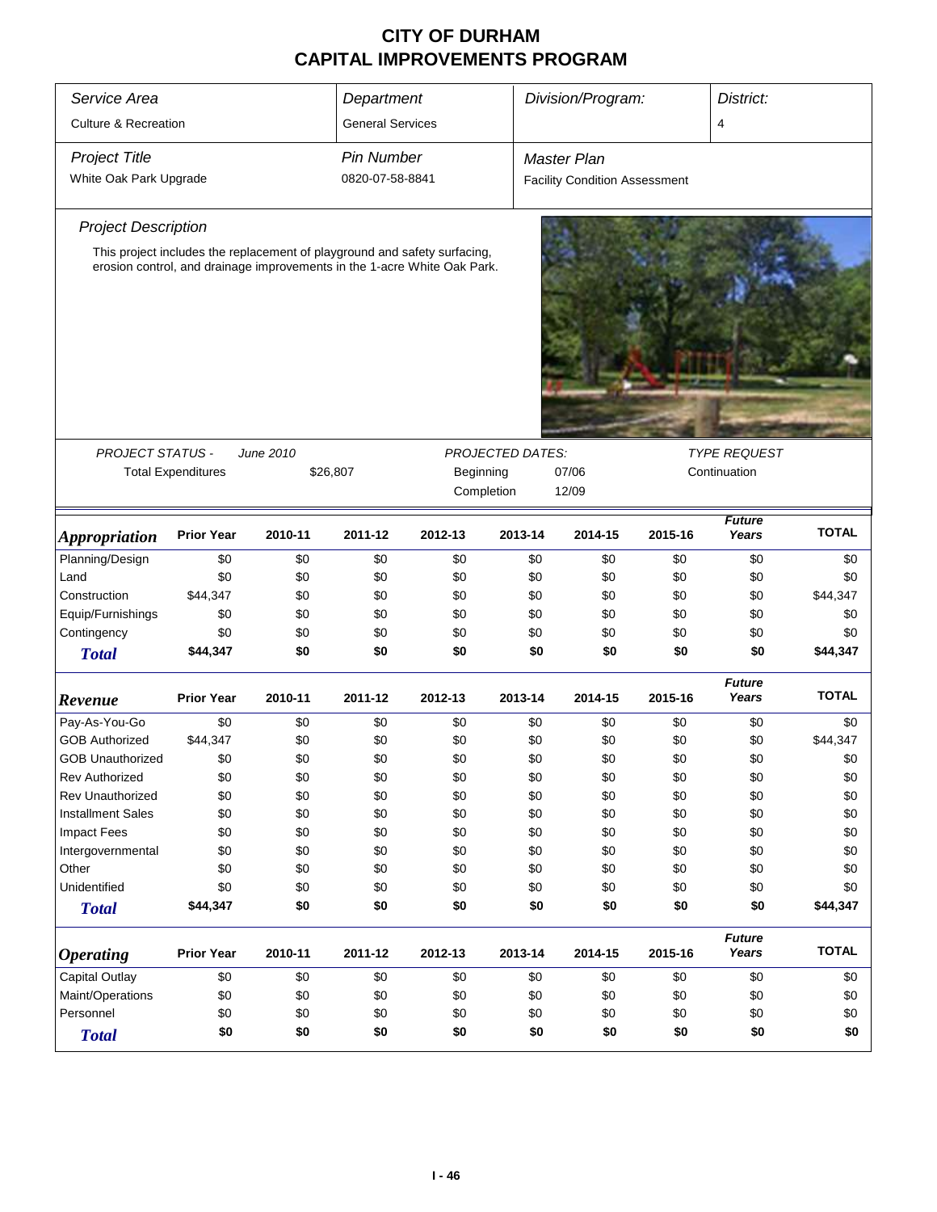# CITY OF DURHAM
# CAPITAL IMPROVEMENTS PROGRAM

| Service Area | Department | Division/Program: | District: |
|---|---|---|---|
| Culture & Recreation | General Services | | 4 |

| Project Title | Pin Number | Master Plan |
|---|---|---|
| White Oak Park Upgrade | 0820-07-58-8841 | Facility Condition Assessment |

### Project Description

This project includes the replacement of playground and safety surfacing, erosion control, and drainage improvements in the 1-acre White Oak Park.

| PROJECT STATUS - | June 2010 | PROJECTED DATES: | | TYPE REQUEST |
|---|---|---|---|---|
| Total Expenditures | $26,807 | Beginning | 07/06 | Continuation |
| | | Completion | 12/09 | |

| *Appropriation* | Prior Year | 2010-11 | 2011-12 | 2012-13 | 2013-14 | 2014-15 | 2015-16 | *Future Years* | TOTAL |
|---|---|---|---|---|---|---|---|---|---|
| Planning/Design | $0 | $0 | $0 | $0 | $0 | $0 | $0 | $0 | $0 |
| Land | $0 | $0 | $0 | $0 | $0 | $0 | $0 | $0 | $0 |
| Construction | $44,347 | $0 | $0 | $0 | $0 | $0 | $0 | $0 | $44,347 |
| Equip/Furnishings | $0 | $0 | $0 | $0 | $0 | $0 | $0 | $0 | $0 |
| Contingency | $0 | $0 | $0 | $0 | $0 | $0 | $0 | $0 | $0 |
| ***Total*** | **$44,347** | **$0** | **$0** | **$0** | **$0** | **$0** | **$0** | **$0** | **$44,347** |

| *Revenue* | Prior Year | 2010-11 | 2011-12 | 2012-13 | 2013-14 | 2014-15 | 2015-16 | *Future Years* | TOTAL |
|---|---|---|---|---|---|---|---|---|---|
| Pay-As-You-Go | $0 | $0 | $0 | $0 | $0 | $0 | $0 | $0 | $0 |
| GOB Authorized | $44,347 | $0 | $0 | $0 | $0 | $0 | $0 | $0 | $44,347 |
| GOB Unauthorized | $0 | $0 | $0 | $0 | $0 | $0 | $0 | $0 | $0 |
| Rev Authorized | $0 | $0 | $0 | $0 | $0 | $0 | $0 | $0 | $0 |
| Rev Unauthorized | $0 | $0 | $0 | $0 | $0 | $0 | $0 | $0 | $0 |
| Installment Sales | $0 | $0 | $0 | $0 | $0 | $0 | $0 | $0 | $0 |
| Impact Fees | $0 | $0 | $0 | $0 | $0 | $0 | $0 | $0 | $0 |
| Intergovernmental | $0 | $0 | $0 | $0 | $0 | $0 | $0 | $0 | $0 |
| Other | $0 | $0 | $0 | $0 | $0 | $0 | $0 | $0 | $0 |
| Unidentified | $0 | $0 | $0 | $0 | $0 | $0 | $0 | $0 | $0 |
| ***Total*** | **$44,347** | **$0** | **$0** | **$0** | **$0** | **$0** | **$0** | **$0** | **$44,347** |

| *Operating* | Prior Year | 2010-11 | 2011-12 | 2012-13 | 2013-14 | 2014-15 | 2015-16 | *Future Years* | TOTAL |
|---|---|---|---|---|---|---|---|---|---|
| Capital Outlay | $0 | $0 | $0 | $0 | $0 | $0 | $0 | $0 | $0 |
| Maint/Operations | $0 | $0 | $0 | $0 | $0 | $0 | $0 | $0 | $0 |
| Personnel | $0 | $0 | $0 | $0 | $0 | $0 | $0 | $0 | $0 |
| ***Total*** | **$0** | **$0** | **$0** | **$0** | **$0** | **$0** | **$0** | **$0** | **$0** |